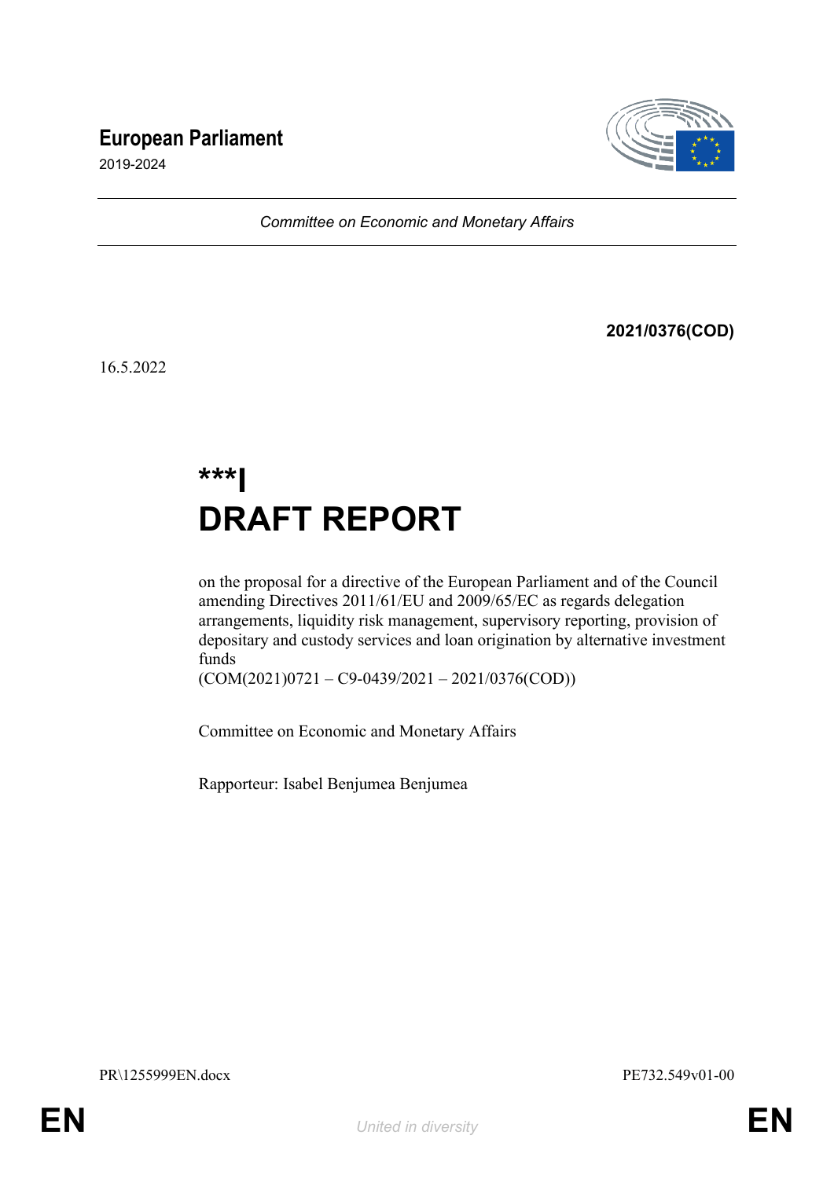# European Parliament

2019-2024

*Committee on Economic and Monetary Affairs*

**2021/0376(COD)**

16.5.2022

# ***I
# DRAFT REPORT

on the proposal for a directive of the European Parliament and of the Council amending Directives 2011/61/EU and 2009/65/EC as regards delegation arrangements, liquidity risk management, supervisory reporting, provision of depositary and custody services and loan origination by alternative investment funds
(COM(2021)0721 – C9-0439/2021 – 2021/0376(COD))

Committee on Economic and Monetary Affairs

Rapporteur: Isabel Benjumea Benjumea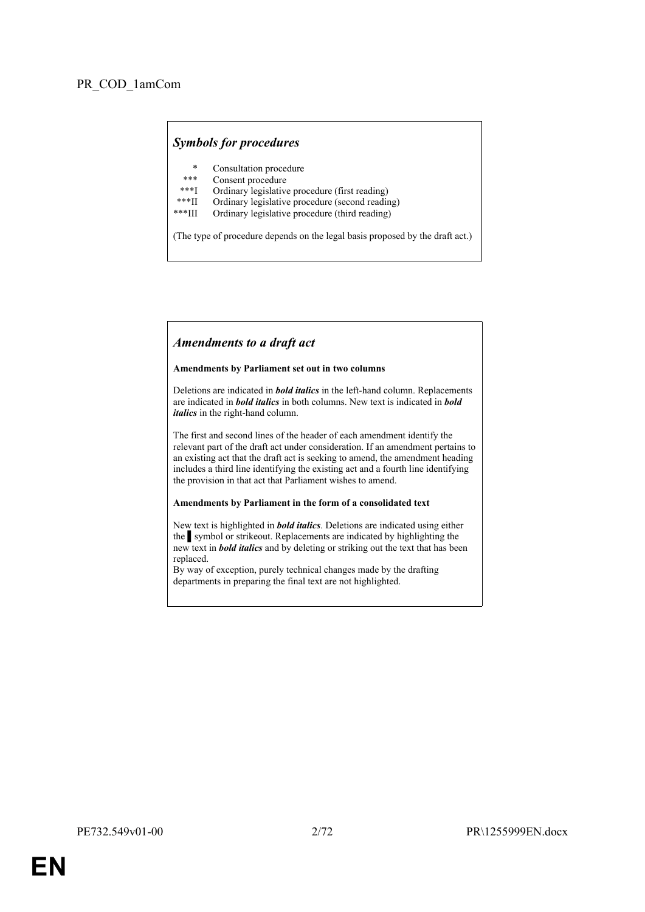PR_COD_1amCom

## *Symbols for procedures*

| | |
|---|---|
| * | Consultation procedure |
| *** | Consent procedure |
| ***I | Ordinary legislative procedure (first reading) |
| ***II | Ordinary legislative procedure (second reading) |
| ***III | Ordinary legislative procedure (third reading) |

(The type of procedure depends on the legal basis proposed by the draft act.)

## *Amendments to a draft act*

**Amendments by Parliament set out in two columns**

Deletions are indicated in ***bold italics*** in the left-hand column. Replacements are indicated in ***bold italics*** in both columns. New text is indicated in ***bold italics*** in the right-hand column.

The first and second lines of the header of each amendment identify the relevant part of the draft act under consideration. If an amendment pertains to an existing act that the draft act is seeking to amend, the amendment heading includes a third line identifying the existing act and a fourth line identifying the provision in that act that Parliament wishes to amend.

**Amendments by Parliament in the form of a consolidated text**

New text is highlighted in ***bold italics***. Deletions are indicated using either the ▌symbol or strikeout. Replacements are indicated by highlighting the new text in ***bold italics*** and by deleting or striking out the text that has been replaced.
By way of exception, purely technical changes made by the drafting departments in preparing the final text are not highlighted.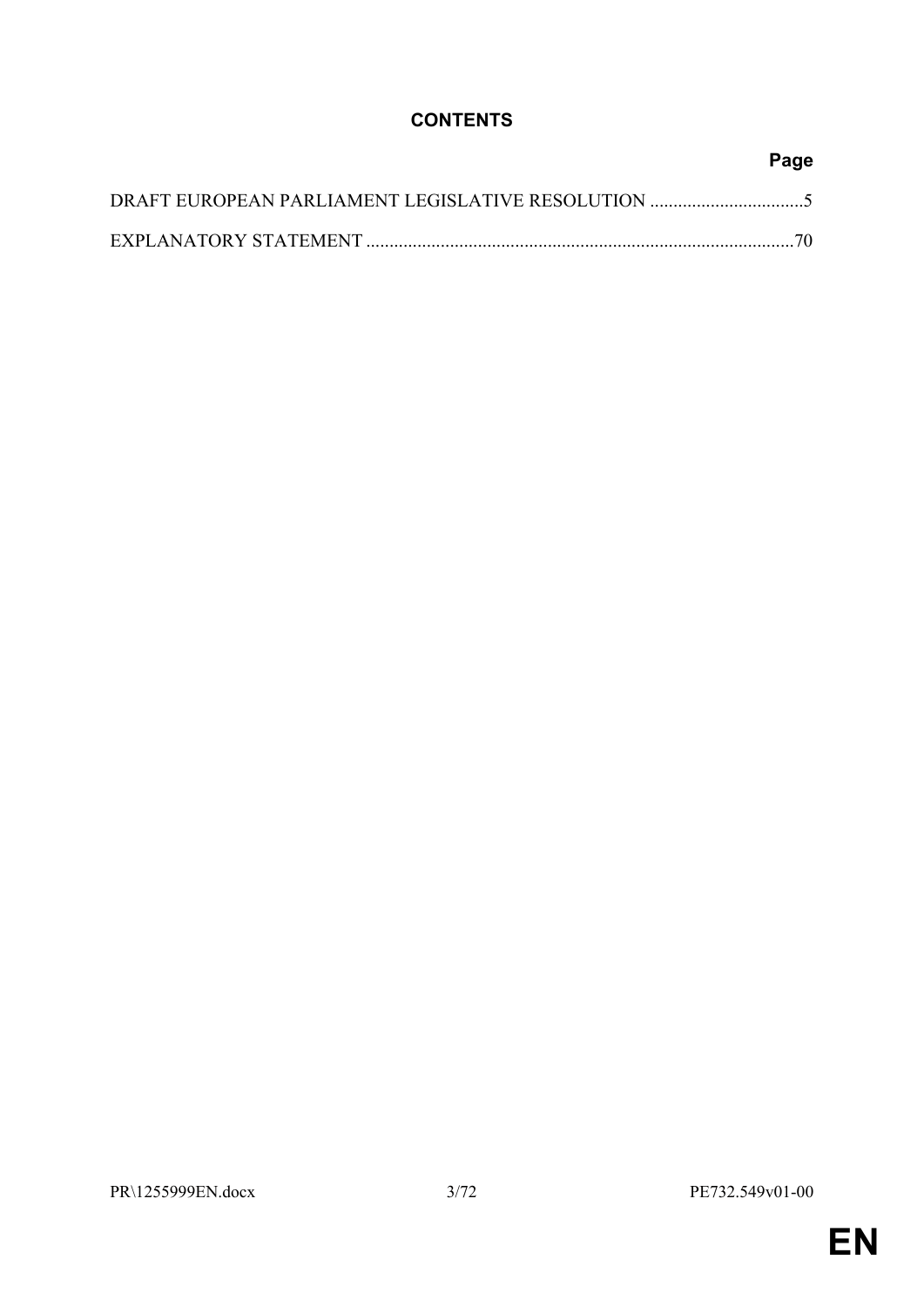# CONTENTS

| | Page |
|---|---|
| DRAFT EUROPEAN PARLIAMENT LEGISLATIVE RESOLUTION | 5 |
| EXPLANATORY STATEMENT | 70 |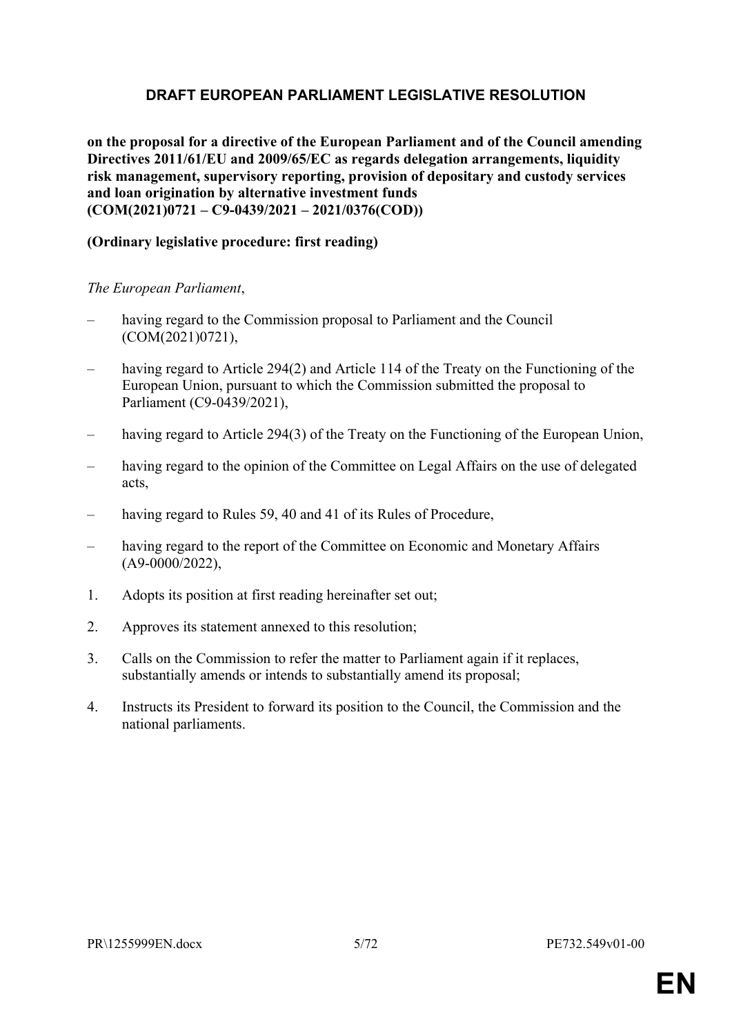# DRAFT EUROPEAN PARLIAMENT LEGISLATIVE RESOLUTION

**on the proposal for a directive of the European Parliament and of the Council amending Directives 2011/61/EU and 2009/65/EC as regards delegation arrangements, liquidity risk management, supervisory reporting, provision of depositary and custody services and loan origination by alternative investment funds (COM(2021)0721 – C9-0439/2021 – 2021/0376(COD))**

**(Ordinary legislative procedure: first reading)**

*The European Parliament*,

– having regard to the Commission proposal to Parliament and the Council (COM(2021)0721),

– having regard to Article 294(2) and Article 114 of the Treaty on the Functioning of the European Union, pursuant to which the Commission submitted the proposal to Parliament (C9-0439/2021),

– having regard to Article 294(3) of the Treaty on the Functioning of the European Union,

– having regard to the opinion of the Committee on Legal Affairs on the use of delegated acts,

– having regard to Rules 59, 40 and 41 of its Rules of Procedure,

– having regard to the report of the Committee on Economic and Monetary Affairs (A9-0000/2022),

1. Adopts its position at first reading hereinafter set out;

2. Approves its statement annexed to this resolution;

3. Calls on the Commission to refer the matter to Parliament again if it replaces, substantially amends or intends to substantially amend its proposal;

4. Instructs its President to forward its position to the Council, the Commission and the national parliaments.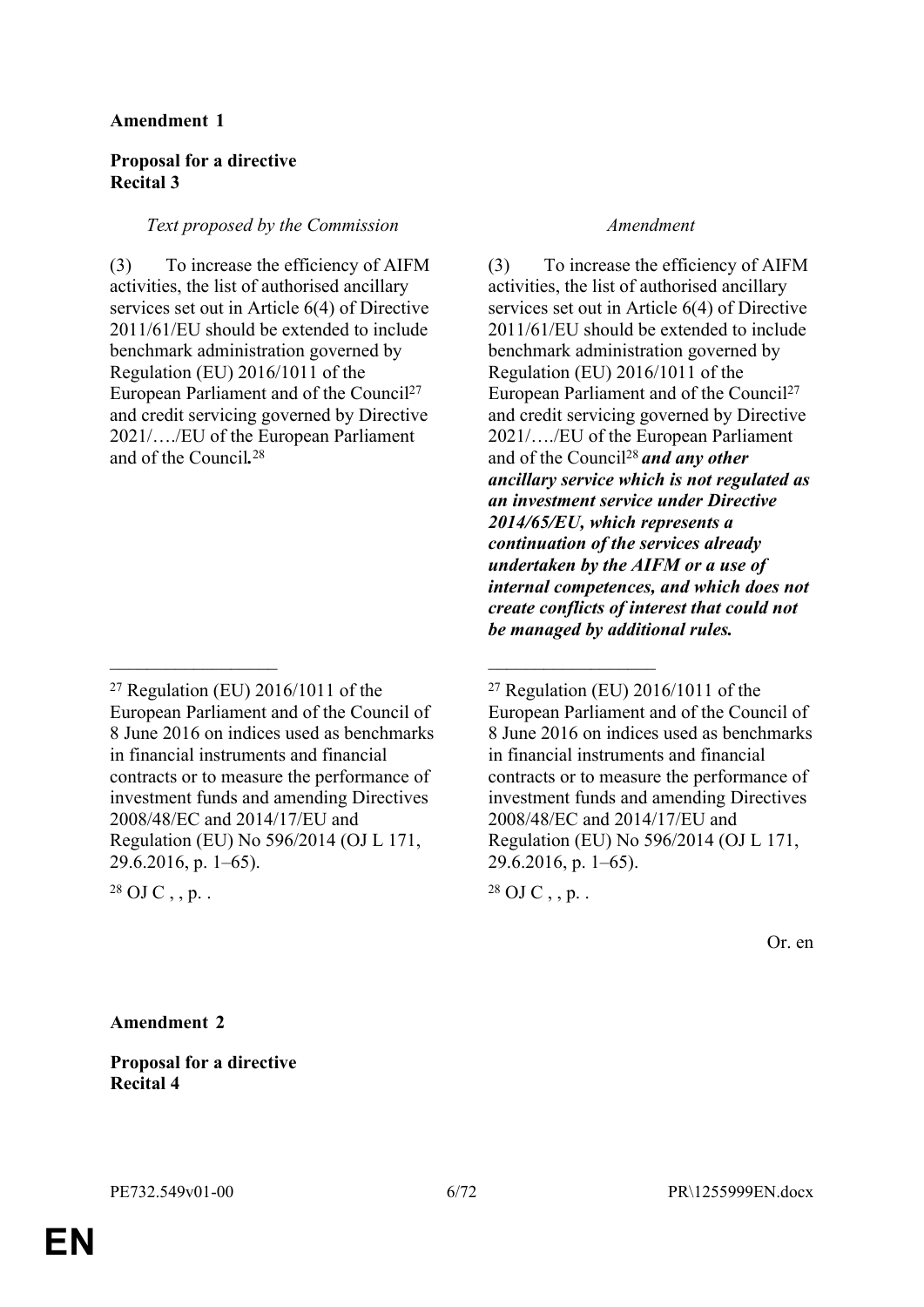**Amendment 1**

**Proposal for a directive**
**Recital 3**

| *Text proposed by the Commission* | *Amendment* |
| --- | --- |
| (3) To increase the efficiency of AIFM activities, the list of authorised ancillary services set out in Article 6(4) of Directive 2011/61/EU should be extended to include benchmark administration governed by Regulation (EU) 2016/1011 of the European Parliament and of the Council[27] and credit servicing governed by Directive 2021/…./EU of the European Parliament and of the Council***.***[28] | (3) To increase the efficiency of AIFM activities, the list of authorised ancillary services set out in Article 6(4) of Directive 2011/61/EU should be extended to include benchmark administration governed by Regulation (EU) 2016/1011 of the European Parliament and of the Council[27] and credit servicing governed by Directive 2021/…./EU of the European Parliament and of the Council[28] ***and any other ancillary service which is not regulated as an investment service under Directive 2014/65/EU, which represents a continuation of the services already undertaken by the AIFM or a use of internal competences, and which does not create conflicts of interest that could not be managed by additional rules.*** |
| [27] Regulation (EU) 2016/1011 of the European Parliament and of the Council of 8 June 2016 on indices used as benchmarks in financial instruments and financial contracts or to measure the performance of investment funds and amending Directives 2008/48/EC and 2014/17/EU and Regulation (EU) No 596/2014 (OJ L 171, 29.6.2016, p. 1–65). | [27] Regulation (EU) 2016/1011 of the European Parliament and of the Council of 8 June 2016 on indices used as benchmarks in financial instruments and financial contracts or to measure the performance of investment funds and amending Directives 2008/48/EC and 2014/17/EU and Regulation (EU) No 596/2014 (OJ L 171, 29.6.2016, p. 1–65). |
| [28] OJ C , , p. . | [28] OJ C , , p. . |

Or. en

**Amendment 2**

**Proposal for a directive**
**Recital 4**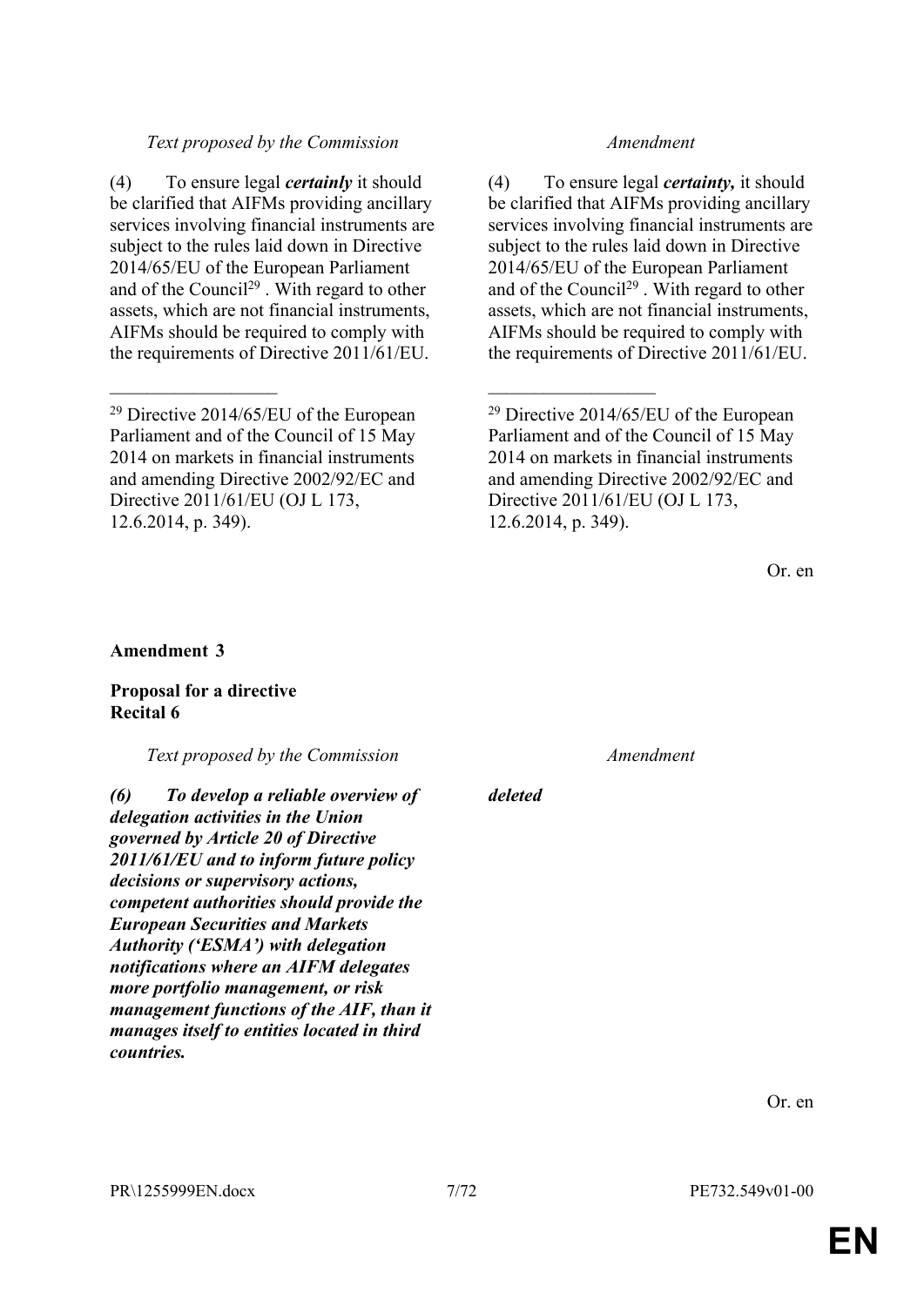| *Text proposed by the Commission* | *Amendment* |
|---|---|
| (4) To ensure legal ***certainly*** it should be clarified that AIFMs providing ancillary services involving financial instruments are subject to the rules laid down in Directive 2014/65/EU of the European Parliament and of the Council[29] . With regard to other assets, which are not financial instruments, AIFMs should be required to comply with the requirements of Directive 2011/61/EU. | (4) To ensure legal ***certainty,*** it should be clarified that AIFMs providing ancillary services involving financial instruments are subject to the rules laid down in Directive 2014/65/EU of the European Parliament and of the Council[29] . With regard to other assets, which are not financial instruments, AIFMs should be required to comply with the requirements of Directive 2011/61/EU. |
| __________________ | __________________ |
| [29] Directive 2014/65/EU of the European Parliament and of the Council of 15 May 2014 on markets in financial instruments and amending Directive 2002/92/EC and Directive 2011/61/EU (OJ L 173, 12.6.2014, p. 349). | [29] Directive 2014/65/EU of the European Parliament and of the Council of 15 May 2014 on markets in financial instruments and amending Directive 2002/92/EC and Directive 2011/61/EU (OJ L 173, 12.6.2014, p. 349). |

Or. en

**Amendment 3**

**Proposal for a directive**
**Recital 6**

| *Text proposed by the Commission* | *Amendment* |
|---|---|
| ***(6) To develop a reliable overview of delegation activities in the Union governed by Article 20 of Directive 2011/61/EU and to inform future policy decisions or supervisory actions, competent authorities should provide the European Securities and Markets Authority ('ESMA') with delegation notifications where an AIFM delegates more portfolio management, or risk management functions of the AIF, than it manages itself to entities located in third countries.*** | ***deleted*** |

Or. en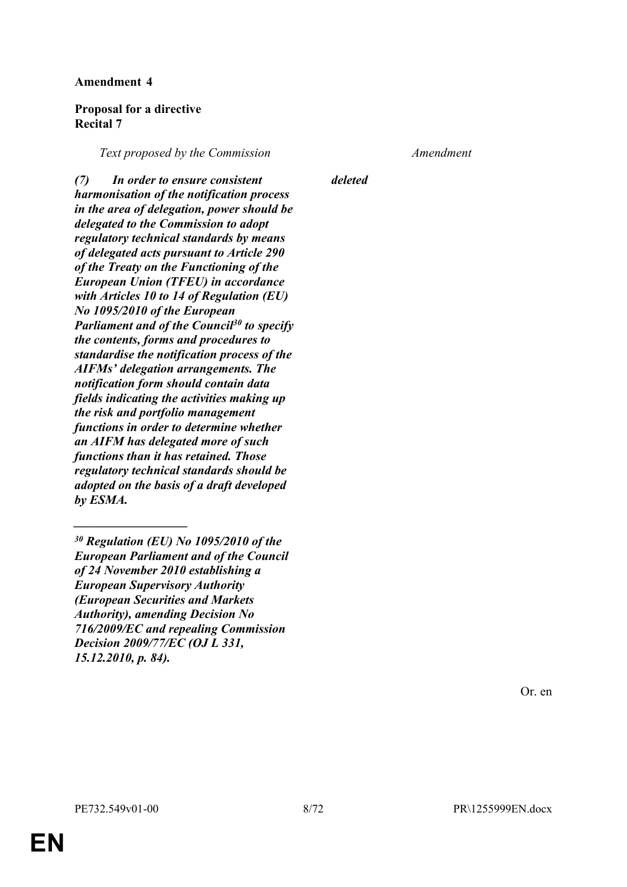**Amendment 4**

**Proposal for a directive**
**Recital 7**

| *Text proposed by the Commission* | *Amendment* |
|---|---|
| ***(7) In order to ensure consistent harmonisation of the notification process in the area of delegation, power should be delegated to the Commission to adopt regulatory technical standards by means of delegated acts pursuant to Article 290 of the Treaty on the Functioning of the European Union (TFEU) in accordance with Articles 10 to 14 of Regulation (EU) No 1095/2010 of the European Parliament and of the Council[30] to specify the contents, forms and procedures to standardise the notification process of the AIFMs' delegation arrangements. The notification form should contain data fields indicating the activities making up the risk and portfolio management functions in order to determine whether an AIFM has delegated more of such functions than it has retained. Those regulatory technical standards should be adopted on the basis of a draft developed by ESMA.*** | ***deleted*** |
| ***[30] Regulation (EU) No 1095/2010 of the European Parliament and of the Council of 24 November 2010 establishing a European Supervisory Authority (European Securities and Markets Authority), amending Decision No 716/2009/EC and repealing Commission Decision 2009/77/EC (OJ L 331, 15.12.2010, p. 84).*** | |

Or. en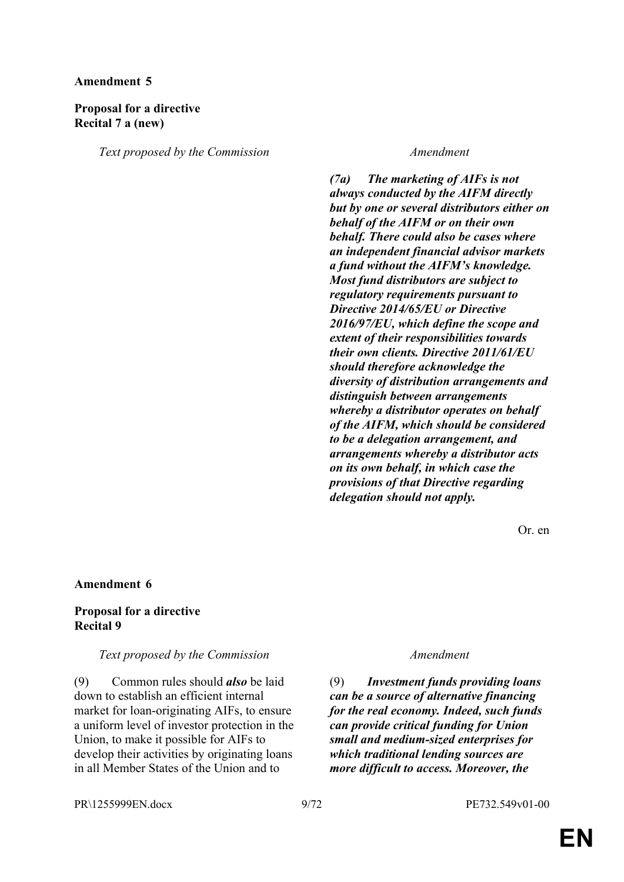**Amendment 5**

**Proposal for a directive**
**Recital 7 a (new)**

| *Text proposed by the Commission* | *Amendment* |
| --- | --- |
| | ***(7a) The marketing of AIFs is not always conducted by the AIFM directly but by one or several distributors either on behalf of the AIFM or on their own behalf. There could also be cases where an independent financial advisor markets a fund without the AIFM's knowledge. Most fund distributors are subject to regulatory requirements pursuant to Directive 2014/65/EU or Directive 2016/97/EU, which define the scope and extent of their responsibilities towards their own clients. Directive 2011/61/EU should therefore acknowledge the diversity of distribution arrangements and distinguish between arrangements whereby a distributor operates on behalf of the AIFM, which should be considered to be a delegation arrangement, and arrangements whereby a distributor acts on its own behalf, in which case the provisions of that Directive regarding delegation should not apply.*** |

Or. en

**Amendment 6**

**Proposal for a directive**
**Recital 9**

| *Text proposed by the Commission* | *Amendment* |
| --- | --- |
| (9) Common rules should ***also*** be laid down to establish an efficient internal market for loan-originating AIFs, to ensure a uniform level of investor protection in the Union, to make it possible for AIFs to develop their activities by originating loans in all Member States of the Union and to | (9) ***Investment funds providing loans can be a source of alternative financing for the real economy. Indeed, such funds can provide critical funding for Union small and medium-sized enterprises for which traditional lending sources are more difficult to access. Moreover, the*** |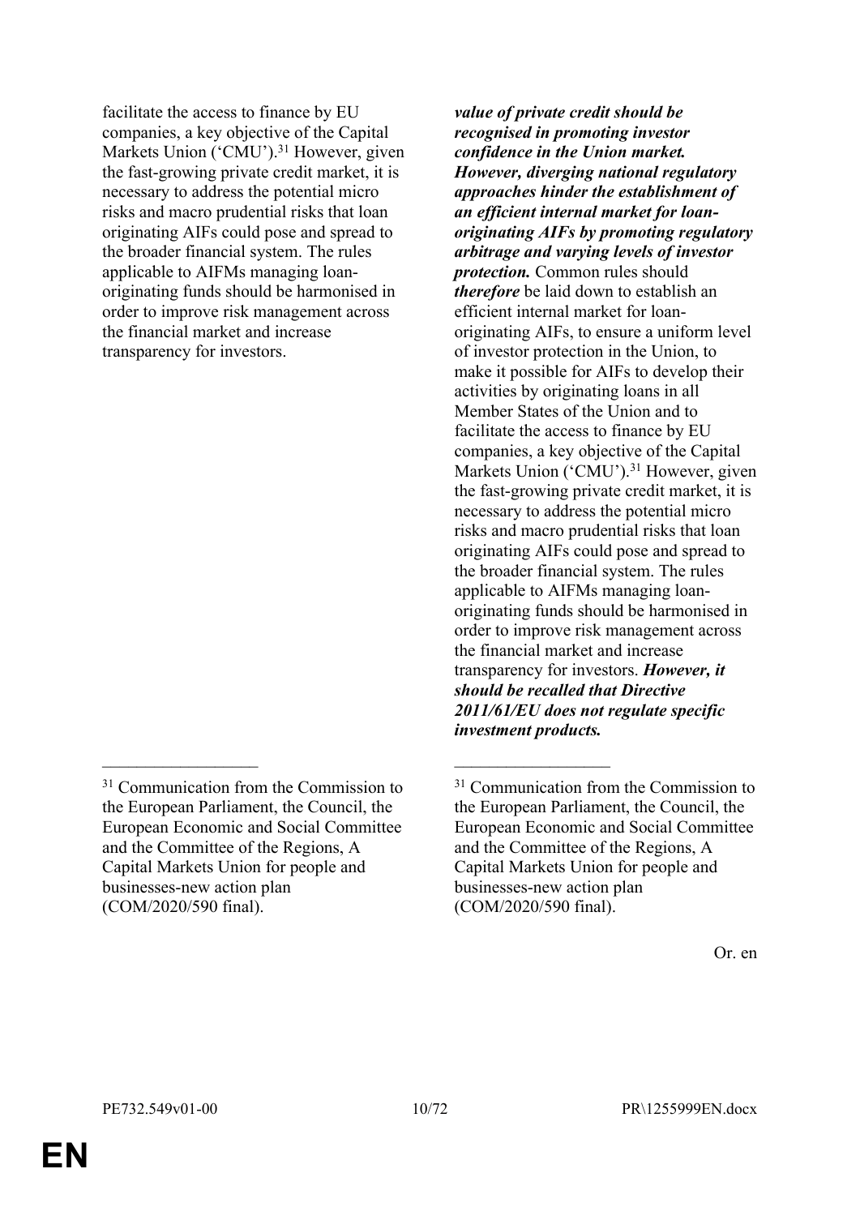facilitate the access to finance by EU companies, a key objective of the Capital Markets Union ('CMU').[31] However, given the fast-growing private credit market, it is necessary to address the potential micro risks and macro prudential risks that loan originating AIFs could pose and spread to the broader financial system. The rules applicable to AIFMs managing loan-originating funds should be harmonised in order to improve risk management across the financial market and increase transparency for investors.

***value of private credit should be recognised in promoting investor confidence in the Union market. However, diverging national regulatory approaches hinder the establishment of an efficient internal market for loan-originating AIFs by promoting regulatory arbitrage and varying levels of investor protection.*** Common rules should ***therefore*** be laid down to establish an efficient internal market for loan-originating AIFs, to ensure a uniform level of investor protection in the Union, to make it possible for AIFs to develop their activities by originating loans in all Member States of the Union and to facilitate the access to finance by EU companies, a key objective of the Capital Markets Union ('CMU').[31] However, given the fast-growing private credit market, it is necessary to address the potential micro risks and macro prudential risks that loan originating AIFs could pose and spread to the broader financial system. The rules applicable to AIFMs managing loan-originating funds should be harmonised in order to improve risk management across the financial market and increase transparency for investors. ***However, it should be recalled that Directive 2011/61/EU does not regulate specific investment products.***

___

[31] Communication from the Commission to the European Parliament, the Council, the European Economic and Social Committee and the Committee of the Regions, A Capital Markets Union for people and businesses-new action plan (COM/2020/590 final).

Or. en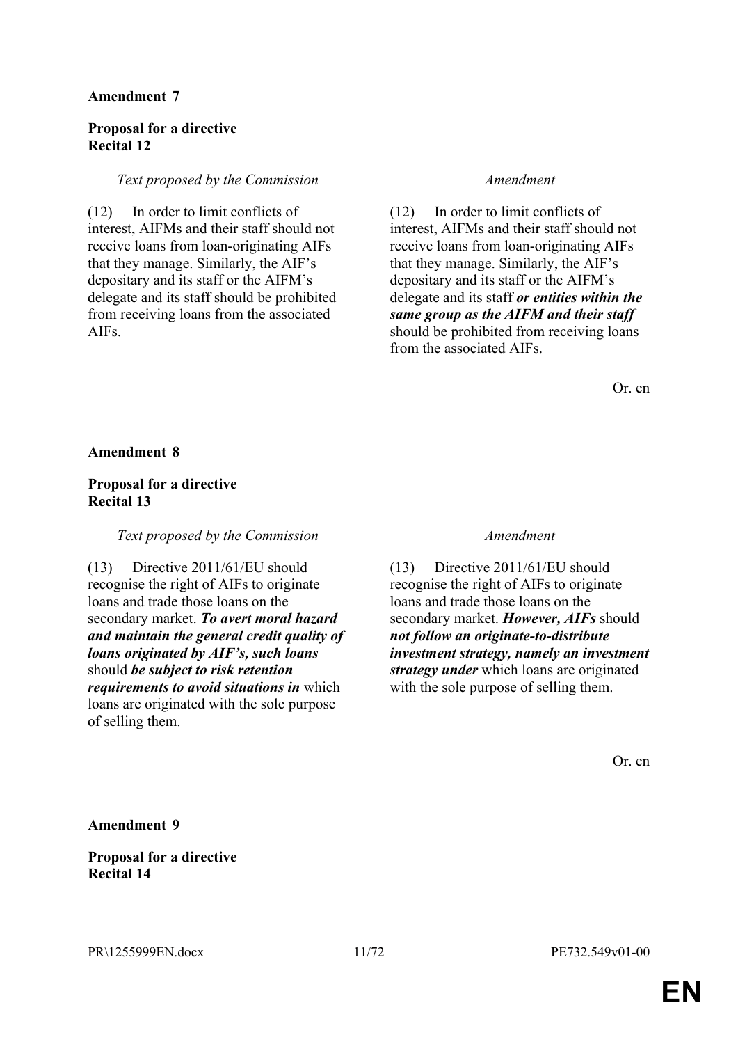**Amendment 7**

**Proposal for a directive**
**Recital 12**

| *Text proposed by the Commission* | *Amendment* |
|---|---|
| (12) In order to limit conflicts of interest, AIFMs and their staff should not receive loans from loan-originating AIFs that they manage. Similarly, the AIF's depositary and its staff or the AIFM's delegate and its staff should be prohibited from receiving loans from the associated AIFs. | (12) In order to limit conflicts of interest, AIFMs and their staff should not receive loans from loan-originating AIFs that they manage. Similarly, the AIF's depositary and its staff or the AIFM's delegate and its staff ***or entities within the same group as the AIFM and their staff*** should be prohibited from receiving loans from the associated AIFs. |

Or. en

**Amendment 8**

**Proposal for a directive**
**Recital 13**

| *Text proposed by the Commission* | *Amendment* |
|---|---|
| (13) Directive 2011/61/EU should recognise the right of AIFs to originate loans and trade those loans on the secondary market. ***To avert moral hazard and maintain the general credit quality of loans originated by AIF's, such loans*** should ***be subject to risk retention requirements to avoid situations in*** which loans are originated with the sole purpose of selling them. | (13) Directive 2011/61/EU should recognise the right of AIFs to originate loans and trade those loans on the secondary market. ***However, AIFs*** should ***not follow an originate-to-distribute investment strategy, namely an investment strategy under*** which loans are originated with the sole purpose of selling them. |

Or. en

**Amendment 9**

**Proposal for a directive**
**Recital 14**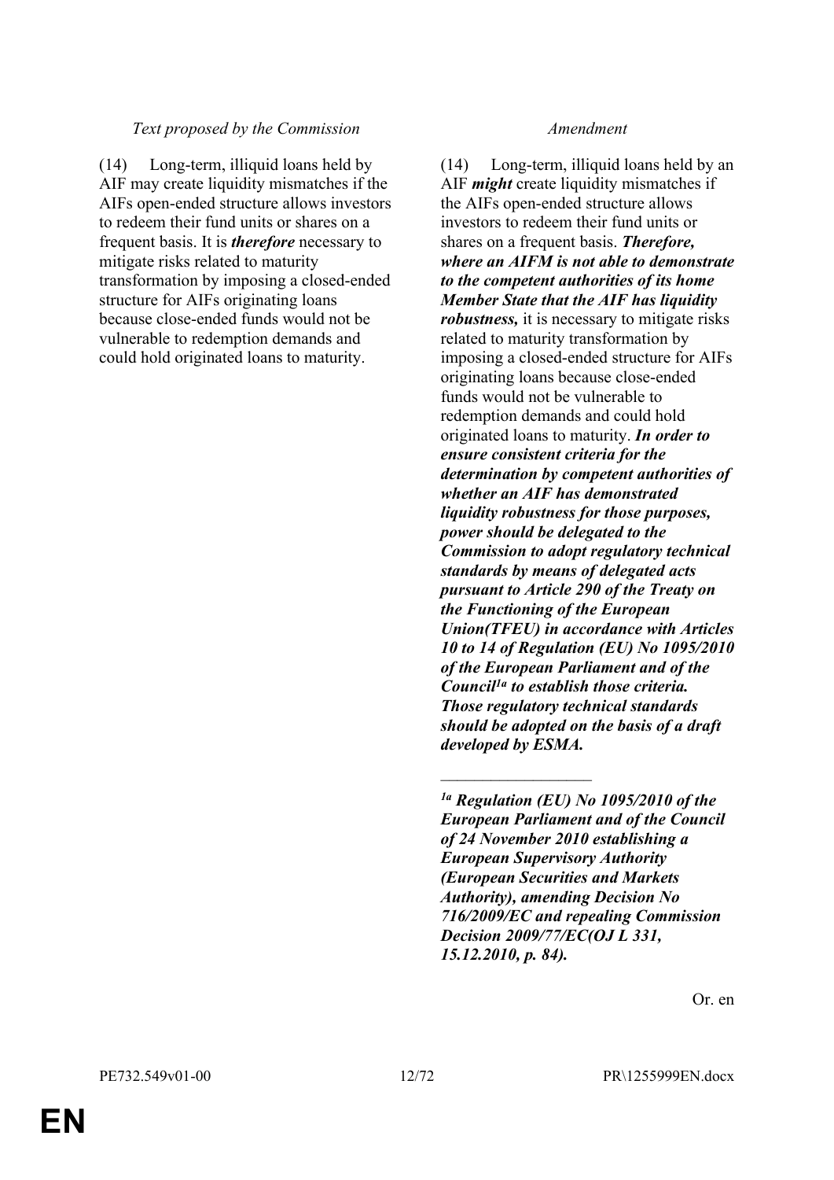| *Text proposed by the Commission* | *Amendment* |
|---|---|
| (14) Long-term, illiquid loans held by AIF may create liquidity mismatches if the AIFs open-ended structure allows investors to redeem their fund units or shares on a frequent basis. It is ***therefore*** necessary to mitigate risks related to maturity transformation by imposing a closed-ended structure for AIFs originating loans because close-ended funds would not be vulnerable to redemption demands and could hold originated loans to maturity. | (14) Long-term, illiquid loans held by an AIF ***might*** create liquidity mismatches if the AIFs open-ended structure allows investors to redeem their fund units or shares on a frequent basis. ***Therefore, where an AIFM is not able to demonstrate to the competent authorities of its home Member State that the AIF has liquidity robustness,*** it is necessary to mitigate risks related to maturity transformation by imposing a closed-ended structure for AIFs originating loans because close-ended funds would not be vulnerable to redemption demands and could hold originated loans to maturity. ***In order to ensure consistent criteria for the determination by competent authorities of whether an AIF has demonstrated liquidity robustness for those purposes, power should be delegated to the Commission to adopt regulatory technical standards by means of delegated acts pursuant to Article 290 of the Treaty on the Functioning of the European Union(TFEU) in accordance with Articles 10 to 14 of Regulation (EU) No 1095/2010 of the European Parliament and of the Council[1a] to establish those criteria. Those regulatory technical standards should be adopted on the basis of a draft developed by ESMA.*** |

______________

***[1a] Regulation (EU) No 1095/2010 of the European Parliament and of the Council of 24 November 2010 establishing a European Supervisory Authority (European Securities and Markets Authority), amending Decision No 716/2009/EC and repealing Commission Decision 2009/77/EC(OJ L 331, 15.12.2010, p. 84).***

Or. en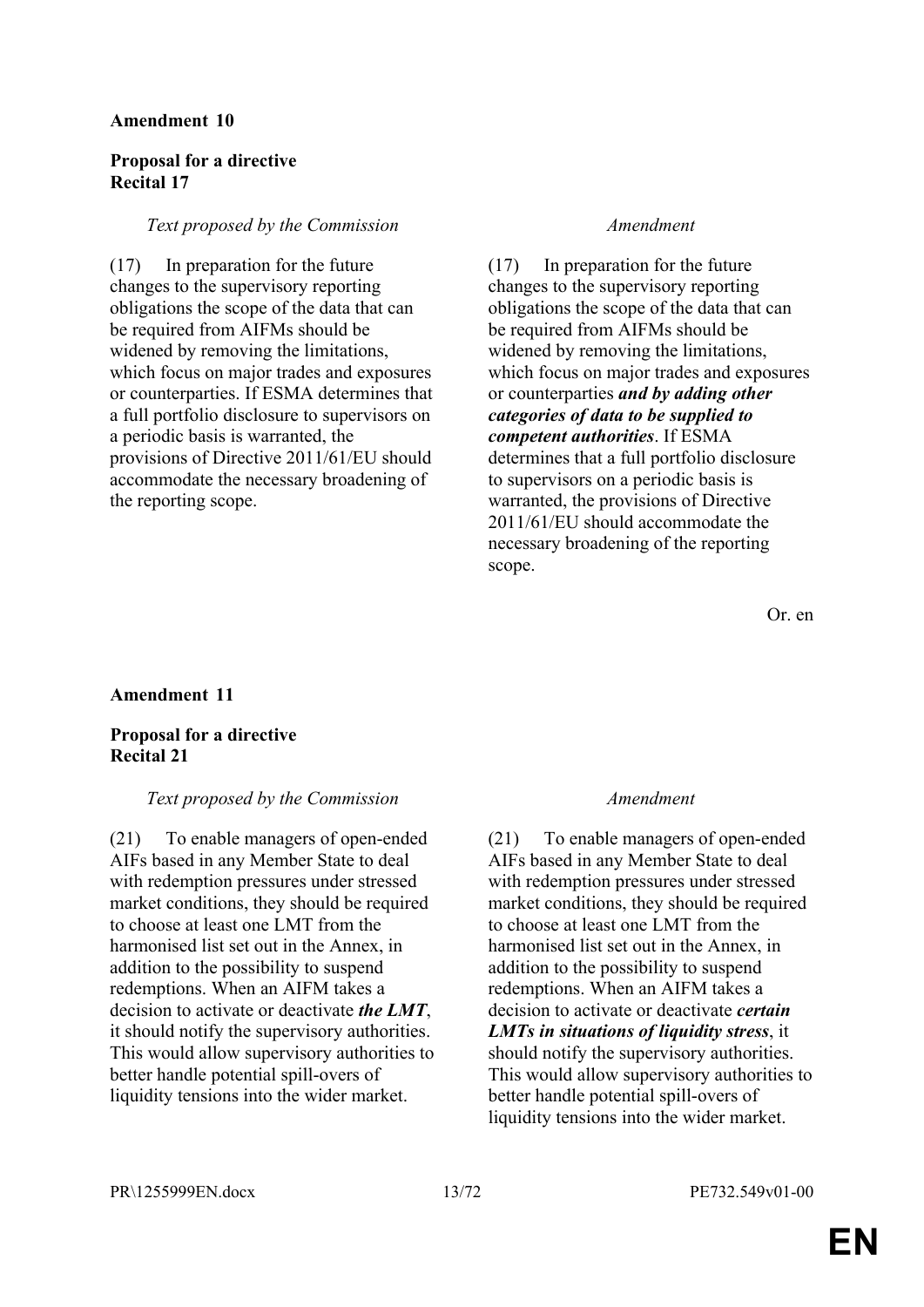**Amendment 10**

**Proposal for a directive**
**Recital 17**

| *Text proposed by the Commission* | *Amendment* |
| --- | --- |
| (17) In preparation for the future changes to the supervisory reporting obligations the scope of the data that can be required from AIFMs should be widened by removing the limitations, which focus on major trades and exposures or counterparties. If ESMA determines that a full portfolio disclosure to supervisors on a periodic basis is warranted, the provisions of Directive 2011/61/EU should accommodate the necessary broadening of the reporting scope. | (17) In preparation for the future changes to the supervisory reporting obligations the scope of the data that can be required from AIFMs should be widened by removing the limitations, which focus on major trades and exposures or counterparties ***and by adding other categories of data to be supplied to competent authorities***. If ESMA determines that a full portfolio disclosure to supervisors on a periodic basis is warranted, the provisions of Directive 2011/61/EU should accommodate the necessary broadening of the reporting scope. |

Or. en

**Amendment 11**

**Proposal for a directive**
**Recital 21**

| *Text proposed by the Commission* | *Amendment* |
| --- | --- |
| (21) To enable managers of open-ended AIFs based in any Member State to deal with redemption pressures under stressed market conditions, they should be required to choose at least one LMT from the harmonised list set out in the Annex, in addition to the possibility to suspend redemptions. When an AIFM takes a decision to activate or deactivate ***the LMT***, it should notify the supervisory authorities. This would allow supervisory authorities to better handle potential spill-overs of liquidity tensions into the wider market. | (21) To enable managers of open-ended AIFs based in any Member State to deal with redemption pressures under stressed market conditions, they should be required to choose at least one LMT from the harmonised list set out in the Annex, in addition to the possibility to suspend redemptions. When an AIFM takes a decision to activate or deactivate ***certain LMTs in situations of liquidity stress***, it should notify the supervisory authorities. This would allow supervisory authorities to better handle potential spill-overs of liquidity tensions into the wider market. |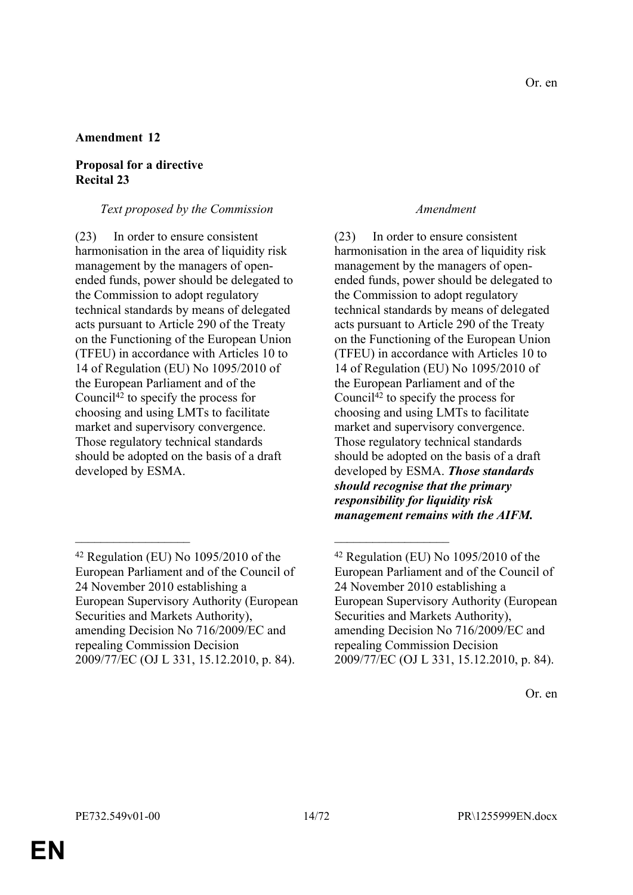Or. en

**Amendment 12**

**Proposal for a directive**
**Recital 23**

| *Text proposed by the Commission* | *Amendment* |
| --- | --- |
| (23) In order to ensure consistent harmonisation in the area of liquidity risk management by the managers of open-ended funds, power should be delegated to the Commission to adopt regulatory technical standards by means of delegated acts pursuant to Article 290 of the Treaty on the Functioning of the European Union (TFEU) in accordance with Articles 10 to 14 of Regulation (EU) No 1095/2010 of the European Parliament and of the Council[42] to specify the process for choosing and using LMTs to facilitate market and supervisory convergence. Those regulatory technical standards should be adopted on the basis of a draft developed by ESMA. | (23) In order to ensure consistent harmonisation in the area of liquidity risk management by the managers of open-ended funds, power should be delegated to the Commission to adopt regulatory technical standards by means of delegated acts pursuant to Article 290 of the Treaty on the Functioning of the European Union (TFEU) in accordance with Articles 10 to 14 of Regulation (EU) No 1095/2010 of the European Parliament and of the Council[42] to specify the process for choosing and using LMTs to facilitate market and supervisory convergence. Those regulatory technical standards should be adopted on the basis of a draft developed by ESMA. ***Those standards should recognise that the primary responsibility for liquidity risk management remains with the AIFM.*** |
| [42] Regulation (EU) No 1095/2010 of the European Parliament and of the Council of 24 November 2010 establishing a European Supervisory Authority (European Securities and Markets Authority), amending Decision No 716/2009/EC and repealing Commission Decision 2009/77/EC (OJ L 331, 15.12.2010, p. 84). | [42] Regulation (EU) No 1095/2010 of the European Parliament and of the Council of 24 November 2010 establishing a European Supervisory Authority (European Securities and Markets Authority), amending Decision No 716/2009/EC and repealing Commission Decision 2009/77/EC (OJ L 331, 15.12.2010, p. 84). |

Or. en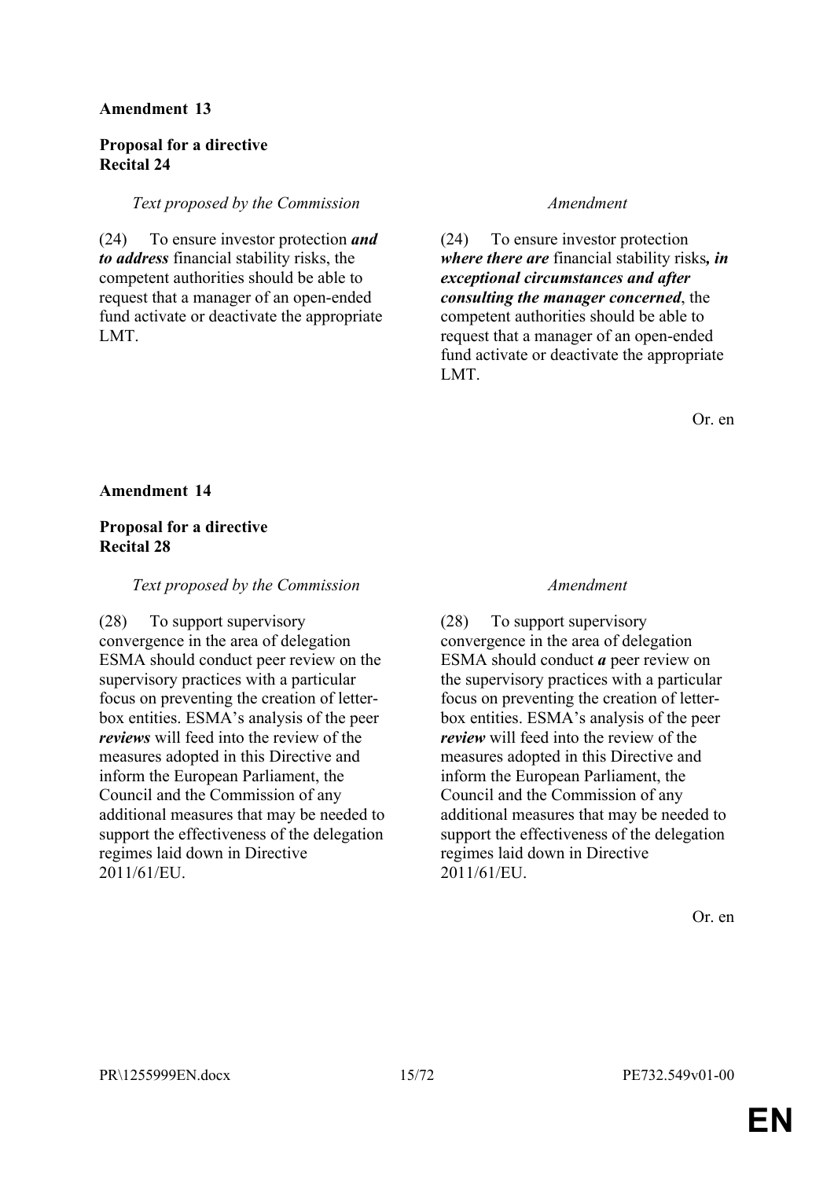**Amendment 13**

**Proposal for a directive**
**Recital 24**

| *Text proposed by the Commission* | *Amendment* |
| --- | --- |
| (24) To ensure investor protection ***and to address*** financial stability risks, the competent authorities should be able to request that a manager of an open-ended fund activate or deactivate the appropriate LMT. | (24) To ensure investor protection ***where there are*** financial stability risks***, in exceptional circumstances and after consulting the manager concerned***, the competent authorities should be able to request that a manager of an open-ended fund activate or deactivate the appropriate LMT. |

Or. en

**Amendment 14**

**Proposal for a directive**
**Recital 28**

| *Text proposed by the Commission* | *Amendment* |
| --- | --- |
| (28) To support supervisory convergence in the area of delegation ESMA should conduct peer review on the supervisory practices with a particular focus on preventing the creation of letter-box entities. ESMA's analysis of the peer ***reviews*** will feed into the review of the measures adopted in this Directive and inform the European Parliament, the Council and the Commission of any additional measures that may be needed to support the effectiveness of the delegation regimes laid down in Directive 2011/61/EU. | (28) To support supervisory convergence in the area of delegation ESMA should conduct ***a*** peer review on the supervisory practices with a particular focus on preventing the creation of letter-box entities. ESMA's analysis of the peer ***review*** will feed into the review of the measures adopted in this Directive and inform the European Parliament, the Council and the Commission of any additional measures that may be needed to support the effectiveness of the delegation regimes laid down in Directive 2011/61/EU. |

Or. en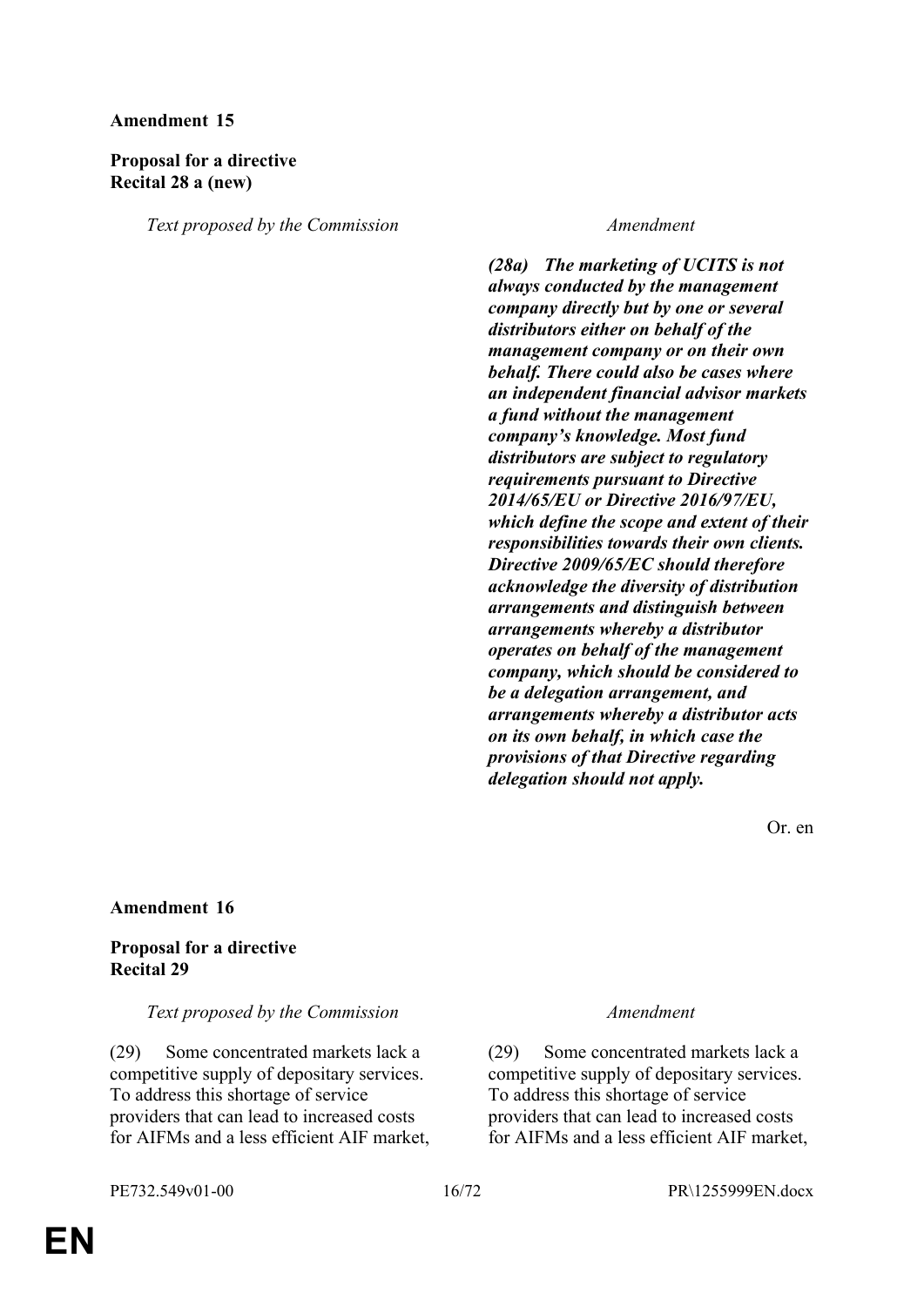**Amendment 15**

**Proposal for a directive**
**Recital 28 a (new)**

| *Text proposed by the Commission* | *Amendment* |
| --- | --- |
| | ***(28a) The marketing of UCITS is not always conducted by the management company directly but by one or several distributors either on behalf of the management company or on their own behalf. There could also be cases where an independent financial advisor markets a fund without the management company's knowledge. Most fund distributors are subject to regulatory requirements pursuant to Directive 2014/65/EU or Directive 2016/97/EU, which define the scope and extent of their responsibilities towards their own clients. Directive 2009/65/EC should therefore acknowledge the diversity of distribution arrangements and distinguish between arrangements whereby a distributor operates on behalf of the management company, which should be considered to be a delegation arrangement, and arrangements whereby a distributor acts on its own behalf, in which case the provisions of that Directive regarding delegation should not apply.*** |

Or. en

**Amendment 16**

**Proposal for a directive**
**Recital 29**

| *Text proposed by the Commission* | *Amendment* |
| --- | --- |
| (29) Some concentrated markets lack a competitive supply of depositary services. To address this shortage of service providers that can lead to increased costs for AIFMs and a less efficient AIF market, | (29) Some concentrated markets lack a competitive supply of depositary services. To address this shortage of service providers that can lead to increased costs for AIFMs and a less efficient AIF market, |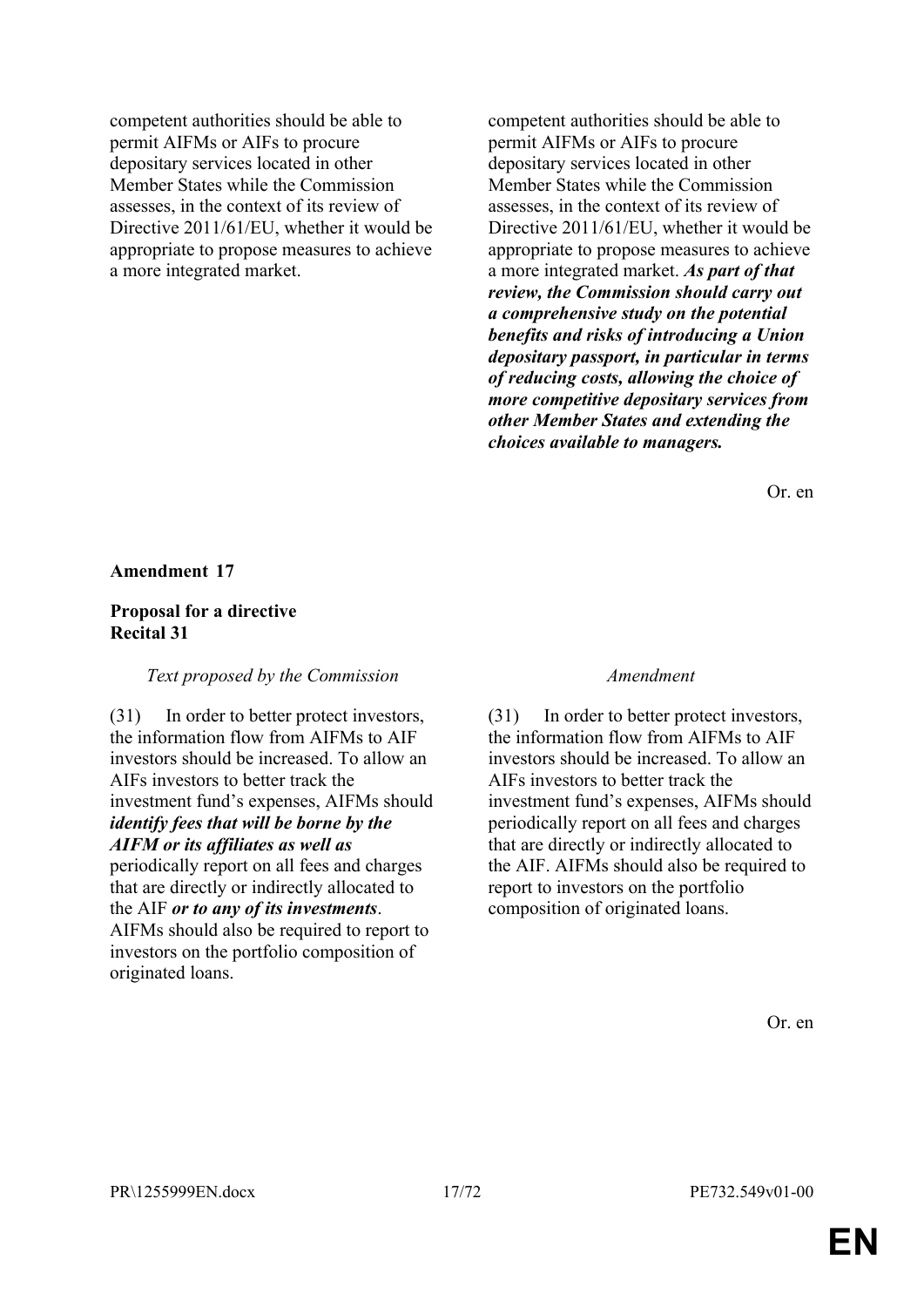| | |
|---|---|
| competent authorities should be able to permit AIFMs or AIFs to procure depositary services located in other Member States while the Commission assesses, in the context of its review of Directive 2011/61/EU, whether it would be appropriate to propose measures to achieve a more integrated market. | competent authorities should be able to permit AIFMs or AIFs to procure depositary services located in other Member States while the Commission assesses, in the context of its review of Directive 2011/61/EU, whether it would be appropriate to propose measures to achieve a more integrated market. ***As part of that review, the Commission should carry out a comprehensive study on the potential benefits and risks of introducing a Union depositary passport, in particular in terms of reducing costs, allowing the choice of more competitive depositary services from other Member States and extending the choices available to managers.*** |

Or. en

**Amendment 17**

**Proposal for a directive**
**Recital 31**

| *Text proposed by the Commission* | *Amendment* |
|---|---|
| (31) In order to better protect investors, the information flow from AIFMs to AIF investors should be increased. To allow an AIFs investors to better track the investment fund's expenses, AIFMs should ***identify fees that will be borne by the AIFM or its affiliates as well as*** periodically report on all fees and charges that are directly or indirectly allocated to the AIF ***or to any of its investments***. AIFMs should also be required to report to investors on the portfolio composition of originated loans. | (31) In order to better protect investors, the information flow from AIFMs to AIF investors should be increased. To allow an AIFs investors to better track the investment fund's expenses, AIFMs should periodically report on all fees and charges that are directly or indirectly allocated to the AIF. AIFMs should also be required to report to investors on the portfolio composition of originated loans. |

Or. en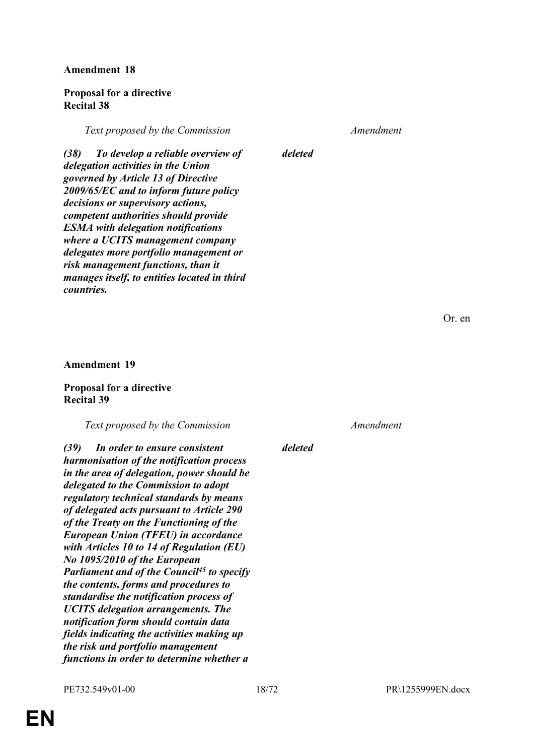**Amendment 18**

**Proposal for a directive**
**Recital 38**

| *Text proposed by the Commission* | *Amendment* |
|---|---|
| ***(38) To develop a reliable overview of delegation activities in the Union governed by Article 13 of Directive 2009/65/EC and to inform future policy decisions or supervisory actions, competent authorities should provide ESMA with delegation notifications where a UCITS management company delegates more portfolio management or risk management functions, than it manages itself, to entities located in third countries.*** | ***deleted*** |

Or. en

**Amendment 19**

**Proposal for a directive**
**Recital 39**

| *Text proposed by the Commission* | *Amendment* |
|---|---|
| ***(39) In order to ensure consistent harmonisation of the notification process in the area of delegation, power should be delegated to the Commission to adopt regulatory technical standards by means of delegated acts pursuant to Article 290 of the Treaty on the Functioning of the European Union (TFEU) in accordance with Articles 10 to 14 of Regulation (EU) No 1095/2010 of the European Parliament and of the Council[45] to specify the contents, forms and procedures to standardise the notification process of UCITS delegation arrangements. The notification form should contain data fields indicating the activities making up the risk and portfolio management functions in order to determine whether a*** | ***deleted*** |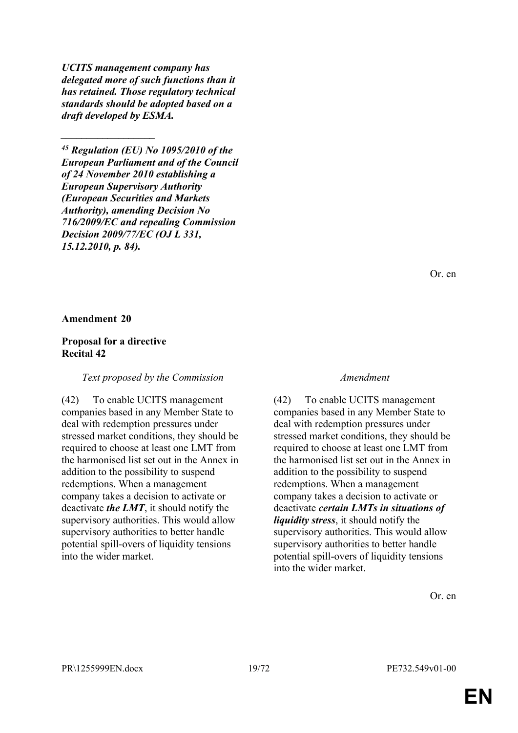***UCITS management company has delegated more of such functions than it has retained. Those regulatory technical standards should be adopted based on a draft developed by ESMA.***

\_\_\_\_\_\_\_\_\_\_\_\_\_\_\_\_\_\_

***[45] Regulation (EU) No 1095/2010 of the European Parliament and of the Council of 24 November 2010 establishing a European Supervisory Authority (European Securities and Markets Authority), amending Decision No 716/2009/EC and repealing Commission Decision 2009/77/EC (OJ L 331, 15.12.2010, p. 84).***

Or. en

**Amendment 20**

**Proposal for a directive**
**Recital 42**

| *Text proposed by the Commission* | *Amendment* |
|---|---|
| (42) To enable UCITS management companies based in any Member State to deal with redemption pressures under stressed market conditions, they should be required to choose at least one LMT from the harmonised list set out in the Annex in addition to the possibility to suspend redemptions. When a management company takes a decision to activate or deactivate ***the LMT***, it should notify the supervisory authorities. This would allow supervisory authorities to better handle potential spill-overs of liquidity tensions into the wider market. | (42) To enable UCITS management companies based in any Member State to deal with redemption pressures under stressed market conditions, they should be required to choose at least one LMT from the harmonised list set out in the Annex in addition to the possibility to suspend redemptions. When a management company takes a decision to activate or deactivate ***certain LMTs in situations of liquidity stress***, it should notify the supervisory authorities. This would allow supervisory authorities to better handle potential spill-overs of liquidity tensions into the wider market. |

Or. en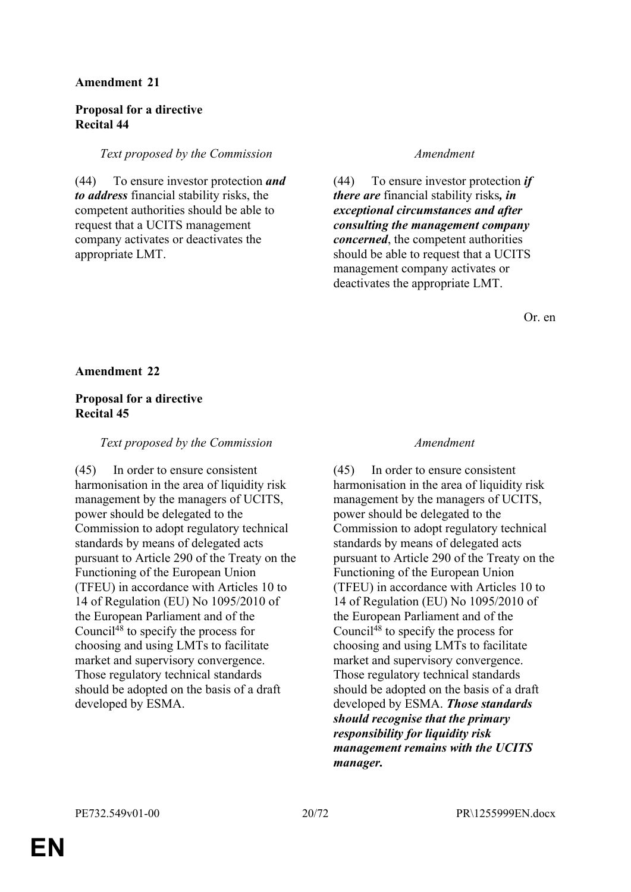**Amendment 21**

**Proposal for a directive**
**Recital 44**

| *Text proposed by the Commission* | *Amendment* |
| --- | --- |
| (44) To ensure investor protection ***and to address*** financial stability risks, the competent authorities should be able to request that a UCITS management company activates or deactivates the appropriate LMT. | (44) To ensure investor protection ***if there are*** financial stability risks***, in exceptional circumstances and after consulting the management company concerned***, the competent authorities should be able to request that a UCITS management company activates or deactivates the appropriate LMT. |

Or. en

**Amendment 22**

**Proposal for a directive**
**Recital 45**

| *Text proposed by the Commission* | *Amendment* |
| --- | --- |
| (45) In order to ensure consistent harmonisation in the area of liquidity risk management by the managers of UCITS, power should be delegated to the Commission to adopt regulatory technical standards by means of delegated acts pursuant to Article 290 of the Treaty on the Functioning of the European Union (TFEU) in accordance with Articles 10 to 14 of Regulation (EU) No 1095/2010 of the European Parliament and of the Council[48] to specify the process for choosing and using LMTs to facilitate market and supervisory convergence. Those regulatory technical standards should be adopted on the basis of a draft developed by ESMA. | (45) In order to ensure consistent harmonisation in the area of liquidity risk management by the managers of UCITS, power should be delegated to the Commission to adopt regulatory technical standards by means of delegated acts pursuant to Article 290 of the Treaty on the Functioning of the European Union (TFEU) in accordance with Articles 10 to 14 of Regulation (EU) No 1095/2010 of the European Parliament and of the Council[48] to specify the process for choosing and using LMTs to facilitate market and supervisory convergence. Those regulatory technical standards should be adopted on the basis of a draft developed by ESMA. ***Those standards should recognise that the primary responsibility for liquidity risk management remains with the UCITS manager.*** |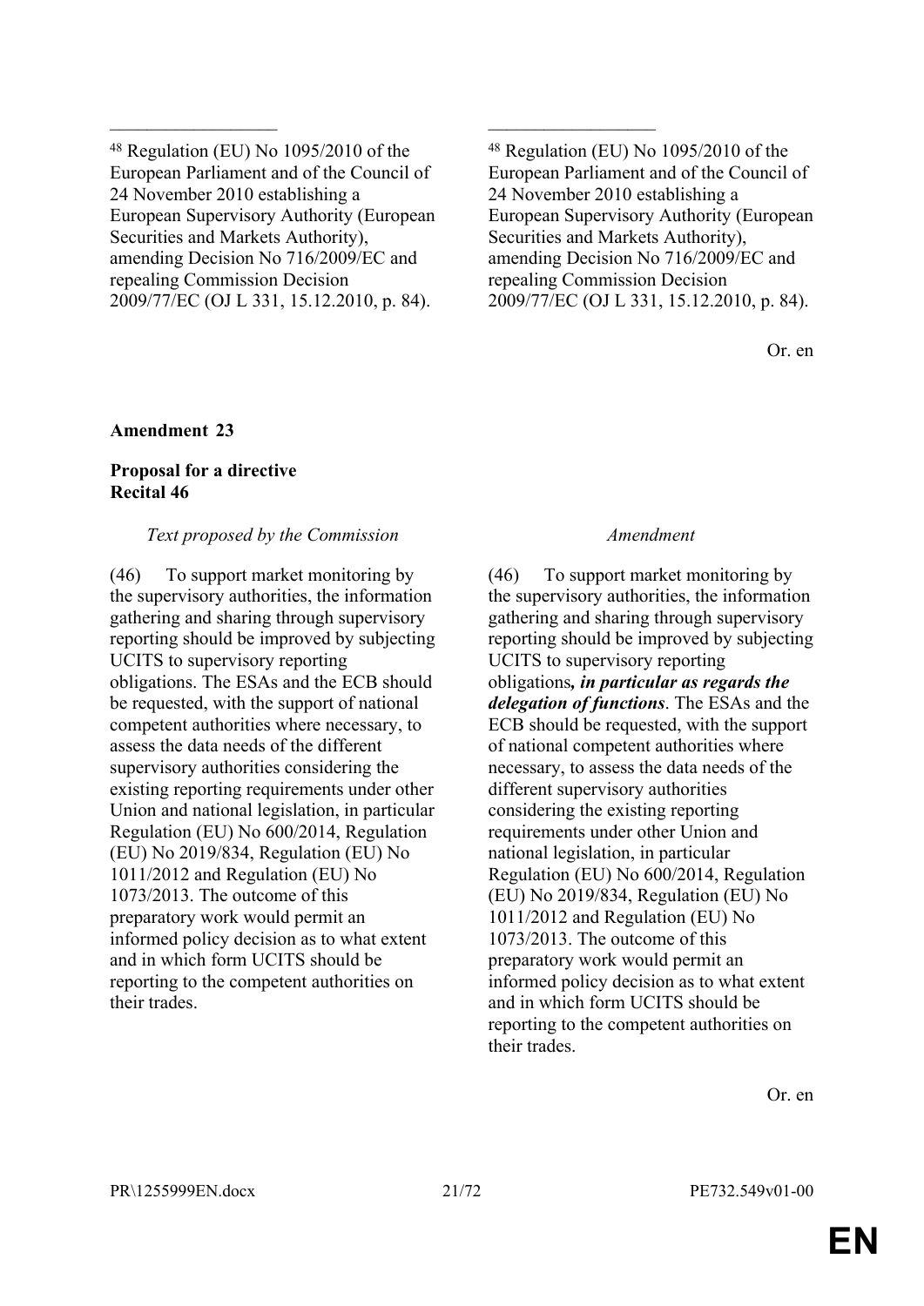| | |
|---|---|
| \_\_\_\_\_\_\_\_\_\_\_\_\_\_\_\_\_\_ | \_\_\_\_\_\_\_\_\_\_\_\_\_\_\_\_\_\_ |
| [48] Regulation (EU) No 1095/2010 of the European Parliament and of the Council of 24 November 2010 establishing a European Supervisory Authority (European Securities and Markets Authority), amending Decision No 716/2009/EC and repealing Commission Decision 2009/77/EC (OJ L 331, 15.12.2010, p. 84). | [48] Regulation (EU) No 1095/2010 of the European Parliament and of the Council of 24 November 2010 establishing a European Supervisory Authority (European Securities and Markets Authority), amending Decision No 716/2009/EC and repealing Commission Decision 2009/77/EC (OJ L 331, 15.12.2010, p. 84). |

Or. en

**Amendment 23**

**Proposal for a directive**
**Recital 46**

| *Text proposed by the Commission* | *Amendment* |
|---|---|
| (46) To support market monitoring by the supervisory authorities, the information gathering and sharing through supervisory reporting should be improved by subjecting UCITS to supervisory reporting obligations. The ESAs and the ECB should be requested, with the support of national competent authorities where necessary, to assess the data needs of the different supervisory authorities considering the existing reporting requirements under other Union and national legislation, in particular Regulation (EU) No 600/2014, Regulation (EU) No 2019/834, Regulation (EU) No 1011/2012 and Regulation (EU) No 1073/2013. The outcome of this preparatory work would permit an informed policy decision as to what extent and in which form UCITS should be reporting to the competent authorities on their trades. | (46) To support market monitoring by the supervisory authorities, the information gathering and sharing through supervisory reporting should be improved by subjecting UCITS to supervisory reporting obligations***, in particular as regards the delegation of functions***. The ESAs and the ECB should be requested, with the support of national competent authorities where necessary, to assess the data needs of the different supervisory authorities considering the existing reporting requirements under other Union and national legislation, in particular Regulation (EU) No 600/2014, Regulation (EU) No 2019/834, Regulation (EU) No 1011/2012 and Regulation (EU) No 1073/2013. The outcome of this preparatory work would permit an informed policy decision as to what extent and in which form UCITS should be reporting to the competent authorities on their trades. |

Or. en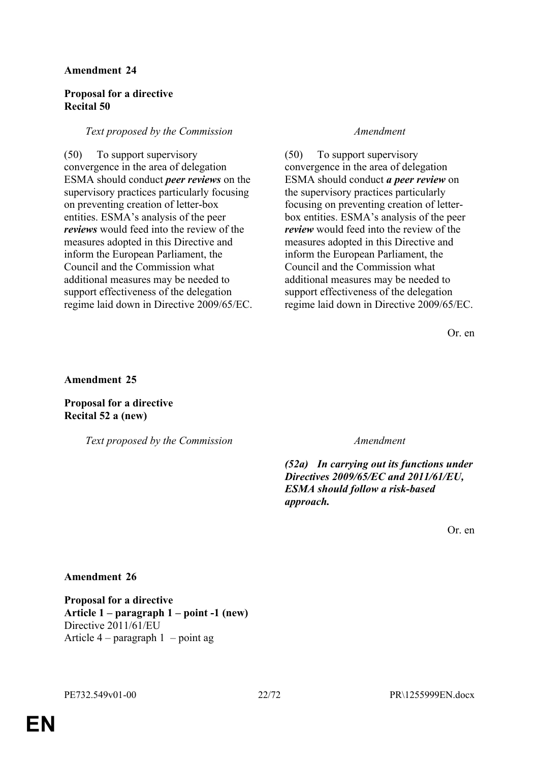**Amendment 24**

**Proposal for a directive**
**Recital 50**

| *Text proposed by the Commission* | *Amendment* |
|---|---|
| (50) To support supervisory convergence in the area of delegation ESMA should conduct ***peer reviews*** on the supervisory practices particularly focusing on preventing creation of letter-box entities. ESMA's analysis of the peer ***reviews*** would feed into the review of the measures adopted in this Directive and inform the European Parliament, the Council and the Commission what additional measures may be needed to support effectiveness of the delegation regime laid down in Directive 2009/65/EC. | (50) To support supervisory convergence in the area of delegation ESMA should conduct ***a peer review*** on the supervisory practices particularly focusing on preventing creation of letter-box entities. ESMA's analysis of the peer ***review*** would feed into the review of the measures adopted in this Directive and inform the European Parliament, the Council and the Commission what additional measures may be needed to support effectiveness of the delegation regime laid down in Directive 2009/65/EC. |

Or. en

**Amendment 25**

**Proposal for a directive**
**Recital 52 a (new)**

| *Text proposed by the Commission* | *Amendment* |
|---|---|
| | ***(52a) In carrying out its functions under Directives 2009/65/EC and 2011/61/EU, ESMA should follow a risk-based approach.*** |

Or. en

**Amendment 26**

**Proposal for a directive**
**Article 1 – paragraph 1 – point -1 (new)**
Directive 2011/61/EU
Article 4 – paragraph 1 – point ag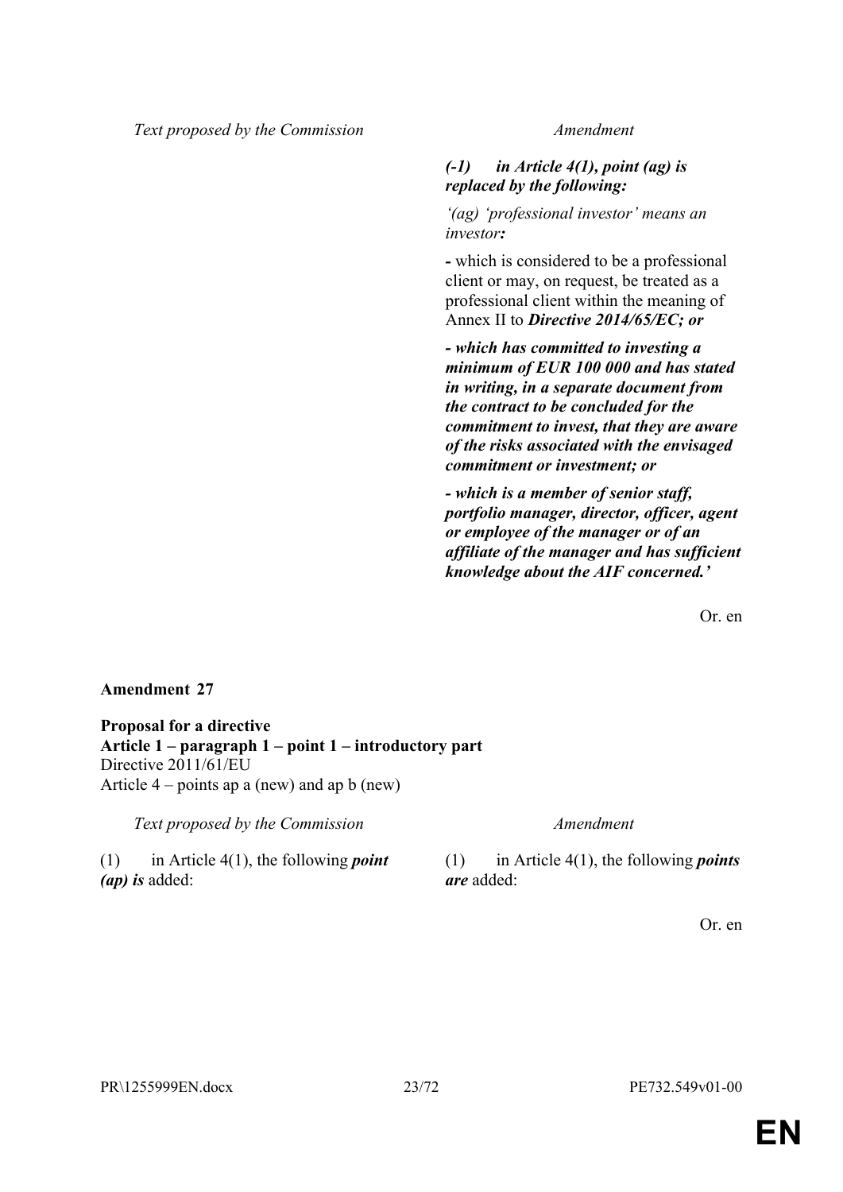| Text proposed by the Commission | Amendment |
|---|---|
| | ***(-1) in Article 4(1), point (ag) is replaced by the following:*** |
| | *‘(ag) ‘professional investor’ means an investor**:*** |
| | **-** which is considered to be a professional client or may, on request, be treated as a professional client within the meaning of Annex II to ***Directive 2014/65/EC; or*** |
| | ***- which has committed to investing a minimum of EUR 100 000 and has stated in writing, in a separate document from the contract to be concluded for the commitment to invest, that they are aware of the risks associated with the envisaged commitment or investment; or*** |
| | ***- which is a member of senior staff, portfolio manager, director, officer, agent or employee of the manager or of an affiliate of the manager and has sufficient knowledge about the AIF concerned.’*** |

Or. en

**Amendment 27**

**Proposal for a directive**
**Article 1 – paragraph 1 – point 1 – introductory part**
Directive 2011/61/EU
Article 4 – points ap a (new) and ap b (new)

| Text proposed by the Commission | Amendment |
|---|---|
| (1) in Article 4(1), the following ***point (ap) is*** added: | (1) in Article 4(1), the following ***points are*** added: |

Or. en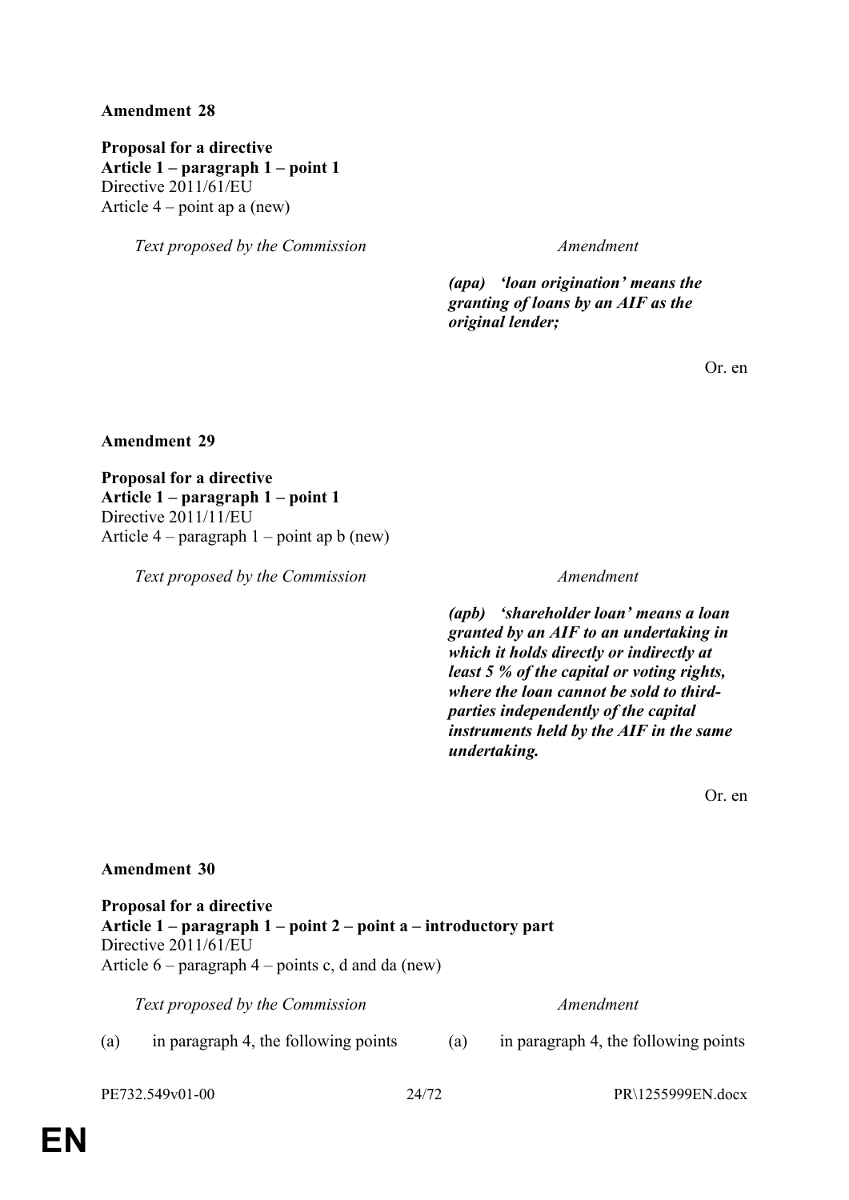**Amendment 28**

**Proposal for a directive**
**Article 1 – paragraph 1 – point 1**
Directive 2011/61/EU
Article 4 – point ap a (new)

| *Text proposed by the Commission* | *Amendment* |
|---|---|
| | ***(apa) 'loan origination' means the granting of loans by an AIF as the original lender;*** |

Or. en

**Amendment 29**

**Proposal for a directive**
**Article 1 – paragraph 1 – point 1**
Directive 2011/11/EU
Article 4 – paragraph 1 – point ap b (new)

| *Text proposed by the Commission* | *Amendment* |
|---|---|
| | ***(apb) 'shareholder loan' means a loan granted by an AIF to an undertaking in which it holds directly or indirectly at least 5 % of the capital or voting rights, where the loan cannot be sold to third-parties independently of the capital instruments held by the AIF in the same undertaking.*** |

Or. en

**Amendment 30**

**Proposal for a directive**
**Article 1 – paragraph 1 – point 2 – point a – introductory part**
Directive 2011/61/EU
Article 6 – paragraph 4 – points c, d and da (new)

| *Text proposed by the Commission* | *Amendment* |
|---|---|
| (a) in paragraph 4, the following points | (a) in paragraph 4, the following points |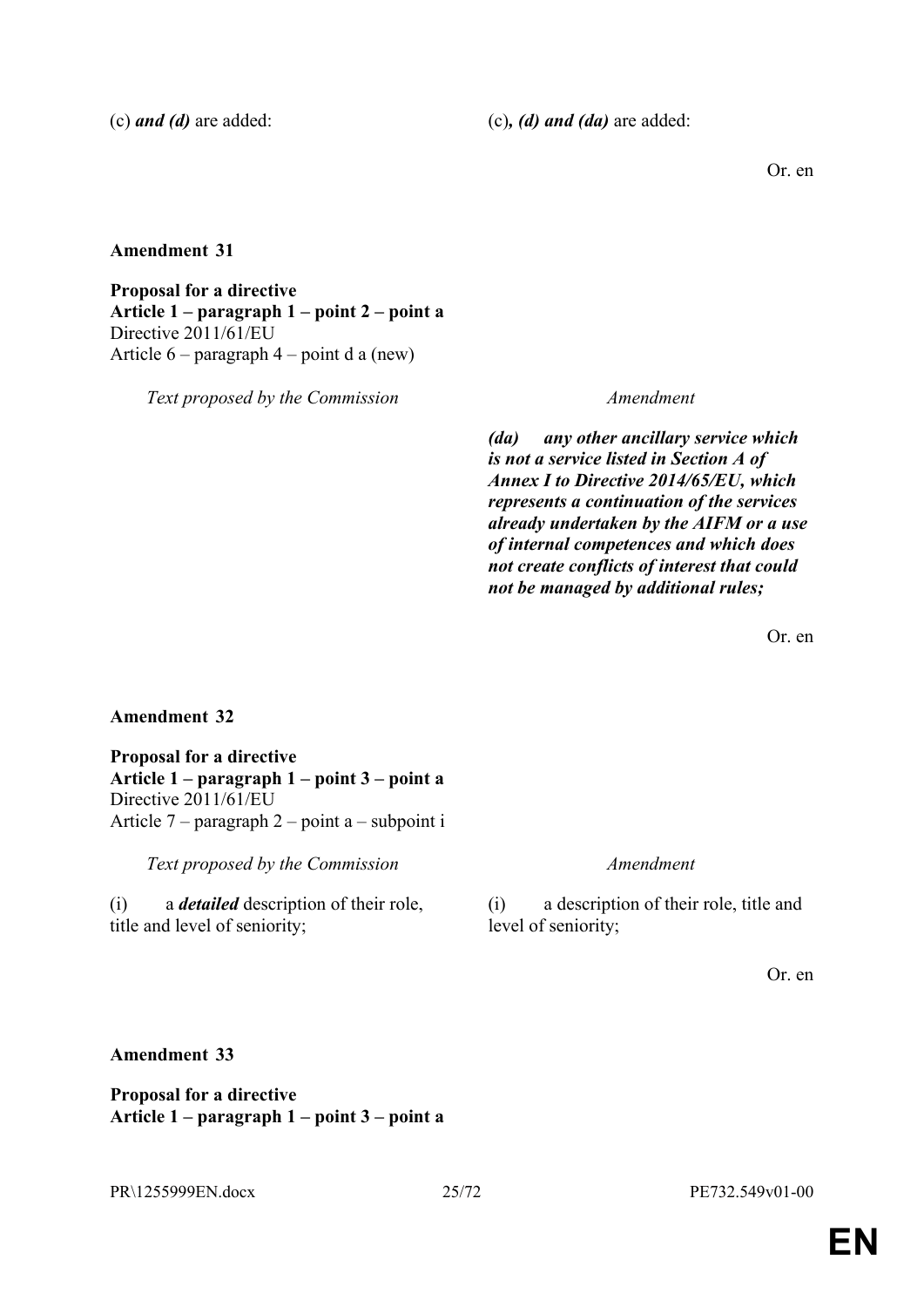| | |
|---|---|
| (c) ***and (d)*** are added: | (c)***, (d) and (da)*** are added: |

Or. en

**Amendment 31**

**Proposal for a directive**
**Article 1 – paragraph 1 – point 2 – point a**
Directive 2011/61/EU
Article 6 – paragraph 4 – point d a (new)

| *Text proposed by the Commission* | *Amendment* |
|---|---|
| | ***(da) any other ancillary service which is not a service listed in Section A of Annex I to Directive 2014/65/EU, which represents a continuation of the services already undertaken by the AIFM or a use of internal competences and which does not create conflicts of interest that could not be managed by additional rules;*** |

Or. en

**Amendment 32**

**Proposal for a directive**
**Article 1 – paragraph 1 – point 3 – point a**
Directive 2011/61/EU
Article 7 – paragraph 2 – point a – subpoint i

| *Text proposed by the Commission* | *Amendment* |
|---|---|
| (i) a ***detailed*** description of their role, title and level of seniority; | (i) a description of their role, title and level of seniority; |

Or. en

**Amendment 33**

**Proposal for a directive**
**Article 1 – paragraph 1 – point 3 – point a**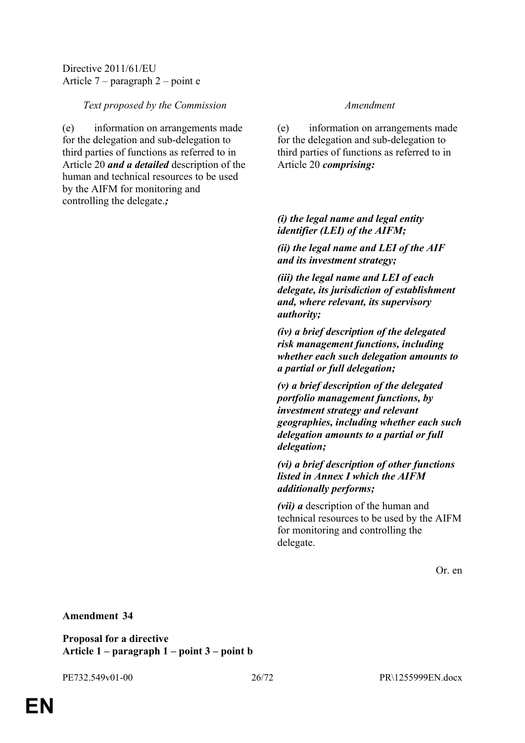Directive 2011/61/EU
Article 7 – paragraph 2 – point e

| *Text proposed by the Commission* | *Amendment* |
|---|---|
| (e) information on arrangements made for the delegation and sub-delegation to third parties of functions as referred to in Article 20 ***and a detailed*** description of the human and technical resources to be used by the AIFM for monitoring and controlling the delegate.***;*** | (e) information on arrangements made for the delegation and sub-delegation to third parties of functions as referred to in Article 20 ***comprising:*** |
| | ***(i) the legal name and legal entity identifier (LEI) of the AIFM;*** |
| | ***(ii) the legal name and LEI of the AIF and its investment strategy;*** |
| | ***(iii) the legal name and LEI of each delegate, its jurisdiction of establishment and, where relevant, its supervisory authority;*** |
| | ***(iv) a brief description of the delegated risk management functions, including whether each such delegation amounts to a partial or full delegation;*** |
| | ***(v) a brief description of the delegated portfolio management functions, by investment strategy and relevant geographies, including whether each such delegation amounts to a partial or full delegation;*** |
| | ***(vi) a brief description of other functions listed in Annex I which the AIFM additionally performs;*** |
| | ***(vii) a*** description of the human and technical resources to be used by the AIFM for monitoring and controlling the delegate. |

Or. en

**Amendment 34**

**Proposal for a directive**
**Article 1 – paragraph 1 – point 3 – point b**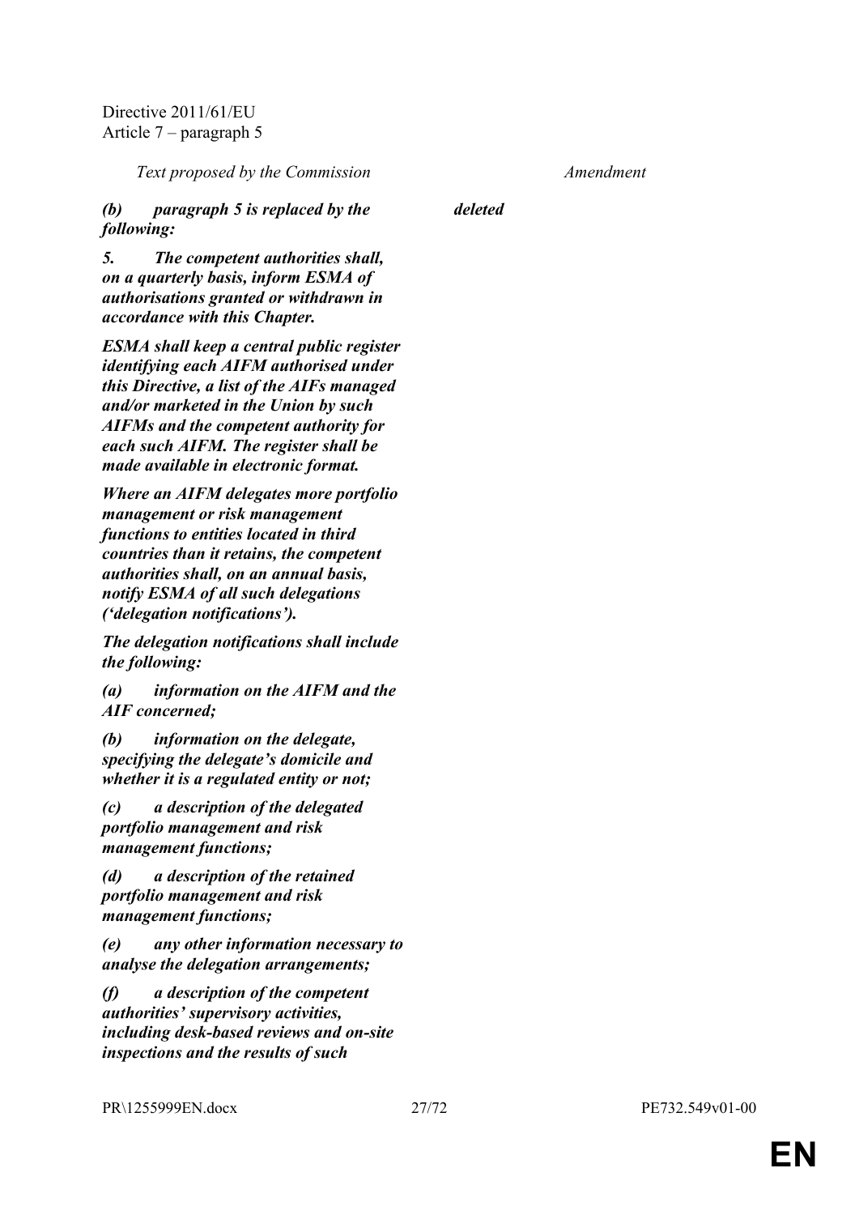Directive 2011/61/EU
Article 7 – paragraph 5

| *Text proposed by the Commission* | *Amendment* |
|---|---|
| ***(b) paragraph 5 is replaced by the following:*** | ***deleted*** |
| ***5. The competent authorities shall, on a quarterly basis, inform ESMA of authorisations granted or withdrawn in accordance with this Chapter.*** | |
| ***ESMA shall keep a central public register identifying each AIFM authorised under this Directive, a list of the AIFs managed and/or marketed in the Union by such AIFMs and the competent authority for each such AIFM. The register shall be made available in electronic format.*** | |
| ***Where an AIFM delegates more portfolio management or risk management functions to entities located in third countries than it retains, the competent authorities shall, on an annual basis, notify ESMA of all such delegations ('delegation notifications').*** | |
| ***The delegation notifications shall include the following:*** | |
| ***(a) information on the AIFM and the AIF concerned;*** | |
| ***(b) information on the delegate, specifying the delegate's domicile and whether it is a regulated entity or not;*** | |
| ***(c) a description of the delegated portfolio management and risk management functions;*** | |
| ***(d) a description of the retained portfolio management and risk management functions;*** | |
| ***(e) any other information necessary to analyse the delegation arrangements;*** | |
| ***(f) a description of the competent authorities' supervisory activities, including desk-based reviews and on-site inspections and the results of such*** | |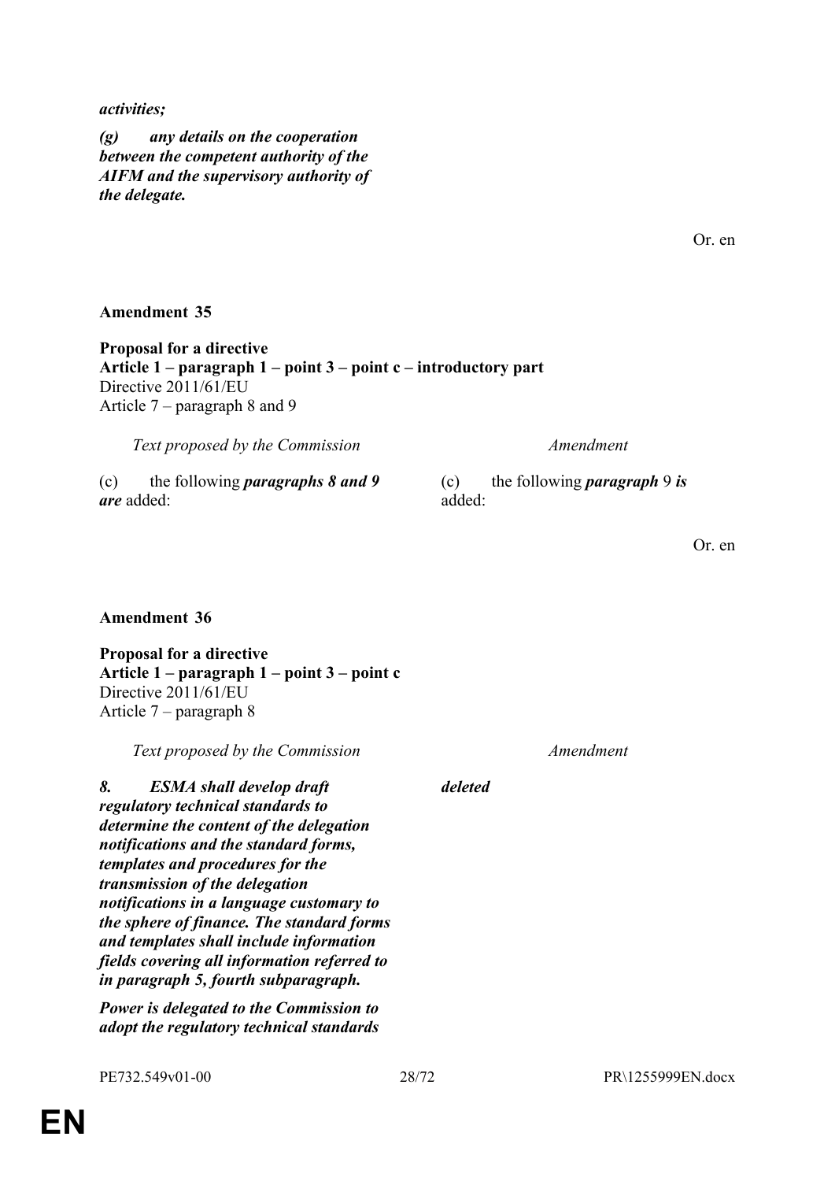| | |
|---|---|
| ***activities;*** | |
| ***(g) any details on the cooperation between the competent authority of the AIFM and the supervisory authority of the delegate.*** | |

Or. en

**Amendment 35**

**Proposal for a directive**
**Article 1 – paragraph 1 – point 3 – point c – introductory part**
Directive 2011/61/EU
Article 7 – paragraph 8 and 9

| *Text proposed by the Commission* | *Amendment* |
|---|---|
| (c) the following ***paragraphs 8 and 9 are*** added: | (c) the following ***paragraph*** 9 ***is*** added: |

Or. en

**Amendment 36**

**Proposal for a directive**
**Article 1 – paragraph 1 – point 3 – point c**
Directive 2011/61/EU
Article 7 – paragraph 8

| *Text proposed by the Commission* | *Amendment* |
|---|---|
| ***8. ESMA shall develop draft regulatory technical standards to determine the content of the delegation notifications and the standard forms, templates and procedures for the transmission of the delegation notifications in a language customary to the sphere of finance. The standard forms and templates shall include information fields covering all information referred to in paragraph 5, fourth subparagraph.*** | ***deleted*** |
| ***Power is delegated to the Commission to adopt the regulatory technical standards*** | |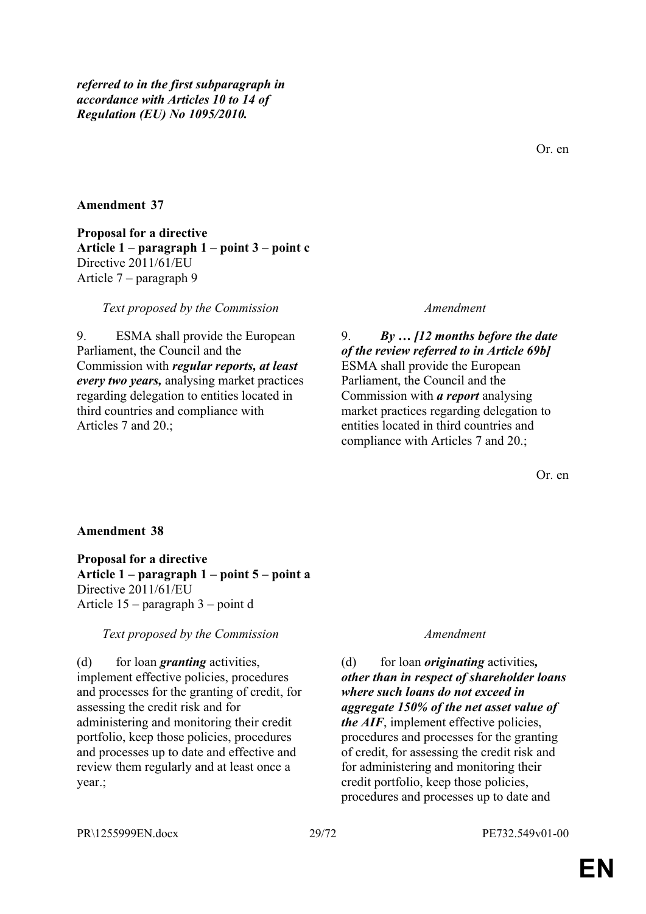***referred to in the first subparagraph in accordance with Articles 10 to 14 of Regulation (EU) No 1095/2010.***

Or. en

**Amendment 37**

**Proposal for a directive**
**Article 1 – paragraph 1 – point 3 – point c**
Directive 2011/61/EU
Article 7 – paragraph 9

| *Text proposed by the Commission* | *Amendment* |
|---|---|
| 9. ESMA shall provide the European Parliament, the Council and the Commission with ***regular reports, at least every two years,*** analysing market practices regarding delegation to entities located in third countries and compliance with Articles 7 and 20.; | 9. ***By … [12 months before the date of the review referred to in Article 69b]*** ESMA shall provide the European Parliament, the Council and the Commission with ***a report*** analysing market practices regarding delegation to entities located in third countries and compliance with Articles 7 and 20.; |

Or. en

**Amendment 38**

**Proposal for a directive**
**Article 1 – paragraph 1 – point 5 – point a**
Directive 2011/61/EU
Article 15 – paragraph 3 – point d

| *Text proposed by the Commission* | *Amendment* |
|---|---|
| (d) for loan ***granting*** activities, implement effective policies, procedures and processes for the granting of credit, for assessing the credit risk and for administering and monitoring their credit portfolio, keep those policies, procedures and processes up to date and effective and review them regularly and at least once a year.; | (d) for loan ***originating*** activities***, other than in respect of shareholder loans where such loans do not exceed in aggregate 150% of the net asset value of the AIF***, implement effective policies, procedures and processes for the granting of credit, for assessing the credit risk and for administering and monitoring their credit portfolio, keep those policies, procedures and processes up to date and |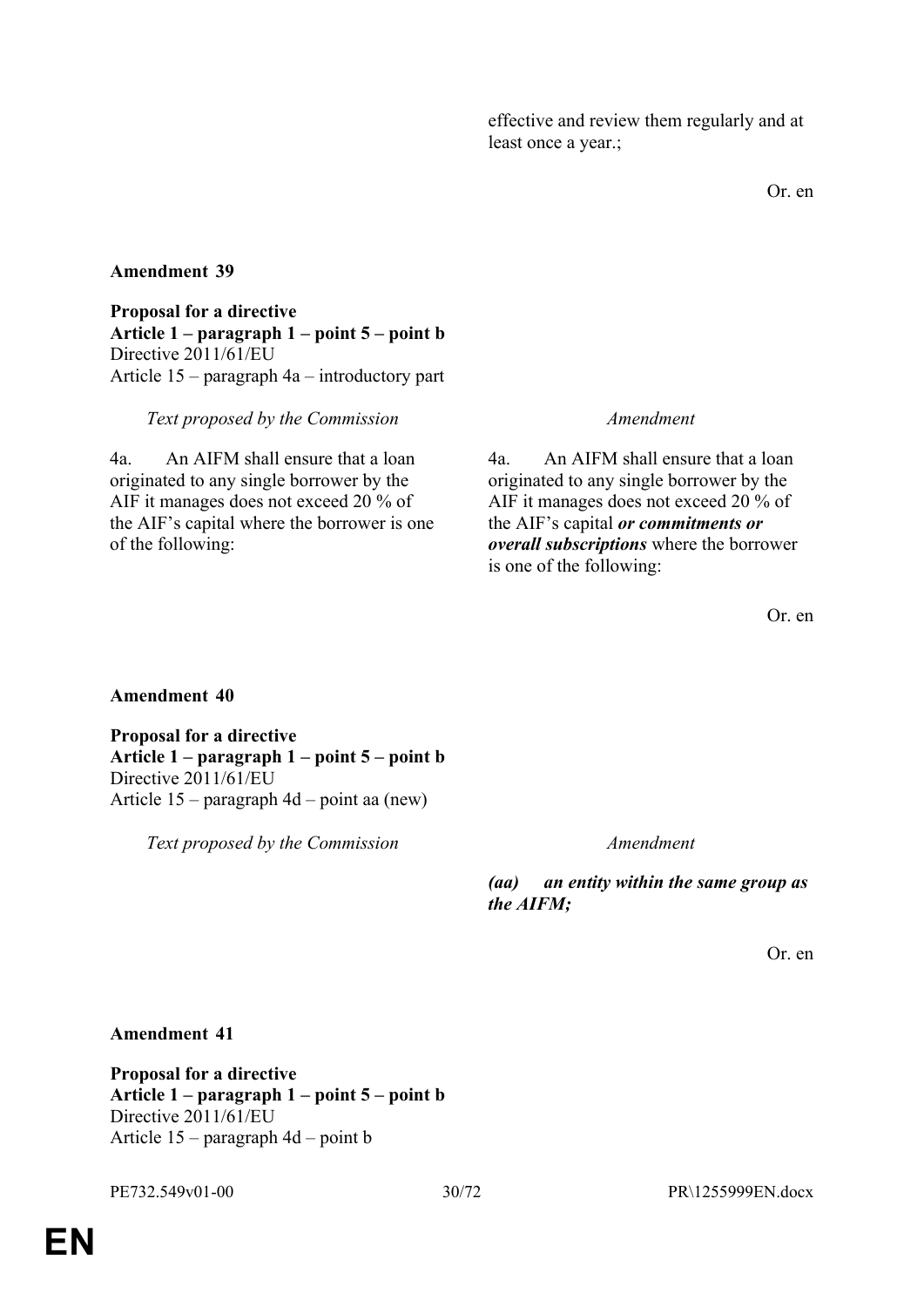| | |
|---|---|
| | effective and review them regularly and at least once a year.; |

Or. en

**Amendment 39**

**Proposal for a directive**
**Article 1 – paragraph 1 – point 5 – point b**
Directive 2011/61/EU
Article 15 – paragraph 4a – introductory part

| *Text proposed by the Commission* | *Amendment* |
|---|---|
| 4a. An AIFM shall ensure that a loan originated to any single borrower by the AIF it manages does not exceed 20 % of the AIF's capital where the borrower is one of the following: | 4a. An AIFM shall ensure that a loan originated to any single borrower by the AIF it manages does not exceed 20 % of the AIF's capital ***or commitments or overall subscriptions*** where the borrower is one of the following: |

Or. en

**Amendment 40**

**Proposal for a directive**
**Article 1 – paragraph 1 – point 5 – point b**
Directive 2011/61/EU
Article 15 – paragraph 4d – point aa (new)

| *Text proposed by the Commission* | *Amendment* |
|---|---|
| | ***(aa) an entity within the same group as the AIFM;*** |

Or. en

**Amendment 41**

**Proposal for a directive**
**Article 1 – paragraph 1 – point 5 – point b**
Directive 2011/61/EU
Article 15 – paragraph 4d – point b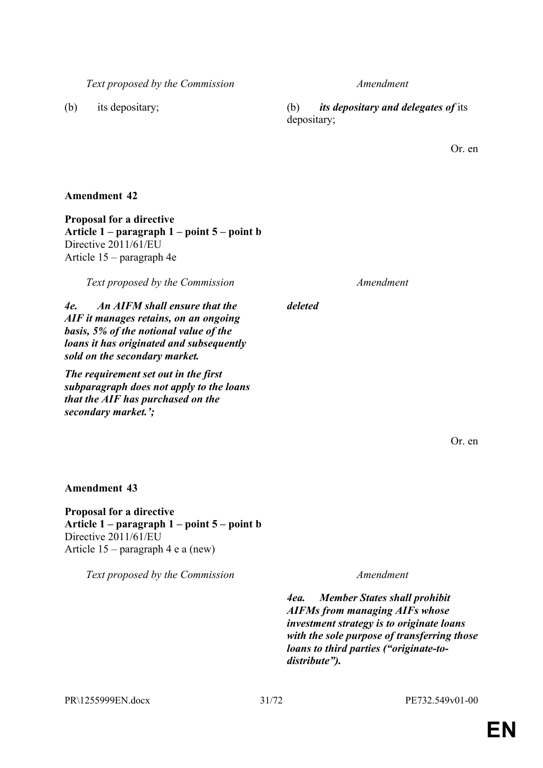| Text proposed by the Commission | Amendment |
|---|---|
| (b) its depositary; | (b) ***its depositary and delegates of*** its depositary; |

Or. en

**Amendment 42**

**Proposal for a directive**
**Article 1 – paragraph 1 – point 5 – point b**
Directive 2011/61/EU
Article 15 – paragraph 4e

| Text proposed by the Commission | Amendment |
|---|---|
| ***4e. An AIFM shall ensure that the AIF it manages retains, on an ongoing basis, 5% of the notional value of the loans it has originated and subsequently sold on the secondary market.*** | ***deleted*** |
| ***The requirement set out in the first subparagraph does not apply to the loans that the AIF has purchased on the secondary market.';*** | |

Or. en

**Amendment 43**

**Proposal for a directive**
**Article 1 – paragraph 1 – point 5 – point b**
Directive 2011/61/EU
Article 15 – paragraph 4 e a (new)

| Text proposed by the Commission | Amendment |
|---|---|
| | ***4ea. Member States shall prohibit AIFMs from managing AIFs whose investment strategy is to originate loans with the sole purpose of transferring those loans to third parties ("originate-to-distribute").*** |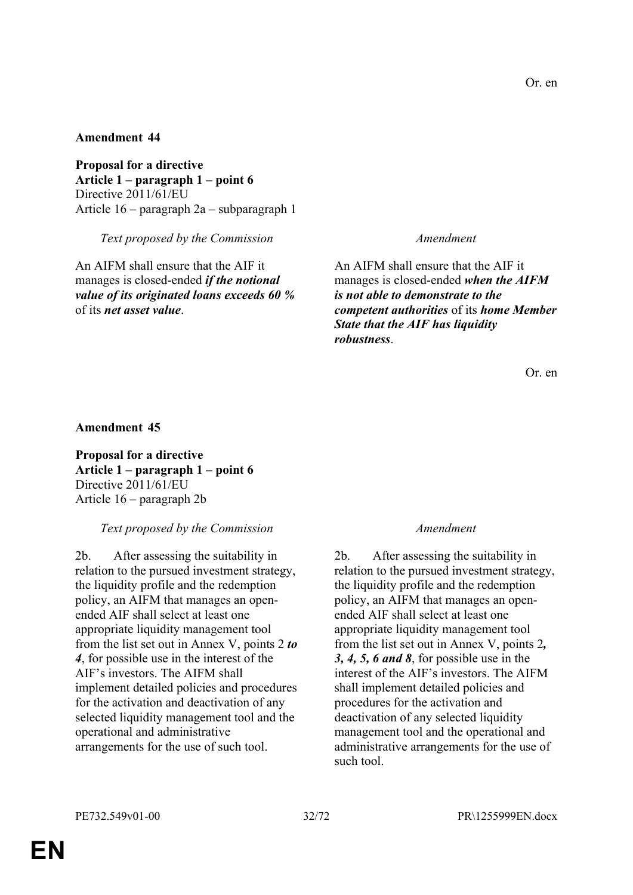Or. en

**Amendment 44**

**Proposal for a directive**
**Article 1 – paragraph 1 – point 6**
Directive 2011/61/EU
Article 16 – paragraph 2a – subparagraph 1

| *Text proposed by the Commission* | *Amendment* |
| --- | --- |
| An AIFM shall ensure that the AIF it manages is closed-ended ***if the notional value of its originated loans exceeds 60 %*** of its ***net asset value***. | An AIFM shall ensure that the AIF it manages is closed-ended ***when the AIFM is not able to demonstrate to the competent authorities*** of its ***home Member State that the AIF has liquidity robustness***. |

Or. en

**Amendment 45**

**Proposal for a directive**
**Article 1 – paragraph 1 – point 6**
Directive 2011/61/EU
Article 16 – paragraph 2b

| *Text proposed by the Commission* | *Amendment* |
| --- | --- |
| 2b. After assessing the suitability in relation to the pursued investment strategy, the liquidity profile and the redemption policy, an AIFM that manages an open-ended AIF shall select at least one appropriate liquidity management tool from the list set out in Annex V, points 2 ***to 4***, for possible use in the interest of the AIF's investors. The AIFM shall implement detailed policies and procedures for the activation and deactivation of any selected liquidity management tool and the operational and administrative arrangements for the use of such tool. | 2b. After assessing the suitability in relation to the pursued investment strategy, the liquidity profile and the redemption policy, an AIFM that manages an open-ended AIF shall select at least one appropriate liquidity management tool from the list set out in Annex V, points 2***, 3, 4, 5, 6 and 8***, for possible use in the interest of the AIF's investors. The AIFM shall implement detailed policies and procedures for the activation and deactivation of any selected liquidity management tool and the operational and administrative arrangements for the use of such tool. |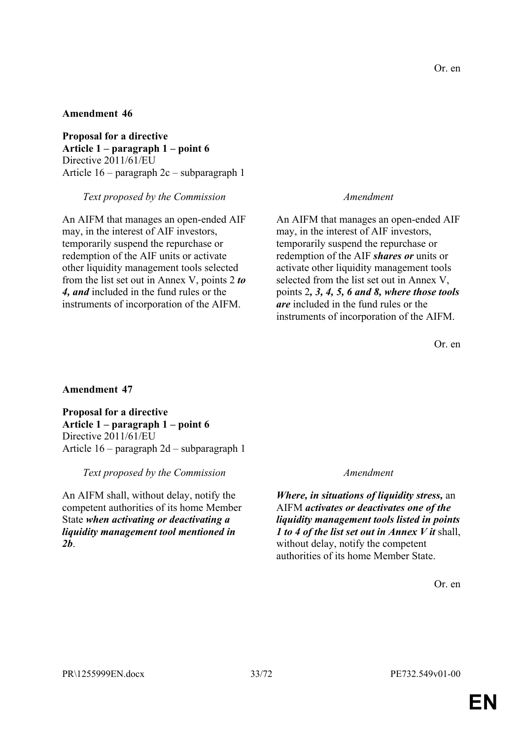Or. en

**Amendment 46**

**Proposal for a directive**
**Article 1 – paragraph 1 – point 6**
Directive 2011/61/EU
Article 16 – paragraph 2c – subparagraph 1

| *Text proposed by the Commission* | *Amendment* |
|---|---|
| An AIFM that manages an open-ended AIF may, in the interest of AIF investors, temporarily suspend the repurchase or redemption of the AIF units or activate other liquidity management tools selected from the list set out in Annex V, points 2 ***to 4, and*** included in the fund rules or the instruments of incorporation of the AIFM. | An AIFM that manages an open-ended AIF may, in the interest of AIF investors, temporarily suspend the repurchase or redemption of the AIF ***shares or*** units or activate other liquidity management tools selected from the list set out in Annex V, points 2***, 3, 4, 5, 6 and 8, where those tools are*** included in the fund rules or the instruments of incorporation of the AIFM. |

Or. en

**Amendment 47**

**Proposal for a directive**
**Article 1 – paragraph 1 – point 6**
Directive 2011/61/EU
Article 16 – paragraph 2d – subparagraph 1

| *Text proposed by the Commission* | *Amendment* |
|---|---|
| An AIFM shall, without delay, notify the competent authorities of its home Member State ***when activating or deactivating a liquidity management tool mentioned in 2b***. | ***Where, in situations of liquidity stress,*** an AIFM ***activates or deactivates one of the liquidity management tools listed in points 1 to 4 of the list set out in Annex V it*** shall, without delay, notify the competent authorities of its home Member State. |

Or. en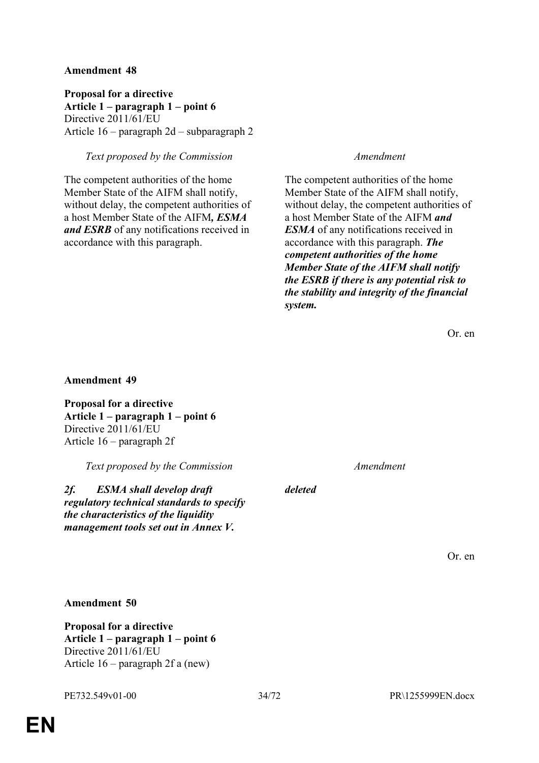**Amendment 48**

**Proposal for a directive**
**Article 1 – paragraph 1 – point 6**
Directive 2011/61/EU
Article 16 – paragraph 2d – subparagraph 2

| *Text proposed by the Commission* | *Amendment* |
|---|---|
| The competent authorities of the home Member State of the AIFM shall notify, without delay, the competent authorities of a host Member State of the AIFM***, ESMA and ESRB*** of any notifications received in accordance with this paragraph. | The competent authorities of the home Member State of the AIFM shall notify, without delay, the competent authorities of a host Member State of the AIFM ***and ESMA*** of any notifications received in accordance with this paragraph. ***The competent authorities of the home Member State of the AIFM shall notify the ESRB if there is any potential risk to the stability and integrity of the financial system.*** |

Or. en

**Amendment 49**

**Proposal for a directive**
**Article 1 – paragraph 1 – point 6**
Directive 2011/61/EU
Article 16 – paragraph 2f

| *Text proposed by the Commission* | *Amendment* |
|---|---|
| ***2f. ESMA shall develop draft regulatory technical standards to specify the characteristics of the liquidity management tools set out in Annex V.*** | ***deleted*** |

Or. en

**Amendment 50**

**Proposal for a directive**
**Article 1 – paragraph 1 – point 6**
Directive 2011/61/EU
Article 16 – paragraph 2f a (new)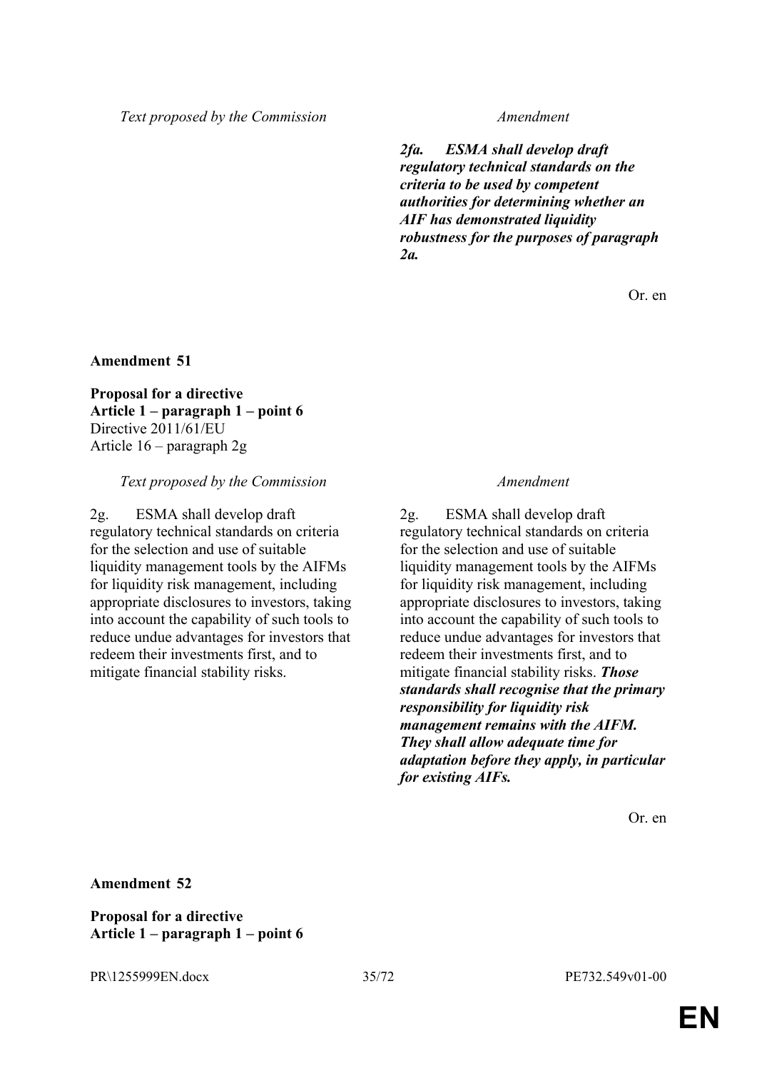| Text proposed by the Commission | Amendment |
|---|---|
| | ***2fa. ESMA shall develop draft regulatory technical standards on the criteria to be used by competent authorities for determining whether an AIF has demonstrated liquidity robustness for the purposes of paragraph 2a.*** |

Or. en

**Amendment 51**

**Proposal for a directive**
**Article 1 – paragraph 1 – point 6**
Directive 2011/61/EU
Article 16 – paragraph 2g

| Text proposed by the Commission | Amendment |
|---|---|
| 2g. ESMA shall develop draft regulatory technical standards on criteria for the selection and use of suitable liquidity management tools by the AIFMs for liquidity risk management, including appropriate disclosures to investors, taking into account the capability of such tools to reduce undue advantages for investors that redeem their investments first, and to mitigate financial stability risks. | 2g. ESMA shall develop draft regulatory technical standards on criteria for the selection and use of suitable liquidity management tools by the AIFMs for liquidity risk management, including appropriate disclosures to investors, taking into account the capability of such tools to reduce undue advantages for investors that redeem their investments first, and to mitigate financial stability risks. ***Those standards shall recognise that the primary responsibility for liquidity risk management remains with the AIFM. They shall allow adequate time for adaptation before they apply, in particular for existing AIFs.*** |

Or. en

**Amendment 52**

**Proposal for a directive**
**Article 1 – paragraph 1 – point 6**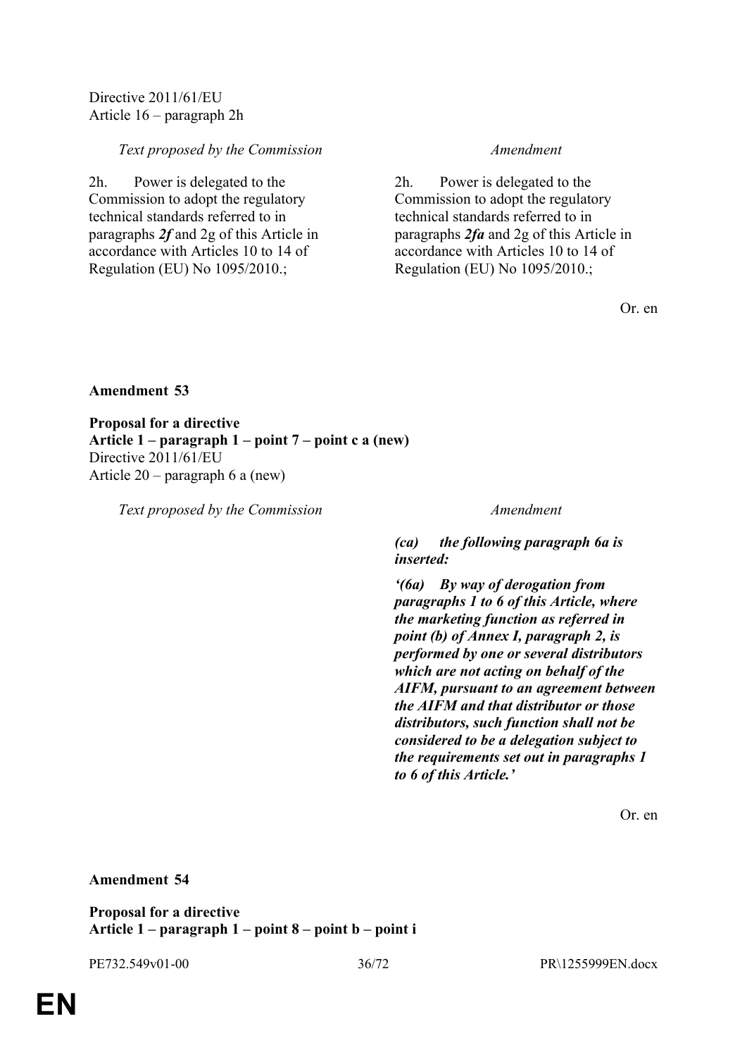Directive 2011/61/EU
Article 16 – paragraph 2h

| *Text proposed by the Commission* | *Amendment* |
|---|---|
| 2h. Power is delegated to the Commission to adopt the regulatory technical standards referred to in paragraphs ***2f*** and 2g of this Article in accordance with Articles 10 to 14 of Regulation (EU) No 1095/2010.; | 2h. Power is delegated to the Commission to adopt the regulatory technical standards referred to in paragraphs ***2fa*** and 2g of this Article in accordance with Articles 10 to 14 of Regulation (EU) No 1095/2010.; |

Or. en

**Amendment 53**

**Proposal for a directive**
**Article 1 – paragraph 1 – point 7 – point c a (new)**
Directive 2011/61/EU
Article 20 – paragraph 6 a (new)

| *Text proposed by the Commission* | *Amendment* |
|---|---|
| | ***(ca) the following paragraph 6a is inserted:*** |
| | ***'(6a) By way of derogation from paragraphs 1 to 6 of this Article, where the marketing function as referred in point (b) of Annex I, paragraph 2, is performed by one or several distributors which are not acting on behalf of the AIFM, pursuant to an agreement between the AIFM and that distributor or those distributors, such function shall not be considered to be a delegation subject to the requirements set out in paragraphs 1 to 6 of this Article.'*** |

Or. en

**Amendment 54**

**Proposal for a directive**
**Article 1 – paragraph 1 – point 8 – point b – point i**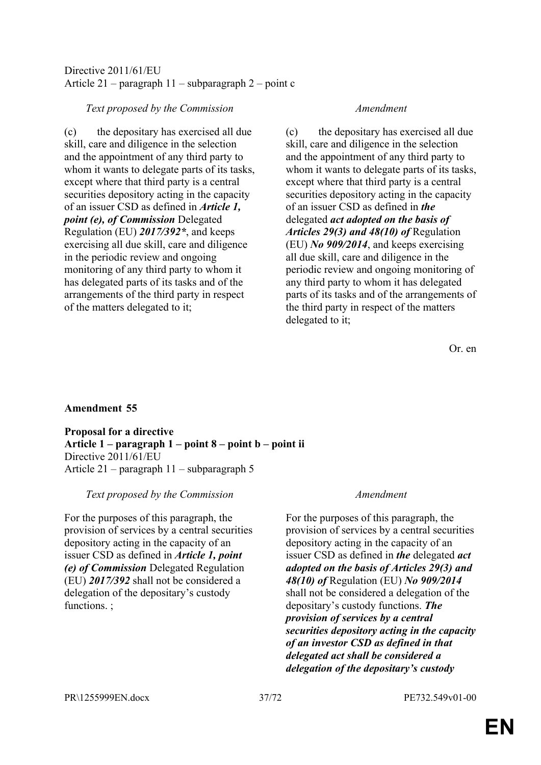Directive 2011/61/EU
Article 21 – paragraph 11 – subparagraph 2 – point c

| *Text proposed by the Commission* | *Amendment* |
|---|---|
| (c) the depositary has exercised all due skill, care and diligence in the selection and the appointment of any third party to whom it wants to delegate parts of its tasks, except where that third party is a central securities depository acting in the capacity of an issuer CSD as defined in ***Article 1, point (e), of Commission*** Delegated Regulation (EU) ***2017/392****, and keeps exercising all due skill, care and diligence in the periodic review and ongoing monitoring of any third party to whom it has delegated parts of its tasks and of the arrangements of the third party in respect of the matters delegated to it; | (c) the depositary has exercised all due skill, care and diligence in the selection and the appointment of any third party to whom it wants to delegate parts of its tasks, except where that third party is a central securities depository acting in the capacity of an issuer CSD as defined in ***the*** delegated ***act adopted on the basis of Articles 29(3) and 48(10) of*** Regulation (EU) ***No 909/2014***, and keeps exercising all due skill, care and diligence in the periodic review and ongoing monitoring of any third party to whom it has delegated parts of its tasks and of the arrangements of the third party in respect of the matters delegated to it; |

Or. en

**Amendment 55**

**Proposal for a directive**
**Article 1 – paragraph 1 – point 8 – point b – point ii**
Directive 2011/61/EU
Article 21 – paragraph 11 – subparagraph 5

| *Text proposed by the Commission* | *Amendment* |
|---|---|
| For the purposes of this paragraph, the provision of services by a central securities depository acting in the capacity of an issuer CSD as defined in ***Article 1, point (e) of Commission*** Delegated Regulation (EU) ***2017/392*** shall not be considered a delegation of the depositary's custody functions. ; | For the purposes of this paragraph, the provision of services by a central securities depository acting in the capacity of an issuer CSD as defined in ***the*** delegated ***act adopted on the basis of Articles 29(3) and 48(10) of*** Regulation (EU) ***No 909/2014*** shall not be considered a delegation of the depositary's custody functions. ***The provision of services by a central securities depository acting in the capacity of an investor CSD as defined in that delegated act shall be considered a delegation of the depositary's custody*** |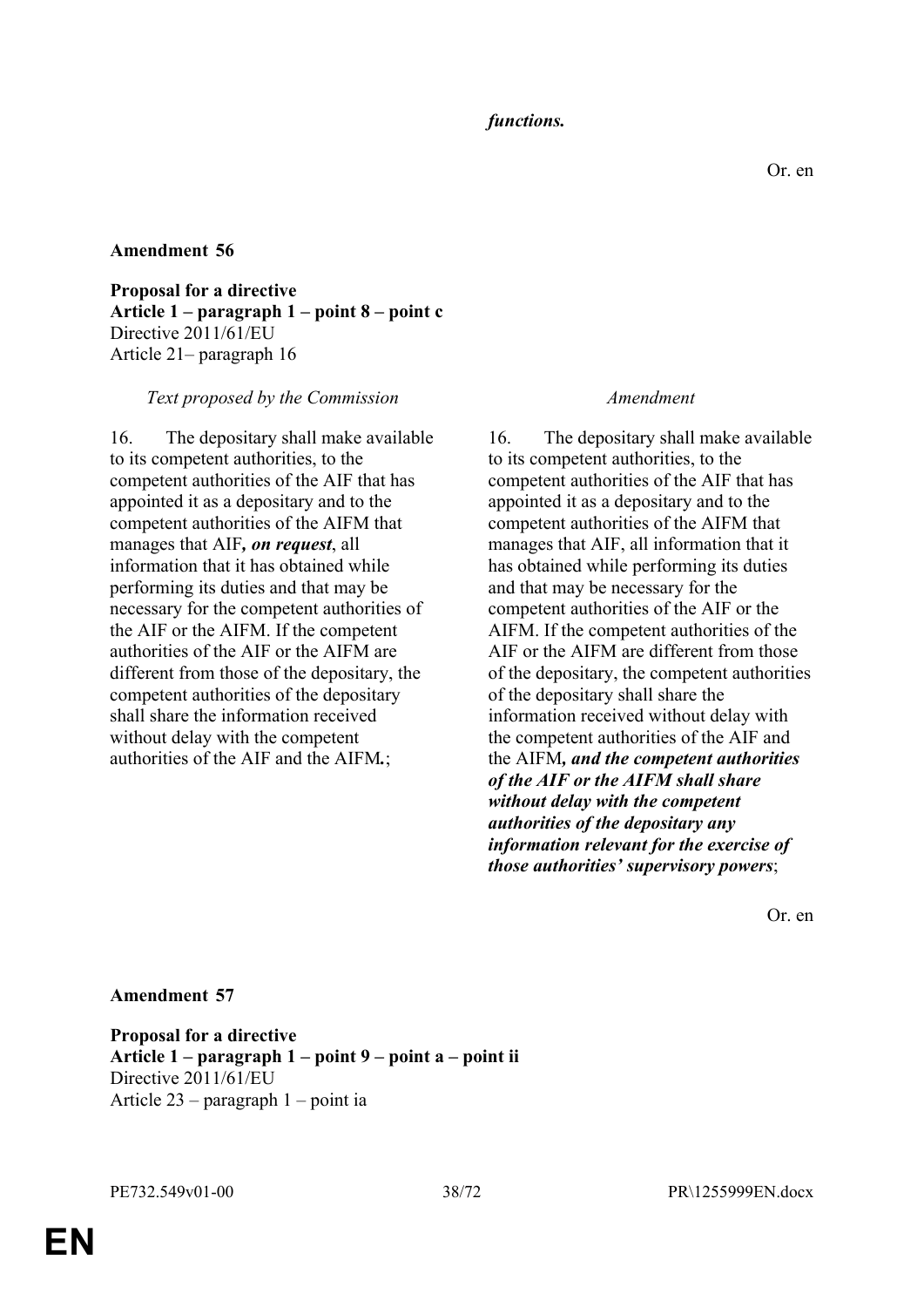| | *functions.* |
|---|---|

Or. en

**Amendment 56**

**Proposal for a directive**
**Article 1 – paragraph 1 – point 8 – point c**
Directive 2011/61/EU
Article 21– paragraph 16

| *Text proposed by the Commission* | *Amendment* |
|---|---|
| 16. The depositary shall make available to its competent authorities, to the competent authorities of the AIF that has appointed it as a depositary and to the competent authorities of the AIFM that manages that AIF***, on request***, all information that it has obtained while performing its duties and that may be necessary for the competent authorities of the AIF or the AIFM. If the competent authorities of the AIF or the AIFM are different from those of the depositary, the competent authorities of the depositary shall share the information received without delay with the competent authorities of the AIF and the AIFM***.***; | 16. The depositary shall make available to its competent authorities, to the competent authorities of the AIF that has appointed it as a depositary and to the competent authorities of the AIFM that manages that AIF, all information that it has obtained while performing its duties and that may be necessary for the competent authorities of the AIF or the AIFM. If the competent authorities of the AIF or the AIFM are different from those of the depositary, the competent authorities of the depositary shall share the information received without delay with the competent authorities of the AIF and the AIFM***, and the competent authorities of the AIF or the AIFM shall share without delay with the competent authorities of the depositary any information relevant for the exercise of those authorities' supervisory powers***; |

Or. en

**Amendment 57**

**Proposal for a directive**
**Article 1 – paragraph 1 – point 9 – point a – point ii**
Directive 2011/61/EU
Article 23 – paragraph 1 – point ia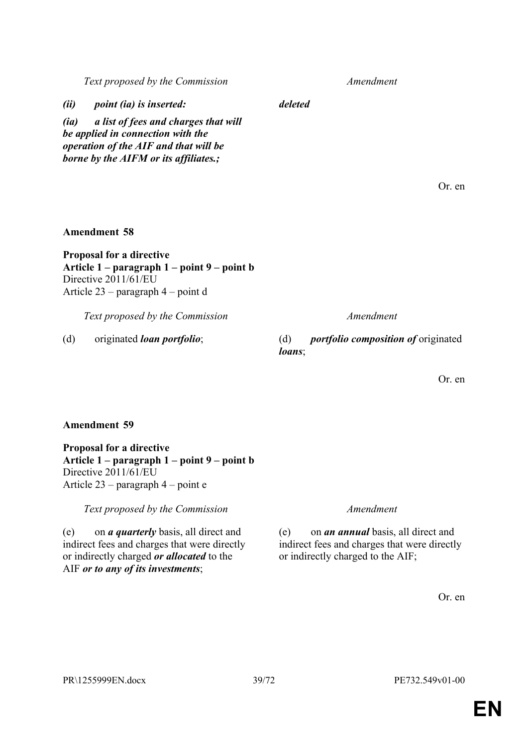| Text proposed by the Commission | Amendment |
|---|---|
| ***(ii) point (ia) is inserted:*** | ***deleted*** |
| ***(ia) a list of fees and charges that will be applied in connection with the operation of the AIF and that will be borne by the AIFM or its affiliates.;*** | |

Or. en

**Amendment 58**

**Proposal for a directive**
**Article 1 – paragraph 1 – point 9 – point b**
Directive 2011/61/EU
Article 23 – paragraph 4 – point d

| Text proposed by the Commission | Amendment |
|---|---|
| (d) originated ***loan portfolio***; | (d) ***portfolio composition of*** originated ***loans***; |

Or. en

**Amendment 59**

**Proposal for a directive**
**Article 1 – paragraph 1 – point 9 – point b**
Directive 2011/61/EU
Article 23 – paragraph 4 – point e

| Text proposed by the Commission | Amendment |
|---|---|
| (e) on ***a quarterly*** basis, all direct and indirect fees and charges that were directly or indirectly charged ***or allocated*** to the AIF ***or to any of its investments***; | (e) on ***an annual*** basis, all direct and indirect fees and charges that were directly or indirectly charged to the AIF; |

Or. en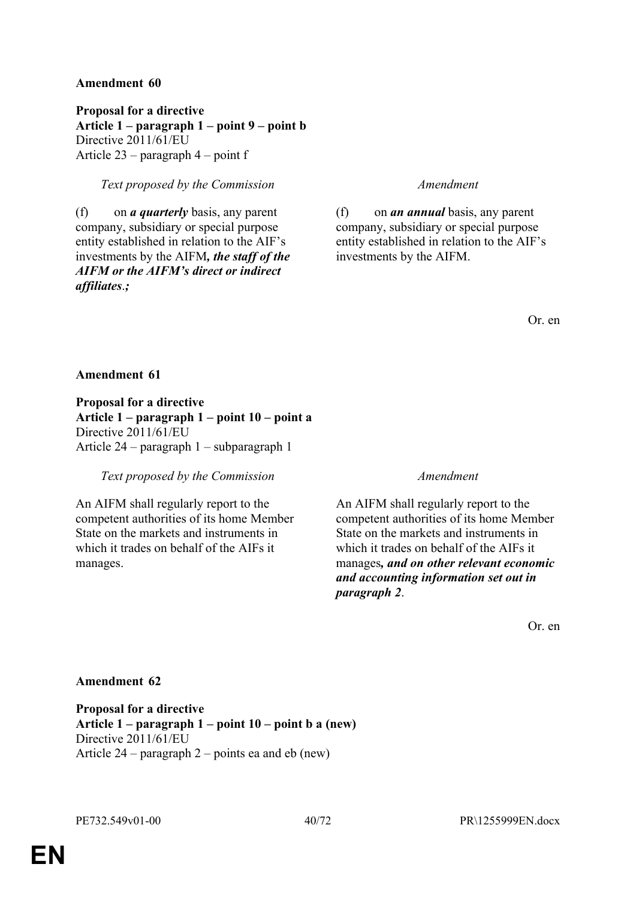**Amendment 60**

**Proposal for a directive**
**Article 1 – paragraph 1 – point 9 – point b**
Directive 2011/61/EU
Article 23 – paragraph 4 – point f

| *Text proposed by the Commission* | *Amendment* |
|---|---|
| (f) on ***a quarterly*** basis, any parent company, subsidiary or special purpose entity established in relation to the AIF's investments by the AIFM***, the staff of the AIFM or the AIFM's direct or indirect affiliates***.***;*** | (f) on ***an annual*** basis, any parent company, subsidiary or special purpose entity established in relation to the AIF's investments by the AIFM. |

Or. en

**Amendment 61**

**Proposal for a directive**
**Article 1 – paragraph 1 – point 10 – point a**
Directive 2011/61/EU
Article 24 – paragraph 1 – subparagraph 1

| *Text proposed by the Commission* | *Amendment* |
|---|---|
| An AIFM shall regularly report to the competent authorities of its home Member State on the markets and instruments in which it trades on behalf of the AIFs it manages. | An AIFM shall regularly report to the competent authorities of its home Member State on the markets and instruments in which it trades on behalf of the AIFs it manages***, and on other relevant economic and accounting information set out in paragraph 2***. |

Or. en

**Amendment 62**

**Proposal for a directive**
**Article 1 – paragraph 1 – point 10 – point b a (new)**
Directive 2011/61/EU
Article 24 – paragraph 2 – points ea and eb (new)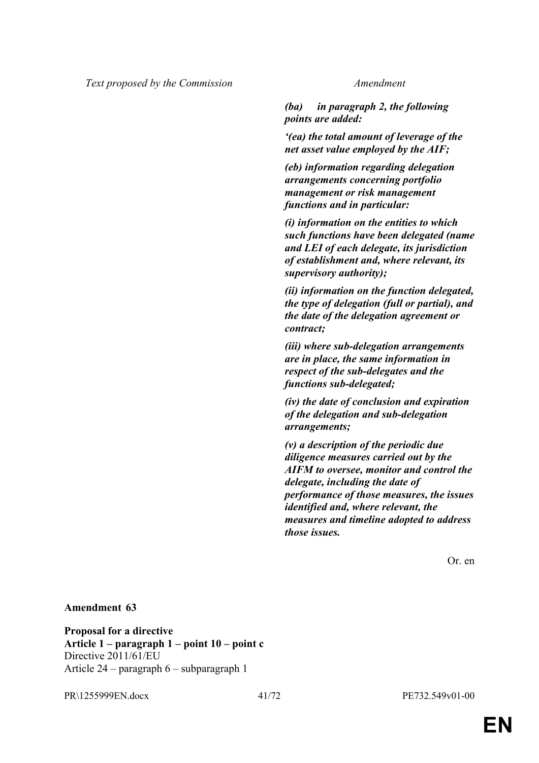| Text proposed by the Commission | Amendment |
|---|---|
| | ***(ba) in paragraph 2, the following points are added:*** |
| | ***'(ea) the total amount of leverage of the net asset value employed by the AIF;*** |
| | ***(eb) information regarding delegation arrangements concerning portfolio management or risk management functions and in particular:*** |
| | ***(i) information on the entities to which such functions have been delegated (name and LEI of each delegate, its jurisdiction of establishment and, where relevant, its supervisory authority);*** |
| | ***(ii) information on the function delegated, the type of delegation (full or partial), and the date of the delegation agreement or contract;*** |
| | ***(iii) where sub-delegation arrangements are in place, the same information in respect of the sub-delegates and the functions sub-delegated;*** |
| | ***(iv) the date of conclusion and expiration of the delegation and sub-delegation arrangements;*** |
| | ***(v) a description of the periodic due diligence measures carried out by the AIFM to oversee, monitor and control the delegate, including the date of performance of those measures, the issues identified and, where relevant, the measures and timeline adopted to address those issues.*** |

Or. en

**Amendment 63**

**Proposal for a directive**
**Article 1 – paragraph 1 – point 10 – point c**
Directive 2011/61/EU
Article 24 – paragraph 6 – subparagraph 1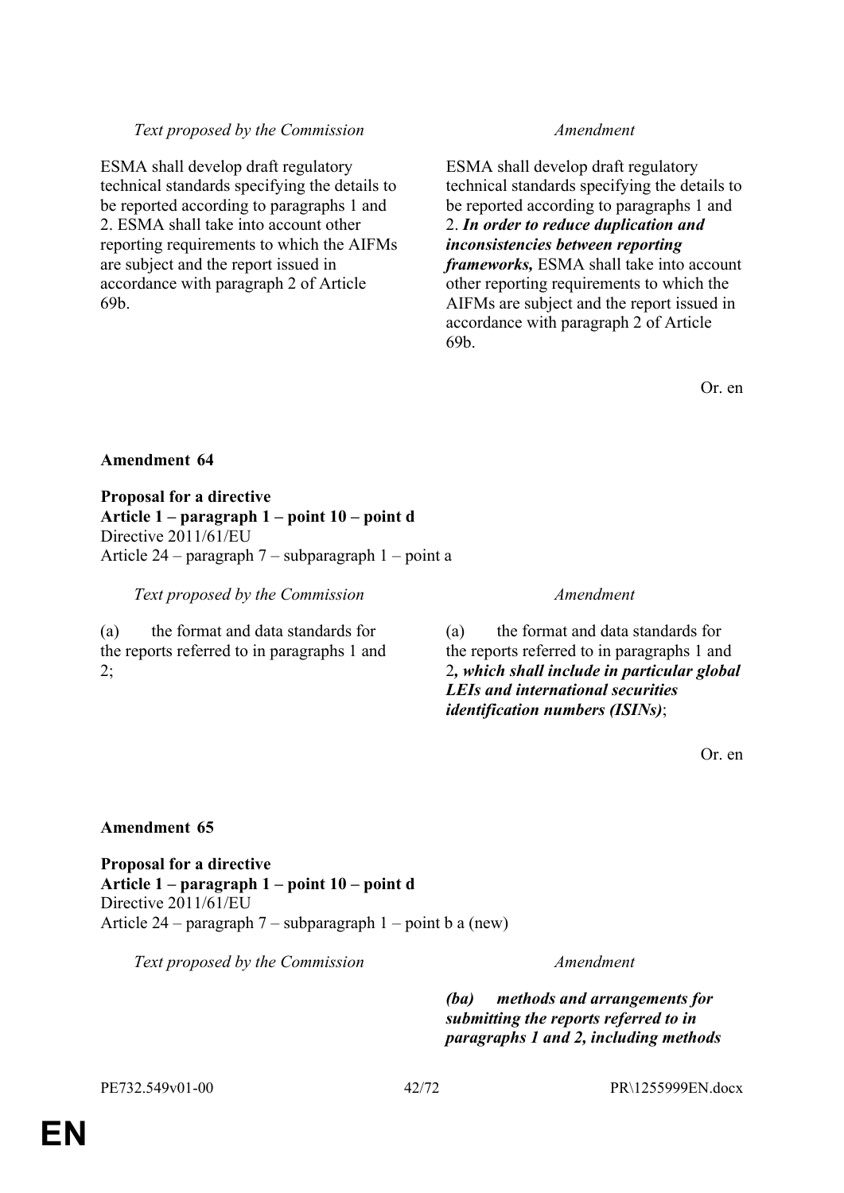| *Text proposed by the Commission* | *Amendment* |
| --- | --- |
| ESMA shall develop draft regulatory technical standards specifying the details to be reported according to paragraphs 1 and 2. ESMA shall take into account other reporting requirements to which the AIFMs are subject and the report issued in accordance with paragraph 2 of Article 69b. | ESMA shall develop draft regulatory technical standards specifying the details to be reported according to paragraphs 1 and 2. ***In order to reduce duplication and inconsistencies between reporting frameworks,*** ESMA shall take into account other reporting requirements to which the AIFMs are subject and the report issued in accordance with paragraph 2 of Article 69b. |

Or. en

**Amendment 64**

**Proposal for a directive**
**Article 1 – paragraph 1 – point 10 – point d**
Directive 2011/61/EU
Article 24 – paragraph 7 – subparagraph 1 – point a

| *Text proposed by the Commission* | *Amendment* |
| --- | --- |
| (a) the format and data standards for the reports referred to in paragraphs 1 and 2; | (a) the format and data standards for the reports referred to in paragraphs 1 and 2***, which shall include in particular global LEIs and international securities identification numbers (ISINs)***; |

Or. en

**Amendment 65**

**Proposal for a directive**
**Article 1 – paragraph 1 – point 10 – point d**
Directive 2011/61/EU
Article 24 – paragraph 7 – subparagraph 1 – point b a (new)

| *Text proposed by the Commission* | *Amendment* |
| --- | --- |
| | ***(ba) methods and arrangements for submitting the reports referred to in paragraphs 1 and 2, including methods*** |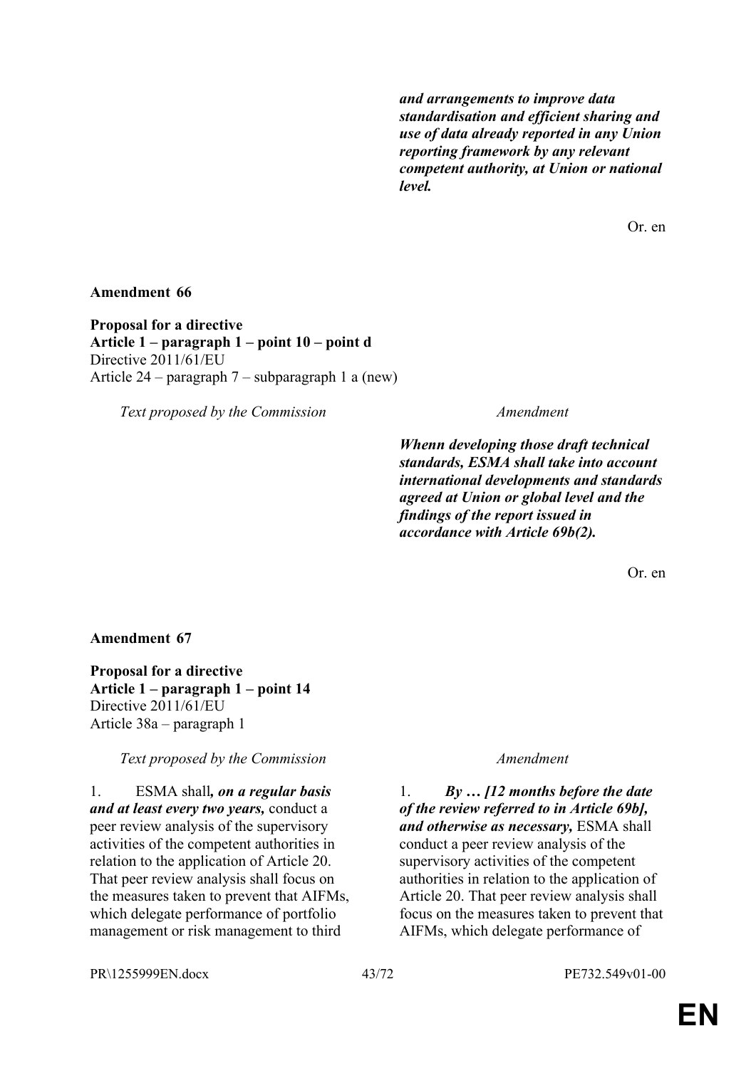| | |
|---|---|
| | ***and arrangements to improve data standardisation and efficient sharing and use of data already reported in any Union reporting framework by any relevant competent authority, at Union or national level.*** |

Or. en

**Amendment 66**

**Proposal for a directive**
**Article 1 – paragraph 1 – point 10 – point d**
Directive 2011/61/EU
Article 24 – paragraph 7 – subparagraph 1 a (new)

| *Text proposed by the Commission* | *Amendment* |
|---|---|
| | ***Whenn developing those draft technical standards, ESMA shall take into account international developments and standards agreed at Union or global level and the findings of the report issued in accordance with Article 69b(2).*** |

Or. en

**Amendment 67**

**Proposal for a directive**
**Article 1 – paragraph 1 – point 14**
Directive 2011/61/EU
Article 38a – paragraph 1

| *Text proposed by the Commission* | *Amendment* |
|---|---|
| 1. ESMA shall***, on a regular basis and at least every two years,*** conduct a peer review analysis of the supervisory activities of the competent authorities in relation to the application of Article 20. That peer review analysis shall focus on the measures taken to prevent that AIFMs, which delegate performance of portfolio management or risk management to third | 1. ***By … [12 months before the date of the review referred to in Article 69b], and otherwise as necessary,*** ESMA shall conduct a peer review analysis of the supervisory activities of the competent authorities in relation to the application of Article 20. That peer review analysis shall focus on the measures taken to prevent that AIFMs, which delegate performance of |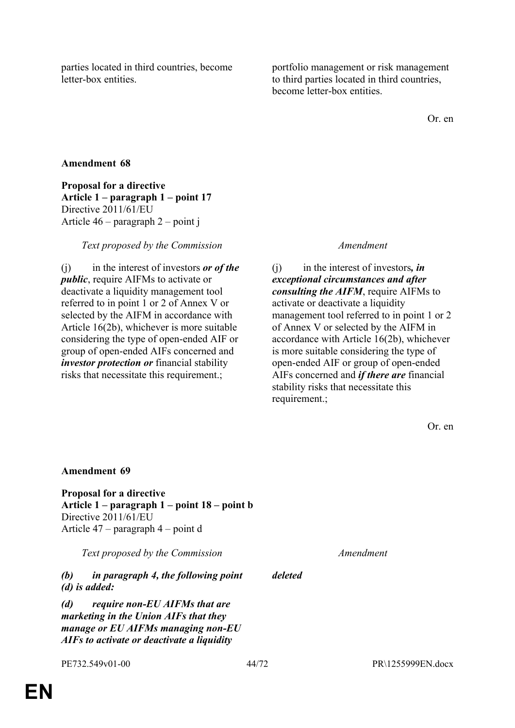| | |
|---|---|
| parties located in third countries, become letter-box entities. | portfolio management or risk management to third parties located in third countries, become letter-box entities. |

Or. en

**Amendment 68**

**Proposal for a directive**
**Article 1 – paragraph 1 – point 17**
Directive 2011/61/EU
Article 46 – paragraph 2 – point j

| *Text proposed by the Commission* | *Amendment* |
|---|---|
| (j) in the interest of investors ***or of the public***, require AIFMs to activate or deactivate a liquidity management tool referred to in point 1 or 2 of Annex V or selected by the AIFM in accordance with Article 16(2b), whichever is more suitable considering the type of open-ended AIF or group of open-ended AIFs concerned and ***investor protection or*** financial stability risks that necessitate this requirement.; | (j) in the interest of investors***, in exceptional circumstances and after consulting the AIFM***, require AIFMs to activate or deactivate a liquidity management tool referred to in point 1 or 2 of Annex V or selected by the AIFM in accordance with Article 16(2b), whichever is more suitable considering the type of open-ended AIF or group of open-ended AIFs concerned and ***if there are*** financial stability risks that necessitate this requirement.; |

Or. en

**Amendment 69**

**Proposal for a directive**
**Article 1 – paragraph 1 – point 18 – point b**
Directive 2011/61/EU
Article 47 – paragraph 4 – point d

| *Text proposed by the Commission* | *Amendment* |
|---|---|
| ***(b) in paragraph 4, the following point (d) is added:*** | ***deleted*** |
| ***(d) require non-EU AIFMs that are marketing in the Union AIFs that they manage or EU AIFMs managing non-EU AIFs to activate or deactivate a liquidity*** | |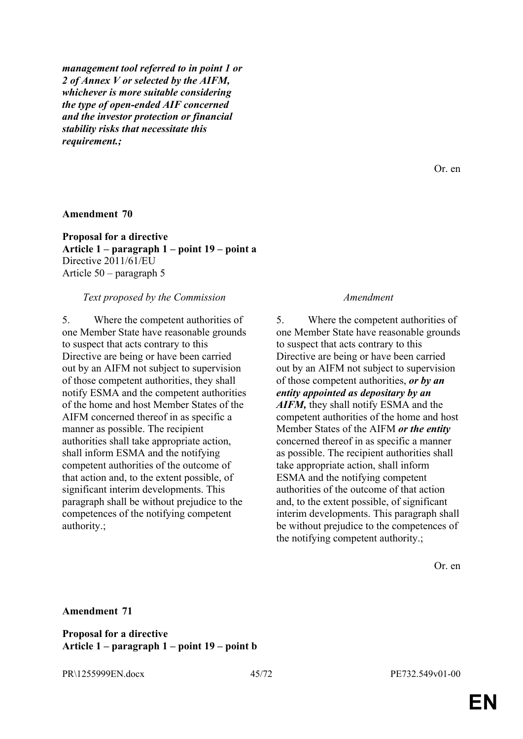| | |
|---|---|
| | ***management tool referred to in point 1 or 2 of Annex V or selected by the AIFM, whichever is more suitable considering the type of open-ended AIF concerned and the investor protection or financial stability risks that necessitate this requirement.;*** |

Or. en

**Amendment 70**

**Proposal for a directive**
**Article 1 – paragraph 1 – point 19 – point a**
Directive 2011/61/EU
Article 50 – paragraph 5

| *Text proposed by the Commission* | *Amendment* |
|---|---|
| 5. Where the competent authorities of one Member State have reasonable grounds to suspect that acts contrary to this Directive are being or have been carried out by an AIFM not subject to supervision of those competent authorities, they shall notify ESMA and the competent authorities of the home and host Member States of the AIFM concerned thereof in as specific a manner as possible. The recipient authorities shall take appropriate action, shall inform ESMA and the notifying competent authorities of the outcome of that action and, to the extent possible, of significant interim developments. This paragraph shall be without prejudice to the competences of the notifying competent authority.; | 5. Where the competent authorities of one Member State have reasonable grounds to suspect that acts contrary to this Directive are being or have been carried out by an AIFM not subject to supervision of those competent authorities, ***or by an entity appointed as depositary by an AIFM,*** they shall notify ESMA and the competent authorities of the home and host Member States of the AIFM ***or the entity*** concerned thereof in as specific a manner as possible. The recipient authorities shall take appropriate action, shall inform ESMA and the notifying competent authorities of the outcome of that action and, to the extent possible, of significant interim developments. This paragraph shall be without prejudice to the competences of the notifying competent authority.; |

Or. en

**Amendment 71**

**Proposal for a directive**
**Article 1 – paragraph 1 – point 19 – point b**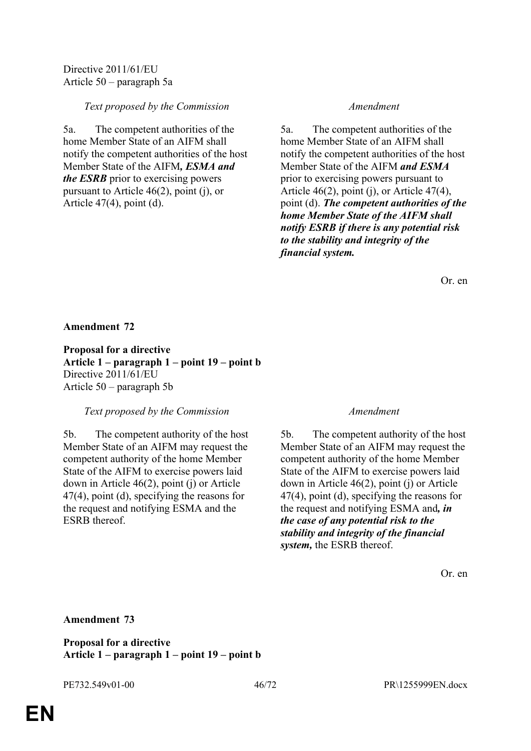Directive 2011/61/EU
Article 50 – paragraph 5a

| *Text proposed by the Commission* | *Amendment* |
|---|---|
| 5a. The competent authorities of the home Member State of an AIFM shall notify the competent authorities of the host Member State of the AIFM***, ESMA and the ESRB*** prior to exercising powers pursuant to Article 46(2), point (j), or Article 47(4), point (d). | 5a. The competent authorities of the home Member State of an AIFM shall notify the competent authorities of the host Member State of the AIFM ***and ESMA*** prior to exercising powers pursuant to Article 46(2), point (j), or Article 47(4), point (d). ***The competent authorities of the home Member State of the AIFM shall notify ESRB if there is any potential risk to the stability and integrity of the financial system.*** |

Or. en

**Amendment 72**

**Proposal for a directive**
**Article 1 – paragraph 1 – point 19 – point b**
Directive 2011/61/EU
Article 50 – paragraph 5b

| *Text proposed by the Commission* | *Amendment* |
|---|---|
| 5b. The competent authority of the host Member State of an AIFM may request the competent authority of the home Member State of the AIFM to exercise powers laid down in Article 46(2), point (j) or Article 47(4), point (d), specifying the reasons for the request and notifying ESMA and the ESRB thereof. | 5b. The competent authority of the host Member State of an AIFM may request the competent authority of the home Member State of the AIFM to exercise powers laid down in Article 46(2), point (j) or Article 47(4), point (d), specifying the reasons for the request and notifying ESMA and***, in the case of any potential risk to the stability and integrity of the financial system,*** the ESRB thereof. |

Or. en

**Amendment 73**

**Proposal for a directive**
**Article 1 – paragraph 1 – point 19 – point b**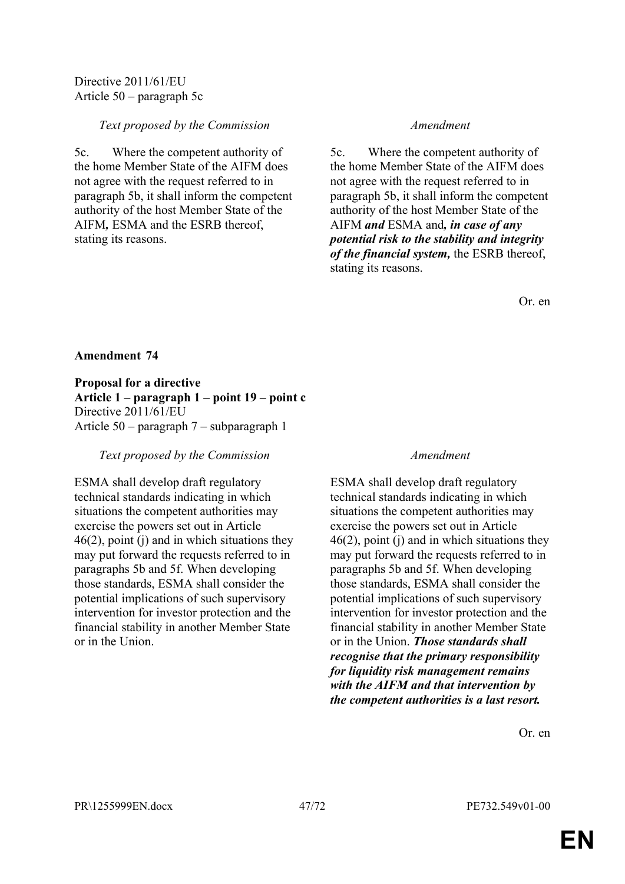Directive 2011/61/EU
Article 50 – paragraph 5c

| *Text proposed by the Commission* | *Amendment* |
|---|---|
| 5c. Where the competent authority of the home Member State of the AIFM does not agree with the request referred to in paragraph 5b, it shall inform the competent authority of the host Member State of the AIFM, ESMA and the ESRB thereof, stating its reasons. | 5c. Where the competent authority of the home Member State of the AIFM does not agree with the request referred to in paragraph 5b, it shall inform the competent authority of the host Member State of the AIFM ***and*** ESMA and***, in case of any potential risk to the stability and integrity of the financial system,*** the ESRB thereof, stating its reasons. |

Or. en

**Amendment 74**

**Proposal for a directive**
**Article 1 – paragraph 1 – point 19 – point c**
Directive 2011/61/EU
Article 50 – paragraph 7 – subparagraph 1

| *Text proposed by the Commission* | *Amendment* |
|---|---|
| ESMA shall develop draft regulatory technical standards indicating in which situations the competent authorities may exercise the powers set out in Article 46(2), point (j) and in which situations they may put forward the requests referred to in paragraphs 5b and 5f. When developing those standards, ESMA shall consider the potential implications of such supervisory intervention for investor protection and the financial stability in another Member State or in the Union. | ESMA shall develop draft regulatory technical standards indicating in which situations the competent authorities may exercise the powers set out in Article 46(2), point (j) and in which situations they may put forward the requests referred to in paragraphs 5b and 5f. When developing those standards, ESMA shall consider the potential implications of such supervisory intervention for investor protection and the financial stability in another Member State or in the Union. ***Those standards shall recognise that the primary responsibility for liquidity risk management remains with the AIFM and that intervention by the competent authorities is a last resort.*** |

Or. en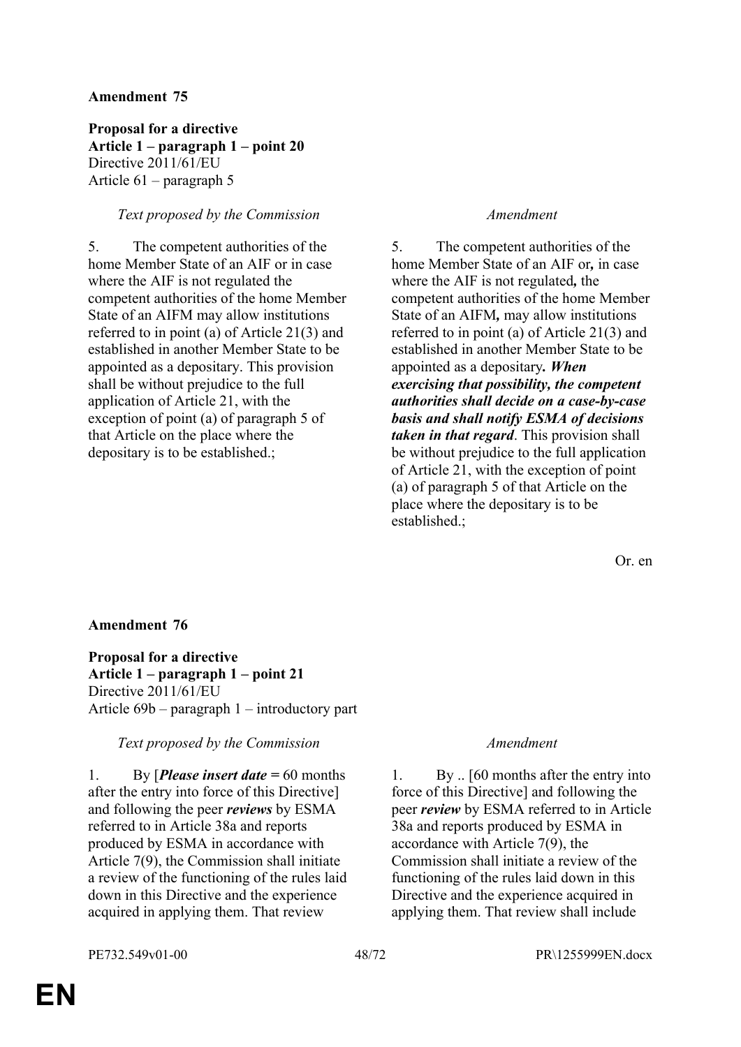**Amendment 75**

**Proposal for a directive**
**Article 1 – paragraph 1 – point 20**
Directive 2011/61/EU
Article 61 – paragraph 5

| *Text proposed by the Commission* | *Amendment* |
|---|---|
| 5. The competent authorities of the home Member State of an AIF or in case where the AIF is not regulated the competent authorities of the home Member State of an AIFM may allow institutions referred to in point (a) of Article 21(3) and established in another Member State to be appointed as a depositary. This provision shall be without prejudice to the full application of Article 21, with the exception of point (a) of paragraph 5 of that Article on the place where the depositary is to be established.; | 5. The competent authorities of the home Member State of an AIF or**,** in case where the AIF is not regulated**,** the competent authorities of the home Member State of an AIFM**,** may allow institutions referred to in point (a) of Article 21(3) and established in another Member State to be appointed as a depositary***. When exercising that possibility, the competent authorities shall decide on a case-by-case basis and shall notify ESMA of decisions taken in that regard***. This provision shall be without prejudice to the full application of Article 21, with the exception of point (a) of paragraph 5 of that Article on the place where the depositary is to be established.; |

Or. en

**Amendment 76**

**Proposal for a directive**
**Article 1 – paragraph 1 – point 21**
Directive 2011/61/EU
Article 69b – paragraph 1 – introductory part

| *Text proposed by the Commission* | *Amendment* |
|---|---|
| 1. By [***Please insert date*** = 60 months after the entry into force of this Directive] and following the peer ***reviews*** by ESMA referred to in Article 38a and reports produced by ESMA in accordance with Article 7(9), the Commission shall initiate a review of the functioning of the rules laid down in this Directive and the experience acquired in applying them. That review | 1. By .. [60 months after the entry into force of this Directive] and following the peer ***review*** by ESMA referred to in Article 38a and reports produced by ESMA in accordance with Article 7(9), the Commission shall initiate a review of the functioning of the rules laid down in this Directive and the experience acquired in applying them. That review shall include |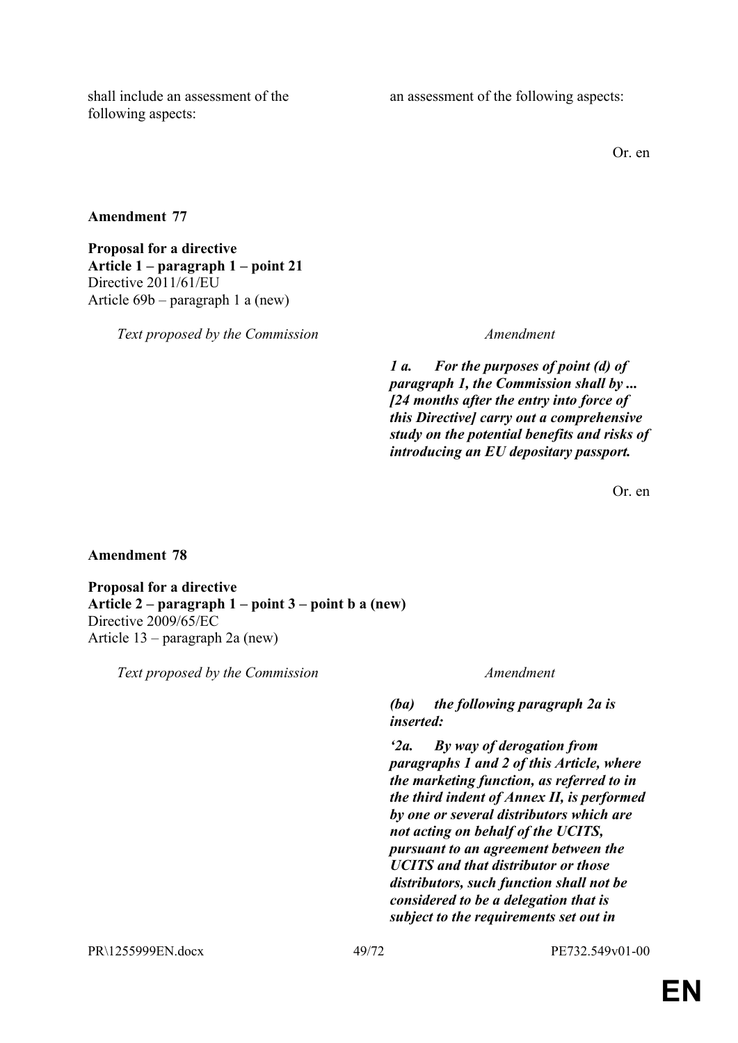| | |
|---|---|
| shall include an assessment of the following aspects: | an assessment of the following aspects: |

Or. en

**Amendment 77**

**Proposal for a directive**
**Article 1 – paragraph 1 – point 21**
Directive 2011/61/EU
Article 69b – paragraph 1 a (new)

| *Text proposed by the Commission* | *Amendment* |
|---|---|
| | ***1 a. For the purposes of point (d) of paragraph 1, the Commission shall by ... [24 months after the entry into force of this Directive] carry out a comprehensive study on the potential benefits and risks of introducing an EU depositary passport.*** |

Or. en

**Amendment 78**

**Proposal for a directive**
**Article 2 – paragraph 1 – point 3 – point b a (new)**
Directive 2009/65/EC
Article 13 – paragraph 2a (new)

| *Text proposed by the Commission* | *Amendment* |
|---|---|
| | ***(ba) the following paragraph 2a is inserted:*** |
| | ***'2a. By way of derogation from paragraphs 1 and 2 of this Article, where the marketing function, as referred to in the third indent of Annex II, is performed by one or several distributors which are not acting on behalf of the UCITS, pursuant to an agreement between the UCITS and that distributor or those distributors, such function shall not be considered to be a delegation that is subject to the requirements set out in*** |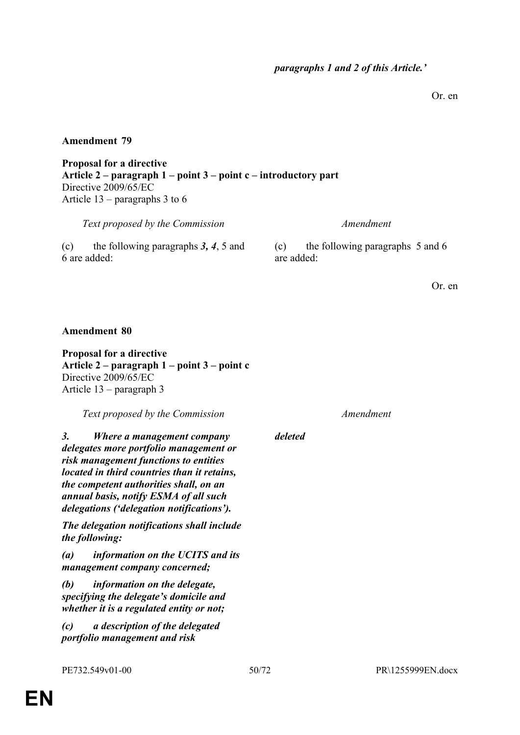| | |
|---|---|
| | ***paragraphs 1 and 2 of this Article.'*** |

Or. en

**Amendment 79**

**Proposal for a directive**
**Article 2 – paragraph 1 – point 3 – point c – introductory part**
Directive 2009/65/EC
Article 13 – paragraphs 3 to 6

| *Text proposed by the Commission* | *Amendment* |
|---|---|
| (c) the following paragraphs ***3, 4***, 5 and 6 are added: | (c) the following paragraphs 5 and 6 are added: |

Or. en

**Amendment 80**

**Proposal for a directive**
**Article 2 – paragraph 1 – point 3 – point c**
Directive 2009/65/EC
Article 13 – paragraph 3

| *Text proposed by the Commission* | *Amendment* |
|---|---|
| ***3. Where a management company delegates more portfolio management or risk management functions to entities located in third countries than it retains, the competent authorities shall, on an annual basis, notify ESMA of all such delegations ('delegation notifications').*** | ***deleted*** |
| ***The delegation notifications shall include the following:*** | |
| ***(a) information on the UCITS and its management company concerned;*** | |
| ***(b) information on the delegate, specifying the delegate's domicile and whether it is a regulated entity or not;*** | |
| ***(c) a description of the delegated portfolio management and risk*** | |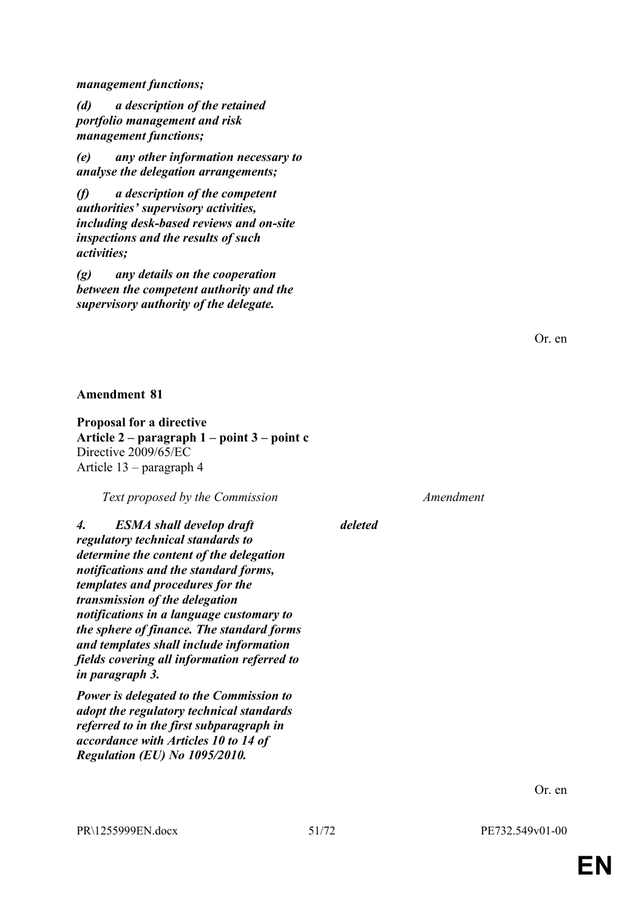***management functions;***

***(d) a description of the retained portfolio management and risk management functions;***

***(e) any other information necessary to analyse the delegation arrangements;***

***(f) a description of the competent authorities' supervisory activities, including desk-based reviews and on-site inspections and the results of such activities;***

***(g) any details on the cooperation between the competent authority and the supervisory authority of the delegate.***

Or. en

**Amendment 81**

**Proposal for a directive**
**Article 2 – paragraph 1 – point 3 – point c**
Directive 2009/65/EC
Article 13 – paragraph 4

| *Text proposed by the Commission* | *Amendment* |
|---|---|
| ***4. ESMA shall develop draft regulatory technical standards to determine the content of the delegation notifications and the standard forms, templates and procedures for the transmission of the delegation notifications in a language customary to the sphere of finance. The standard forms and templates shall include information fields covering all information referred to in paragraph 3.*** | ***deleted*** |
| ***Power is delegated to the Commission to adopt the regulatory technical standards referred to in the first subparagraph in accordance with Articles 10 to 14 of Regulation (EU) No 1095/2010.*** | |

Or. en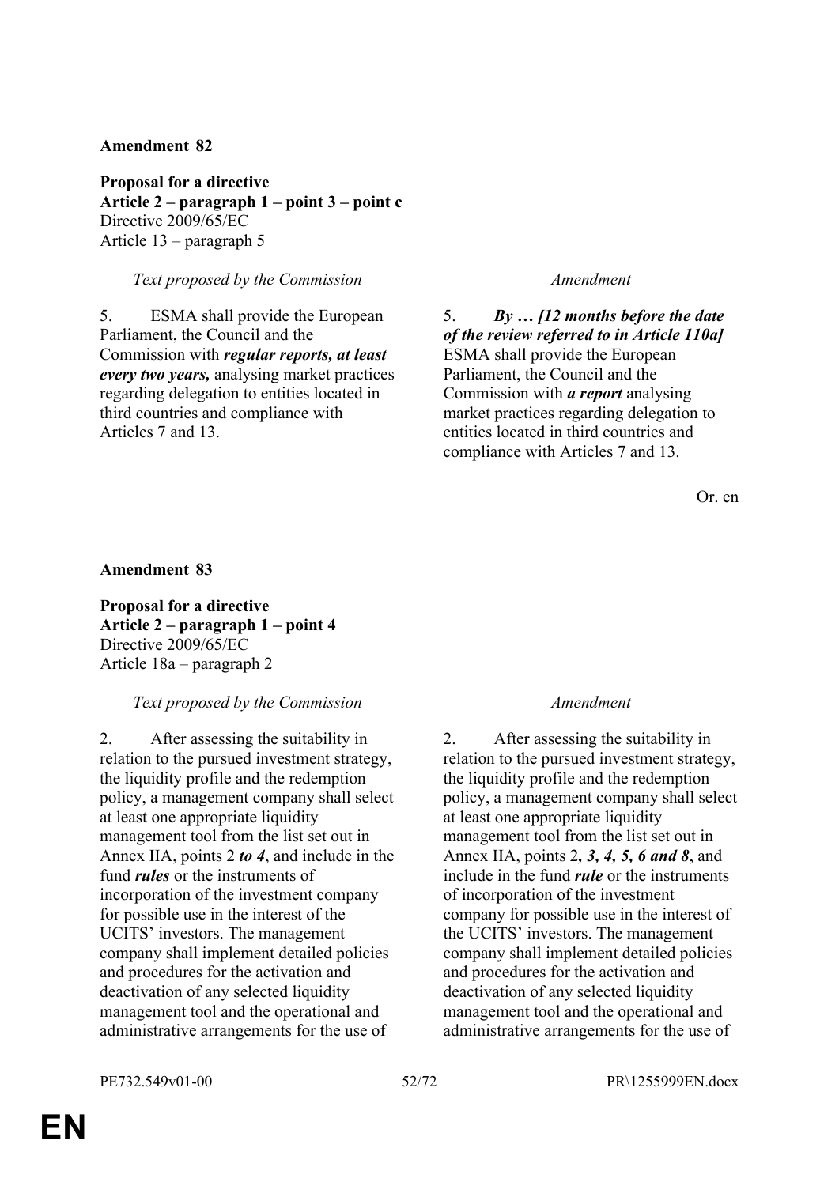**Amendment 82**

**Proposal for a directive**
**Article 2 – paragraph 1 – point 3 – point c**
Directive 2009/65/EC
Article 13 – paragraph 5

| *Text proposed by the Commission* | *Amendment* |
|---|---|
| 5. ESMA shall provide the European Parliament, the Council and the Commission with ***regular reports, at least every two years,*** analysing market practices regarding delegation to entities located in third countries and compliance with Articles 7 and 13. | 5. ***By … [12 months before the date of the review referred to in Article 110a]*** ESMA shall provide the European Parliament, the Council and the Commission with ***a report*** analysing market practices regarding delegation to entities located in third countries and compliance with Articles 7 and 13. |

Or. en

**Amendment 83**

**Proposal for a directive**
**Article 2 – paragraph 1 – point 4**
Directive 2009/65/EC
Article 18a – paragraph 2

| *Text proposed by the Commission* | *Amendment* |
|---|---|
| 2. After assessing the suitability in relation to the pursued investment strategy, the liquidity profile and the redemption policy, a management company shall select at least one appropriate liquidity management tool from the list set out in Annex IIA, points 2 ***to 4***, and include in the fund ***rules*** or the instruments of incorporation of the investment company for possible use in the interest of the UCITS' investors. The management company shall implement detailed policies and procedures for the activation and deactivation of any selected liquidity management tool and the operational and administrative arrangements for the use of | 2. After assessing the suitability in relation to the pursued investment strategy, the liquidity profile and the redemption policy, a management company shall select at least one appropriate liquidity management tool from the list set out in Annex IIA, points 2***, 3, 4, 5, 6 and 8***, and include in the fund ***rule*** or the instruments of incorporation of the investment company for possible use in the interest of the UCITS' investors. The management company shall implement detailed policies and procedures for the activation and deactivation of any selected liquidity management tool and the operational and administrative arrangements for the use of |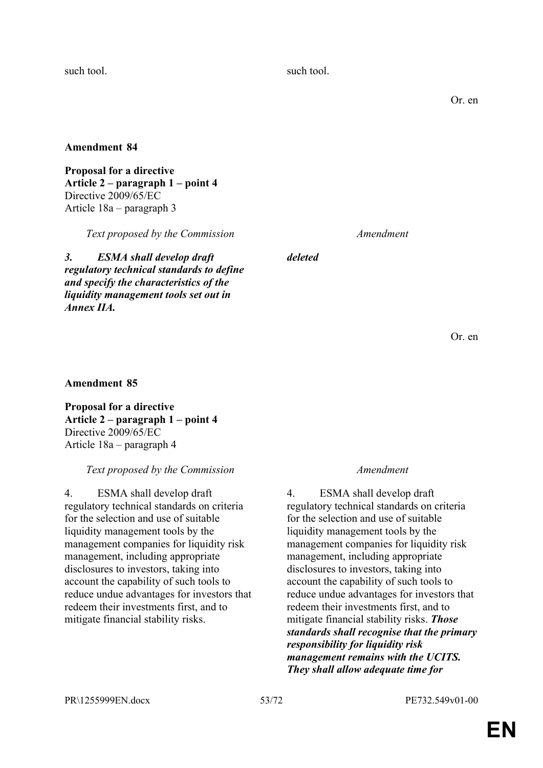| | |
|---|---|
| such tool. | such tool. |

Or. en

**Amendment 84**

**Proposal for a directive**
**Article 2 – paragraph 1 – point 4**
Directive 2009/65/EC
Article 18a – paragraph 3

| *Text proposed by the Commission* | *Amendment* |
|---|---|
| ***3. ESMA shall develop draft regulatory technical standards to define and specify the characteristics of the liquidity management tools set out in Annex IIA.*** | ***deleted*** |

Or. en

**Amendment 85**

**Proposal for a directive**
**Article 2 – paragraph 1 – point 4**
Directive 2009/65/EC
Article 18a – paragraph 4

| *Text proposed by the Commission* | *Amendment* |
|---|---|
| 4. ESMA shall develop draft regulatory technical standards on criteria for the selection and use of suitable liquidity management tools by the management companies for liquidity risk management, including appropriate disclosures to investors, taking into account the capability of such tools to reduce undue advantages for investors that redeem their investments first, and to mitigate financial stability risks. | 4. ESMA shall develop draft regulatory technical standards on criteria for the selection and use of suitable liquidity management tools by the management companies for liquidity risk management, including appropriate disclosures to investors, taking into account the capability of such tools to reduce undue advantages for investors that redeem their investments first, and to mitigate financial stability risks. ***Those standards shall recognise that the primary responsibility for liquidity risk management remains with the UCITS. They shall allow adequate time for*** |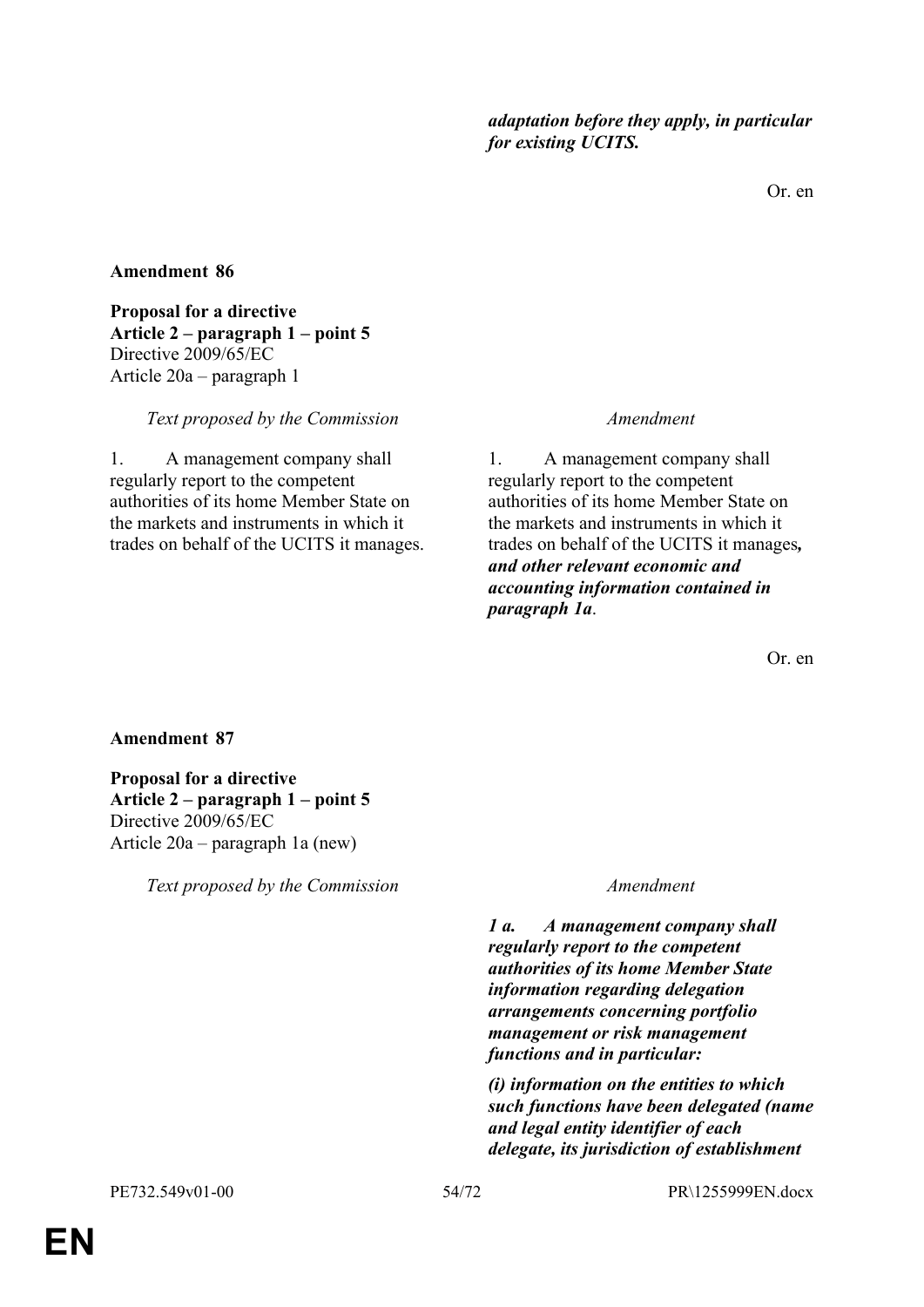*adaptation before they apply, in particular for existing UCITS.*

Or. en

**Amendment 86**

**Proposal for a directive**
**Article 2 – paragraph 1 – point 5**
Directive 2009/65/EC
Article 20a – paragraph 1

| *Text proposed by the Commission* | *Amendment* |
|---|---|
| 1. A management company shall regularly report to the competent authorities of its home Member State on the markets and instruments in which it trades on behalf of the UCITS it manages. | 1. A management company shall regularly report to the competent authorities of its home Member State on the markets and instruments in which it trades on behalf of the UCITS it manages***, and other relevant economic and accounting information contained in paragraph 1a***. |

Or. en

**Amendment 87**

**Proposal for a directive**
**Article 2 – paragraph 1 – point 5**
Directive 2009/65/EC
Article 20a – paragraph 1a (new)

| *Text proposed by the Commission* | *Amendment* |
|---|---|
| | ***1 a. A management company shall regularly report to the competent authorities of its home Member State information regarding delegation arrangements concerning portfolio management or risk management functions and in particular:*** |
| | ***(i) information on the entities to which such functions have been delegated (name and legal entity identifier of each delegate, its jurisdiction of establishment*** |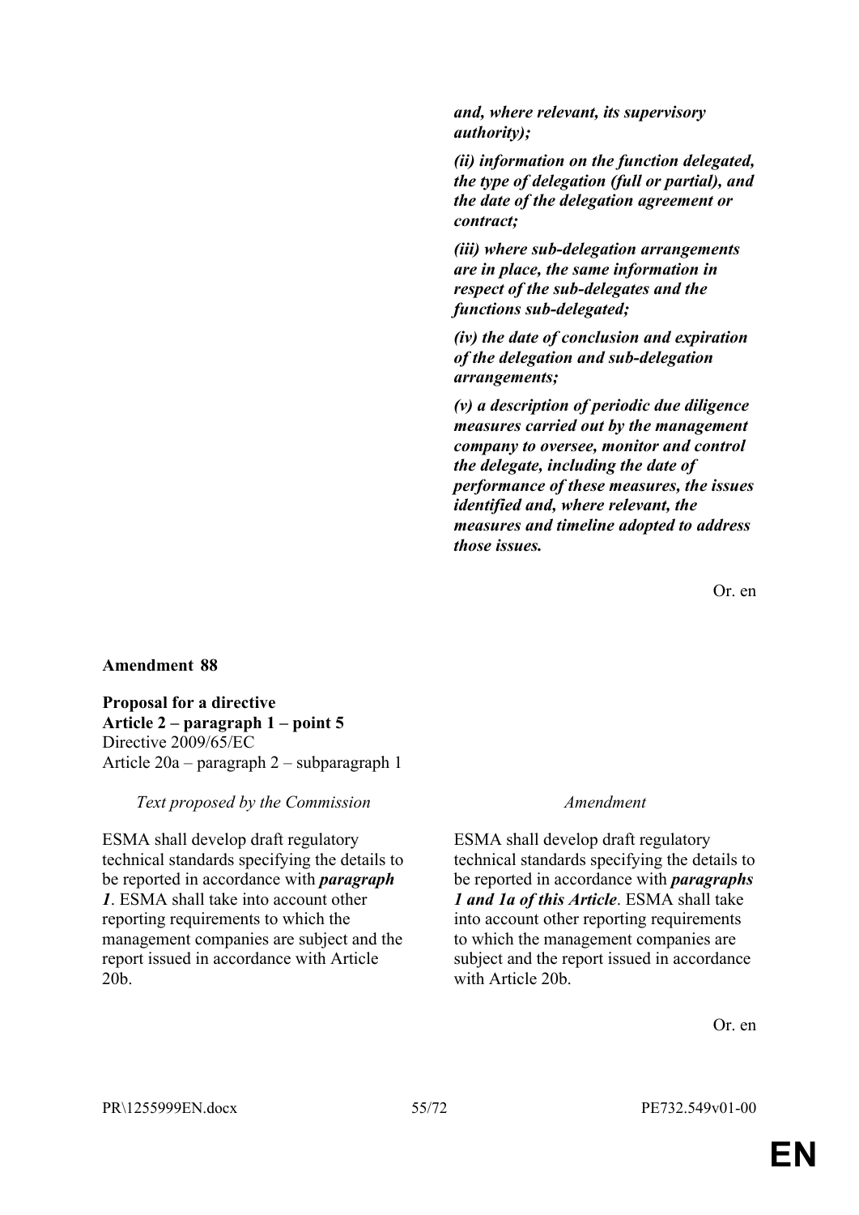| | |
|---|---|
| | ***and, where relevant, its supervisory authority);*** |
| | ***(ii) information on the function delegated, the type of delegation (full or partial), and the date of the delegation agreement or contract;*** |
| | ***(iii) where sub-delegation arrangements are in place, the same information in respect of the sub-delegates and the functions sub-delegated;*** |
| | ***(iv) the date of conclusion and expiration of the delegation and sub-delegation arrangements;*** |
| | ***(v) a description of periodic due diligence measures carried out by the management company to oversee, monitor and control the delegate, including the date of performance of these measures, the issues identified and, where relevant, the measures and timeline adopted to address those issues.*** |

Or. en

**Amendment 88**

**Proposal for a directive**
**Article 2 – paragraph 1 – point 5**
Directive 2009/65/EC
Article 20a – paragraph 2 – subparagraph 1

| *Text proposed by the Commission* | *Amendment* |
|---|---|
| ESMA shall develop draft regulatory technical standards specifying the details to be reported in accordance with ***paragraph 1***. ESMA shall take into account other reporting requirements to which the management companies are subject and the report issued in accordance with Article 20b. | ESMA shall develop draft regulatory technical standards specifying the details to be reported in accordance with ***paragraphs 1 and 1a of this Article***. ESMA shall take into account other reporting requirements to which the management companies are subject and the report issued in accordance with Article 20b. |

Or. en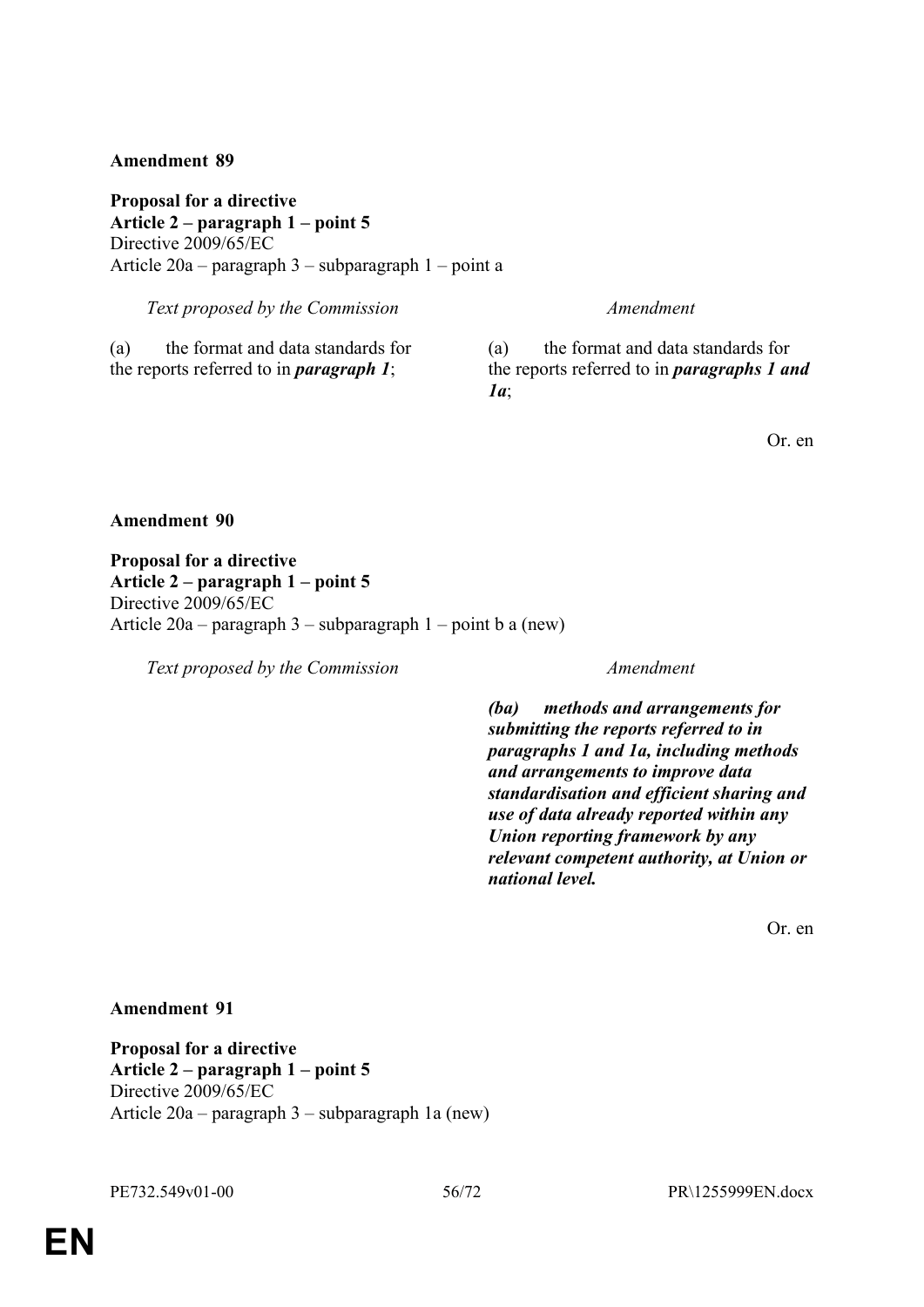**Amendment 89**

**Proposal for a directive**
**Article 2 – paragraph 1 – point 5**
Directive 2009/65/EC
Article 20a – paragraph 3 – subparagraph 1 – point a

| *Text proposed by the Commission* | *Amendment* |
|---|---|
| (a) the format and data standards for the reports referred to in ***paragraph 1***; | (a) the format and data standards for the reports referred to in ***paragraphs 1 and 1a***; |

Or. en

**Amendment 90**

**Proposal for a directive**
**Article 2 – paragraph 1 – point 5**
Directive 2009/65/EC
Article 20a – paragraph 3 – subparagraph 1 – point b a (new)

| *Text proposed by the Commission* | *Amendment* |
|---|---|
| | ***(ba) methods and arrangements for submitting the reports referred to in paragraphs 1 and 1a, including methods and arrangements to improve data standardisation and efficient sharing and use of data already reported within any Union reporting framework by any relevant competent authority, at Union or national level.*** |

Or. en

**Amendment 91**

**Proposal for a directive**
**Article 2 – paragraph 1 – point 5**
Directive 2009/65/EC
Article 20a – paragraph 3 – subparagraph 1a (new)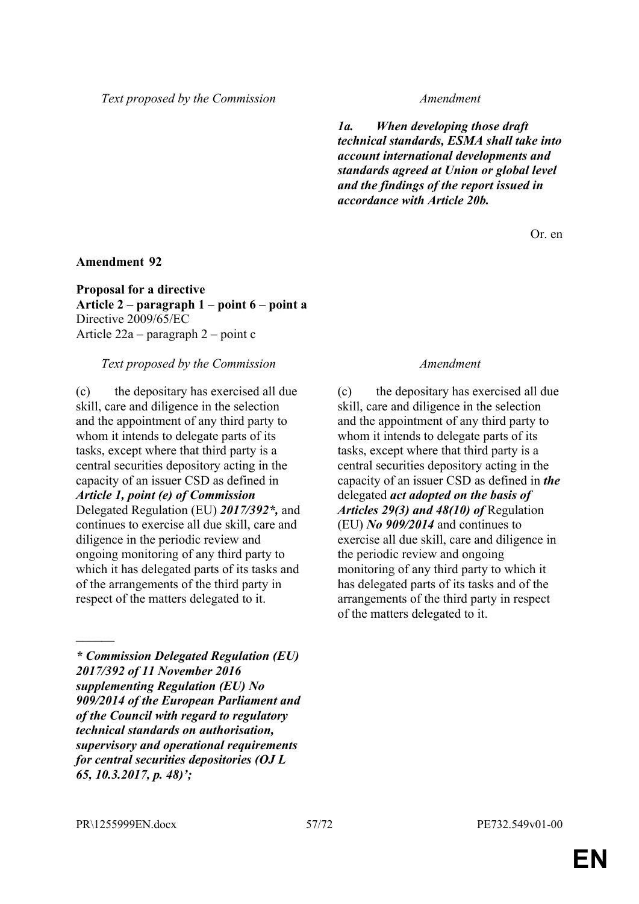| Text proposed by the Commission | Amendment |
|---|---|
| | ***1a. When developing those draft technical standards, ESMA shall take into account international developments and standards agreed at Union or global level and the findings of the report issued in accordance with Article 20b.*** |

Or. en

**Amendment 92**

**Proposal for a directive**
**Article 2 – paragraph 1 – point 6 – point a**
Directive 2009/65/EC
Article 22a – paragraph 2 – point c

| Text proposed by the Commission | Amendment |
|---|---|
| (c) the depositary has exercised all due skill, care and diligence in the selection and the appointment of any third party to whom it intends to delegate parts of its tasks, except where that third party is a central securities depository acting in the capacity of an issuer CSD as defined in ***Article 1, point (e) of Commission*** Delegated Regulation (EU) ***2017/392\*,*** and continues to exercise all due skill, care and diligence in the periodic review and ongoing monitoring of any third party to which it has delegated parts of its tasks and of the arrangements of the third party in respect of the matters delegated to it. | (c) the depositary has exercised all due skill, care and diligence in the selection and the appointment of any third party to whom it intends to delegate parts of its tasks, except where that third party is a central securities depository acting in the capacity of an issuer CSD as defined in ***the*** delegated ***act adopted on the basis of Articles 29(3) and 48(10) of*** Regulation (EU) ***No 909/2014*** and continues to exercise all due skill, care and diligence in the periodic review and ongoing monitoring of any third party to which it has delegated parts of its tasks and of the arrangements of the third party in respect of the matters delegated to it. |
| ______ | |
| ***\* Commission Delegated Regulation (EU) 2017/392 of 11 November 2016 supplementing Regulation (EU) No 909/2014 of the European Parliament and of the Council with regard to regulatory technical standards on authorisation, supervisory and operational requirements for central securities depositories (OJ L 65, 10.3.2017, p. 48)';*** | |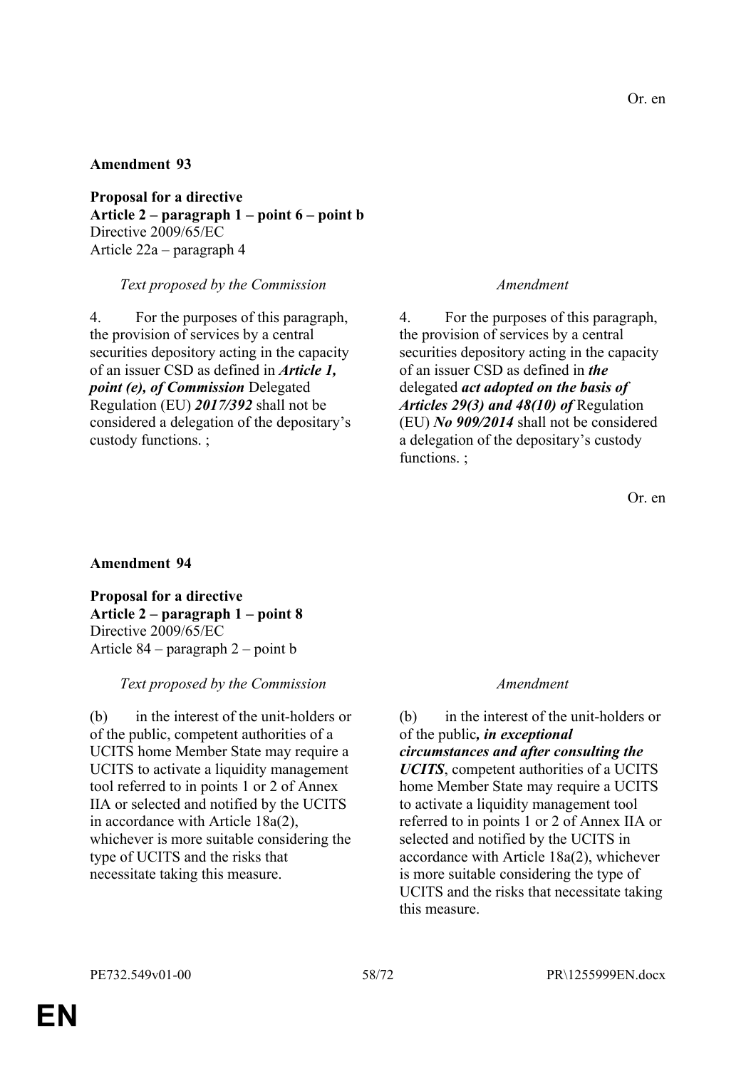Or. en

**Amendment 93**

**Proposal for a directive**
**Article 2 – paragraph 1 – point 6 – point b**
Directive 2009/65/EC
Article 22a – paragraph 4

| *Text proposed by the Commission* | *Amendment* |
|---|---|
| 4. For the purposes of this paragraph, the provision of services by a central securities depository acting in the capacity of an issuer CSD as defined in ***Article 1, point (e), of Commission*** Delegated Regulation (EU) ***2017/392*** shall not be considered a delegation of the depositary's custody functions. ; | 4. For the purposes of this paragraph, the provision of services by a central securities depository acting in the capacity of an issuer CSD as defined in ***the*** delegated ***act adopted on the basis of Articles 29(3) and 48(10) of*** Regulation (EU) ***No 909/2014*** shall not be considered a delegation of the depositary's custody functions. ; |

Or. en

**Amendment 94**

**Proposal for a directive**
**Article 2 – paragraph 1 – point 8**
Directive 2009/65/EC
Article 84 – paragraph 2 – point b

| *Text proposed by the Commission* | *Amendment* |
|---|---|
| (b) in the interest of the unit-holders or of the public, competent authorities of a UCITS home Member State may require a UCITS to activate a liquidity management tool referred to in points 1 or 2 of Annex IIA or selected and notified by the UCITS in accordance with Article 18a(2), whichever is more suitable considering the type of UCITS and the risks that necessitate taking this measure. | (b) in the interest of the unit-holders or of the public***, in exceptional circumstances and after consulting the UCITS***, competent authorities of a UCITS home Member State may require a UCITS to activate a liquidity management tool referred to in points 1 or 2 of Annex IIA or selected and notified by the UCITS in accordance with Article 18a(2), whichever is more suitable considering the type of UCITS and the risks that necessitate taking this measure. |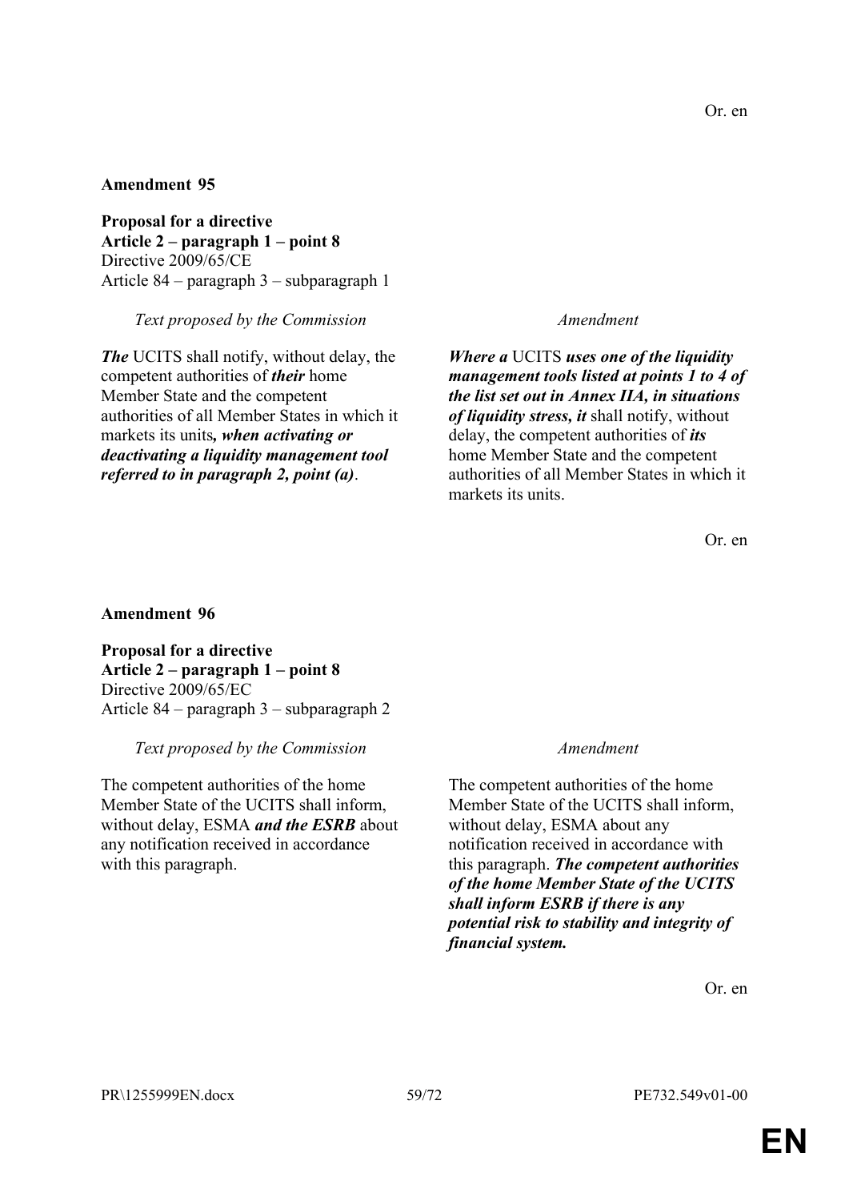Or. en

**Amendment 95**

**Proposal for a directive**
**Article 2 – paragraph 1 – point 8**
Directive 2009/65/CE
Article 84 – paragraph 3 – subparagraph 1

| *Text proposed by the Commission* | *Amendment* |
| --- | --- |
| ***The*** UCITS shall notify, without delay, the competent authorities of ***their*** home Member State and the competent authorities of all Member States in which it markets its units***, when activating or deactivating a liquidity management tool referred to in paragraph 2, point (a)***. | ***Where a*** UCITS ***uses one of the liquidity management tools listed at points 1 to 4 of the list set out in Annex IIA, in situations of liquidity stress, it*** shall notify, without delay, the competent authorities of ***its*** home Member State and the competent authorities of all Member States in which it markets its units. |

Or. en

**Amendment 96**

**Proposal for a directive**
**Article 2 – paragraph 1 – point 8**
Directive 2009/65/EC
Article 84 – paragraph 3 – subparagraph 2

| *Text proposed by the Commission* | *Amendment* |
| --- | --- |
| The competent authorities of the home Member State of the UCITS shall inform, without delay, ESMA ***and the ESRB*** about any notification received in accordance with this paragraph. | The competent authorities of the home Member State of the UCITS shall inform, without delay, ESMA about any notification received in accordance with this paragraph. ***The competent authorities of the home Member State of the UCITS shall inform ESRB if there is any potential risk to stability and integrity of financial system.*** |

Or. en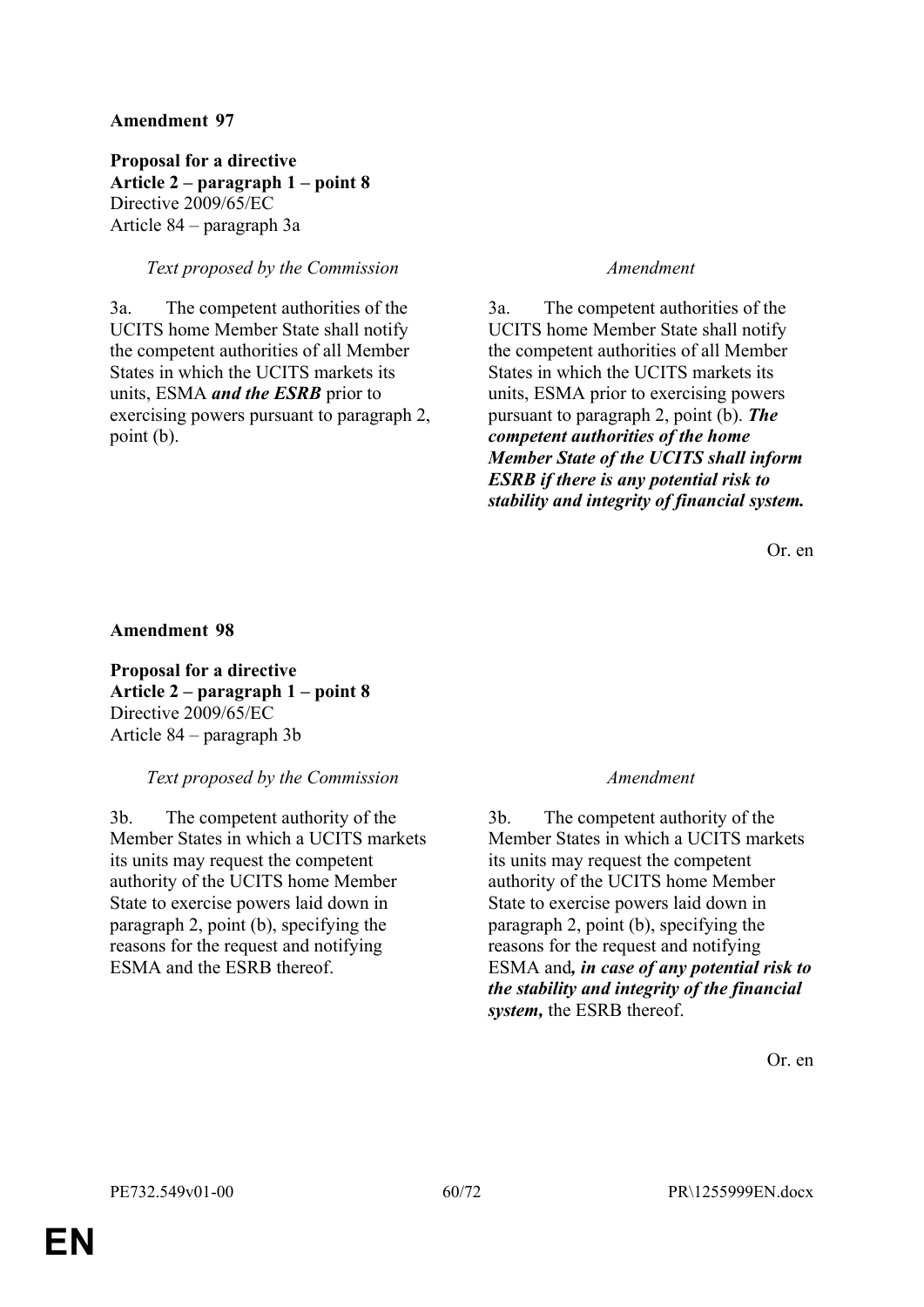**Amendment 97**

**Proposal for a directive**
**Article 2 – paragraph 1 – point 8**
Directive 2009/65/EC
Article 84 – paragraph 3a

| *Text proposed by the Commission* | *Amendment* |
|---|---|
| 3a. The competent authorities of the UCITS home Member State shall notify the competent authorities of all Member States in which the UCITS markets its units, ESMA ***and the ESRB*** prior to exercising powers pursuant to paragraph 2, point (b). | 3a. The competent authorities of the UCITS home Member State shall notify the competent authorities of all Member States in which the UCITS markets its units, ESMA prior to exercising powers pursuant to paragraph 2, point (b). ***The competent authorities of the home Member State of the UCITS shall inform ESRB if there is any potential risk to stability and integrity of financial system.*** |

Or. en

**Amendment 98**

**Proposal for a directive**
**Article 2 – paragraph 1 – point 8**
Directive 2009/65/EC
Article 84 – paragraph 3b

| *Text proposed by the Commission* | *Amendment* |
|---|---|
| 3b. The competent authority of the Member States in which a UCITS markets its units may request the competent authority of the UCITS home Member State to exercise powers laid down in paragraph 2, point (b), specifying the reasons for the request and notifying ESMA and the ESRB thereof. | 3b. The competent authority of the Member States in which a UCITS markets its units may request the competent authority of the UCITS home Member State to exercise powers laid down in paragraph 2, point (b), specifying the reasons for the request and notifying ESMA and***, in case of any potential risk to the stability and integrity of the financial system,*** the ESRB thereof. |

Or. en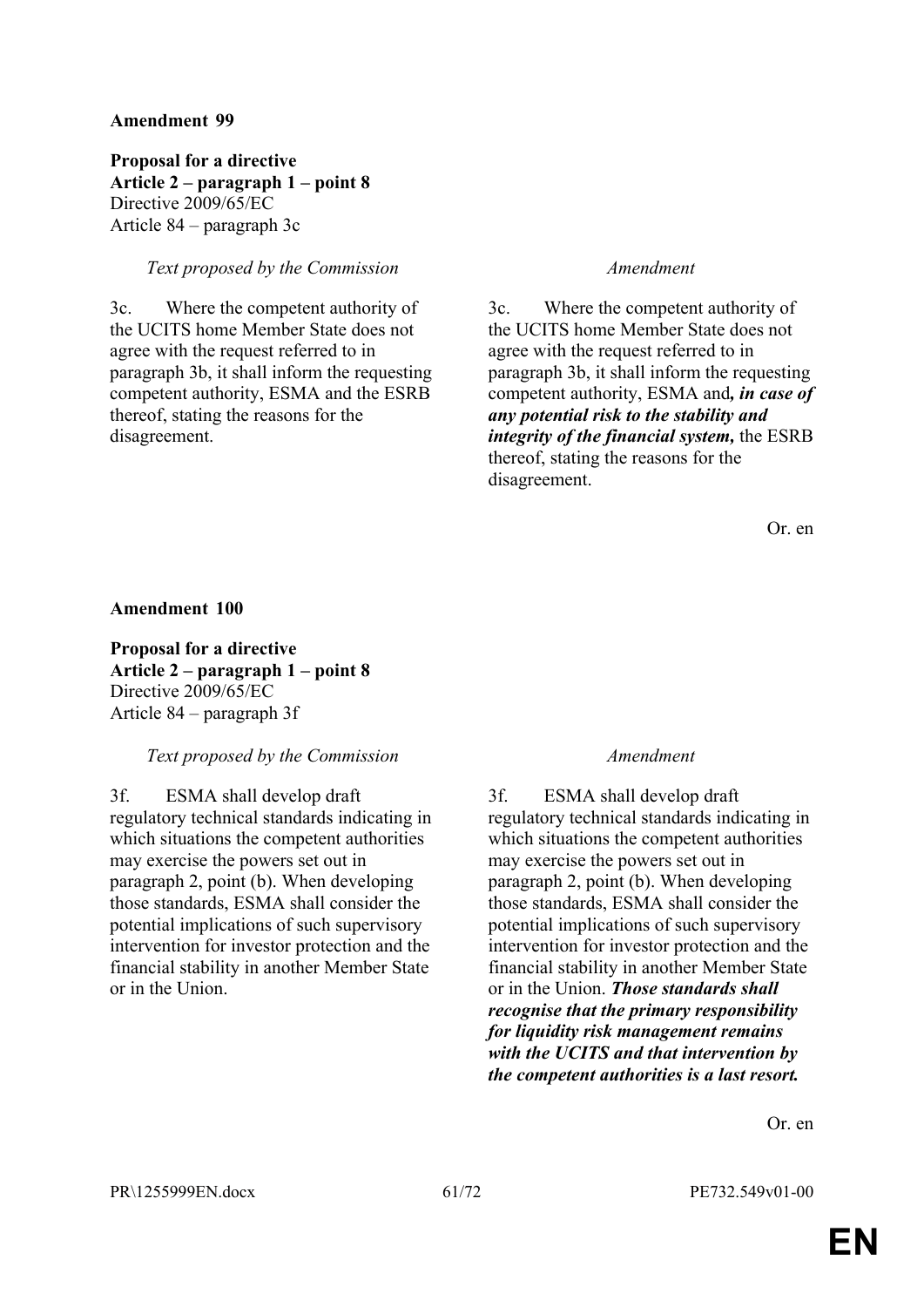**Amendment 99**

**Proposal for a directive**
**Article 2 – paragraph 1 – point 8**
Directive 2009/65/EC
Article 84 – paragraph 3c

| *Text proposed by the Commission* | *Amendment* |
| --- | --- |
| 3c. Where the competent authority of the UCITS home Member State does not agree with the request referred to in paragraph 3b, it shall inform the requesting competent authority, ESMA and the ESRB thereof, stating the reasons for the disagreement. | 3c. Where the competent authority of the UCITS home Member State does not agree with the request referred to in paragraph 3b, it shall inform the requesting competent authority, ESMA and***, in case of any potential risk to the stability and integrity of the financial system,*** the ESRB thereof, stating the reasons for the disagreement. |

Or. en

**Amendment 100**

**Proposal for a directive**
**Article 2 – paragraph 1 – point 8**
Directive 2009/65/EC
Article 84 – paragraph 3f

| *Text proposed by the Commission* | *Amendment* |
| --- | --- |
| 3f. ESMA shall develop draft regulatory technical standards indicating in which situations the competent authorities may exercise the powers set out in paragraph 2, point (b). When developing those standards, ESMA shall consider the potential implications of such supervisory intervention for investor protection and the financial stability in another Member State or in the Union. | 3f. ESMA shall develop draft regulatory technical standards indicating in which situations the competent authorities may exercise the powers set out in paragraph 2, point (b). When developing those standards, ESMA shall consider the potential implications of such supervisory intervention for investor protection and the financial stability in another Member State or in the Union. ***Those standards shall recognise that the primary responsibility for liquidity risk management remains with the UCITS and that intervention by the competent authorities is a last resort.*** |

Or. en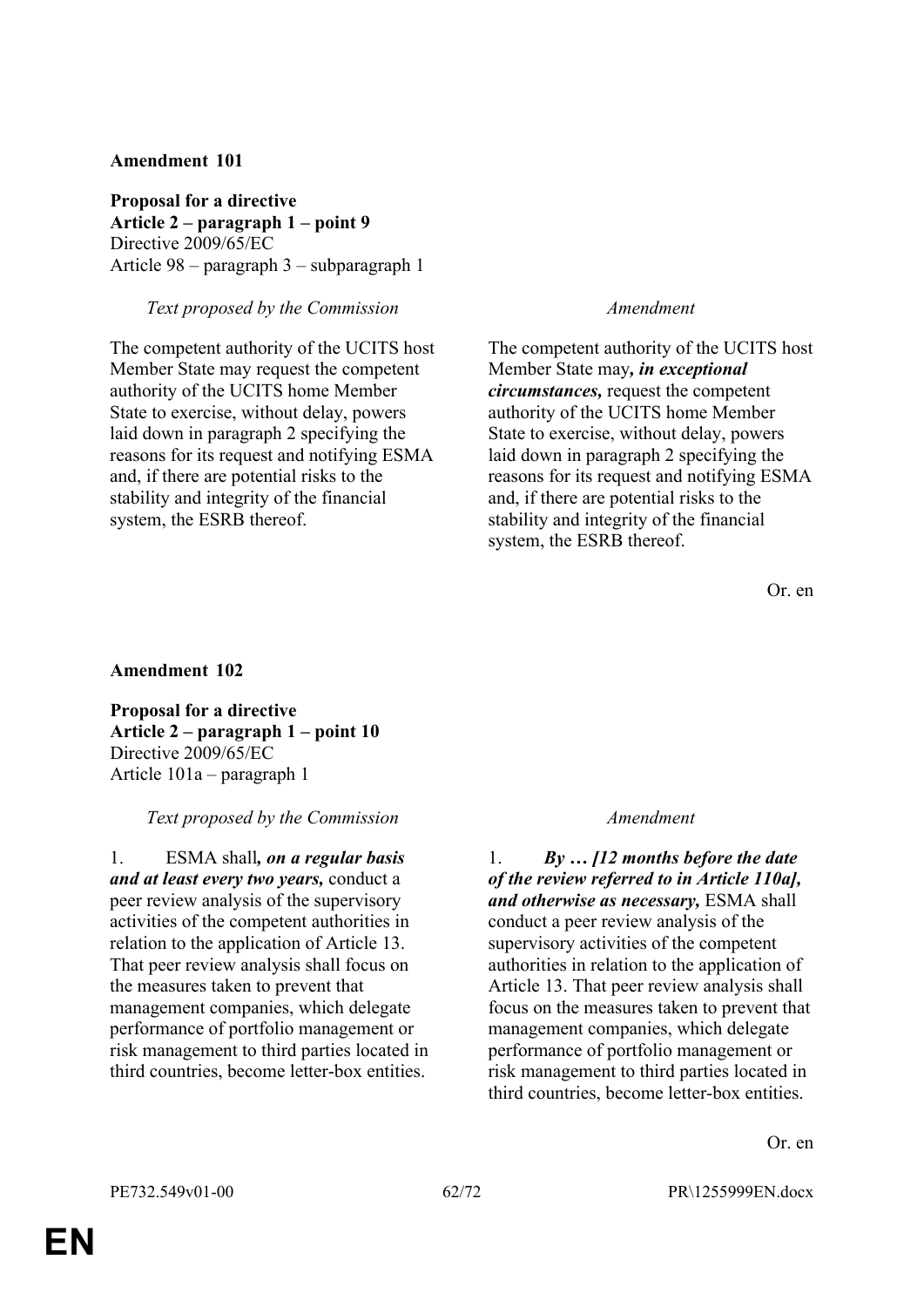**Amendment 101**

**Proposal for a directive**
**Article 2 – paragraph 1 – point 9**
Directive 2009/65/EC
Article 98 – paragraph 3 – subparagraph 1

| *Text proposed by the Commission* | *Amendment* |
|---|---|
| The competent authority of the UCITS host Member State may request the competent authority of the UCITS home Member State to exercise, without delay, powers laid down in paragraph 2 specifying the reasons for its request and notifying ESMA and, if there are potential risks to the stability and integrity of the financial system, the ESRB thereof. | The competent authority of the UCITS host Member State may***, in exceptional circumstances,*** request the competent authority of the UCITS home Member State to exercise, without delay, powers laid down in paragraph 2 specifying the reasons for its request and notifying ESMA and, if there are potential risks to the stability and integrity of the financial system, the ESRB thereof. |

Or. en

**Amendment 102**

**Proposal for a directive**
**Article 2 – paragraph 1 – point 10**
Directive 2009/65/EC
Article 101a – paragraph 1

| *Text proposed by the Commission* | *Amendment* |
|---|---|
| 1. ESMA shall***, on a regular basis and at least every two years,*** conduct a peer review analysis of the supervisory activities of the competent authorities in relation to the application of Article 13. That peer review analysis shall focus on the measures taken to prevent that management companies, which delegate performance of portfolio management or risk management to third parties located in third countries, become letter-box entities. | 1. ***By … [12 months before the date of the review referred to in Article 110a], and otherwise as necessary,*** ESMA shall conduct a peer review analysis of the supervisory activities of the competent authorities in relation to the application of Article 13. That peer review analysis shall focus on the measures taken to prevent that management companies, which delegate performance of portfolio management or risk management to third parties located in third countries, become letter-box entities. |

Or. en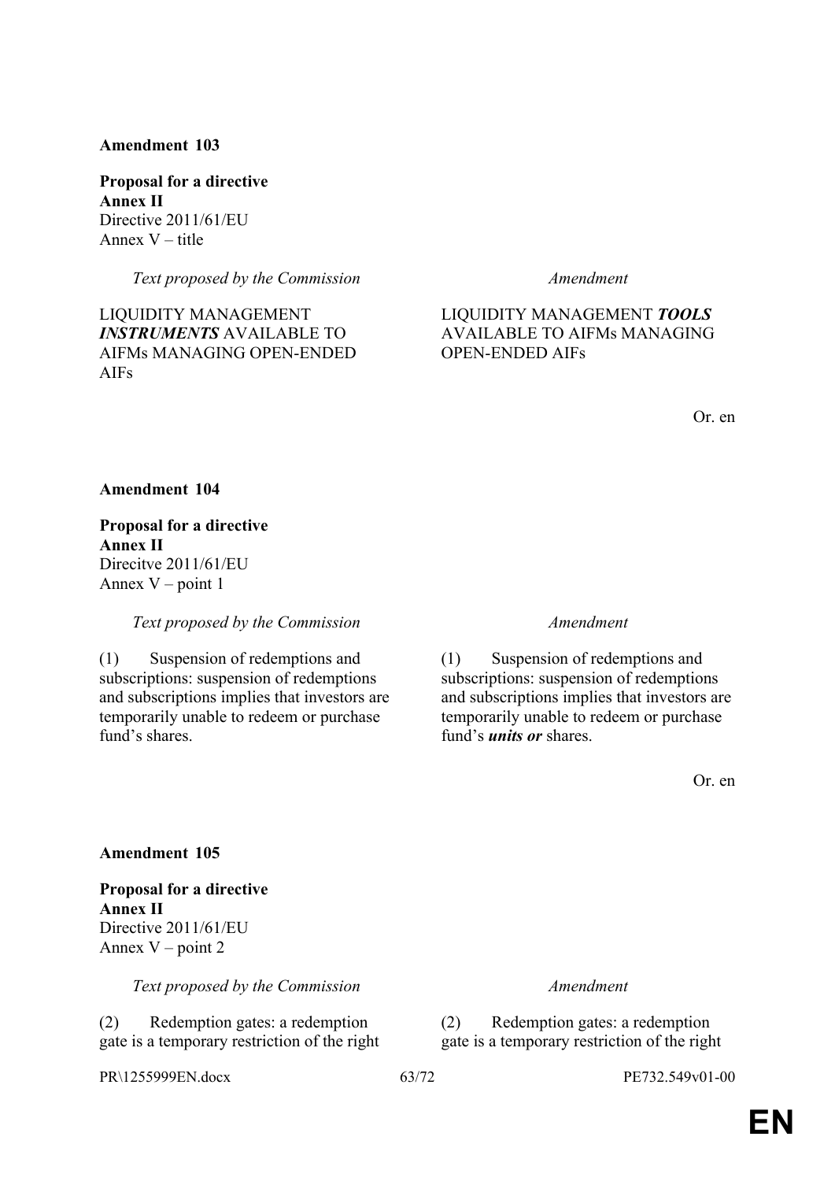**Amendment 103**

**Proposal for a directive**
**Annex II**
Directive 2011/61/EU
Annex V – title

| *Text proposed by the Commission* | *Amendment* |
|---|---|
| LIQUIDITY MANAGEMENT ***INSTRUMENTS*** AVAILABLE TO AIFMs MANAGING OPEN-ENDED AIFs | LIQUIDITY MANAGEMENT ***TOOLS*** AVAILABLE TO AIFMs MANAGING OPEN-ENDED AIFs |

Or. en

**Amendment 104**

**Proposal for a directive**
**Annex II**
Direcitve 2011/61/EU
Annex V – point 1

| *Text proposed by the Commission* | *Amendment* |
|---|---|
| (1) Suspension of redemptions and subscriptions: suspension of redemptions and subscriptions implies that investors are temporarily unable to redeem or purchase fund's shares. | (1) Suspension of redemptions and subscriptions: suspension of redemptions and subscriptions implies that investors are temporarily unable to redeem or purchase fund's ***units or*** shares. |

Or. en

**Amendment 105**

**Proposal for a directive**
**Annex II**
Directive 2011/61/EU
Annex V – point 2

| *Text proposed by the Commission* | *Amendment* |
|---|---|
| (2) Redemption gates: a redemption gate is a temporary restriction of the right | (2) Redemption gates: a redemption gate is a temporary restriction of the right |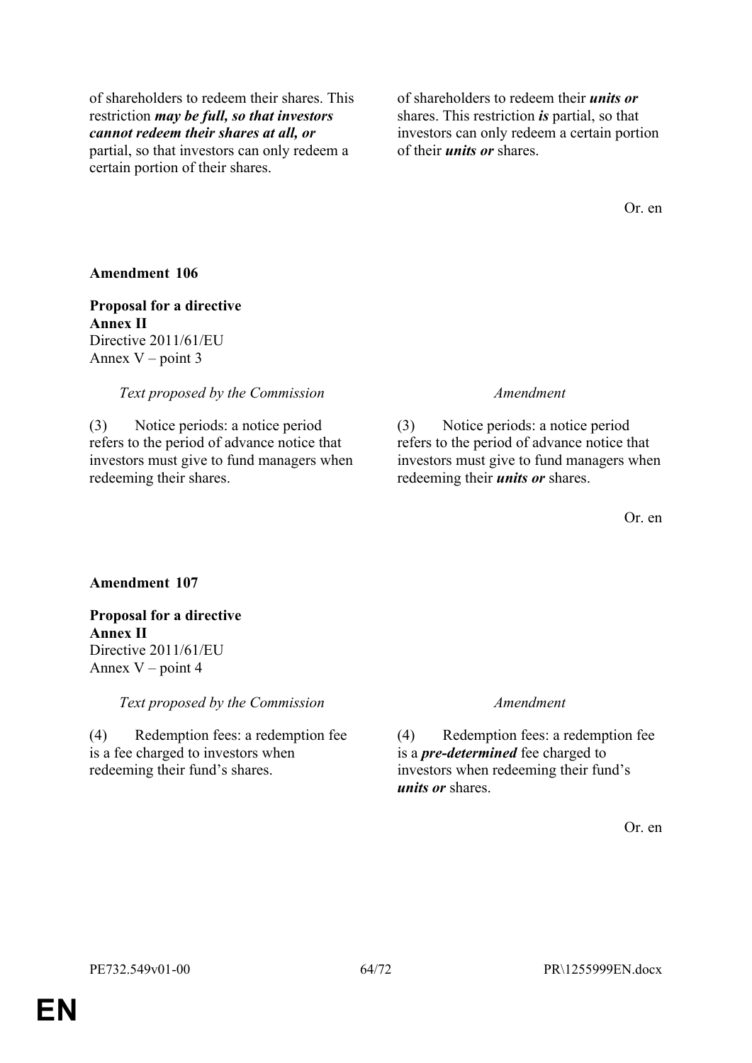| | |
|---|---|
| of shareholders to redeem their shares. This restriction ***may be full, so that investors cannot redeem their shares at all, or*** partial, so that investors can only redeem a certain portion of their shares. | of shareholders to redeem their ***units or*** shares. This restriction ***is*** partial, so that investors can only redeem a certain portion of their ***units or*** shares. |

Or. en

**Amendment 106**

**Proposal for a directive**
**Annex II**
Directive 2011/61/EU
Annex V – point 3

| *Text proposed by the Commission* | *Amendment* |
|---|---|
| (3) Notice periods: a notice period refers to the period of advance notice that investors must give to fund managers when redeeming their shares. | (3) Notice periods: a notice period refers to the period of advance notice that investors must give to fund managers when redeeming their ***units or*** shares. |

Or. en

**Amendment 107**

**Proposal for a directive**
**Annex II**
Directive 2011/61/EU
Annex V – point 4

| *Text proposed by the Commission* | *Amendment* |
|---|---|
| (4) Redemption fees: a redemption fee is a fee charged to investors when redeeming their fund's shares. | (4) Redemption fees: a redemption fee is a ***pre-determined*** fee charged to investors when redeeming their fund's ***units or*** shares. |

Or. en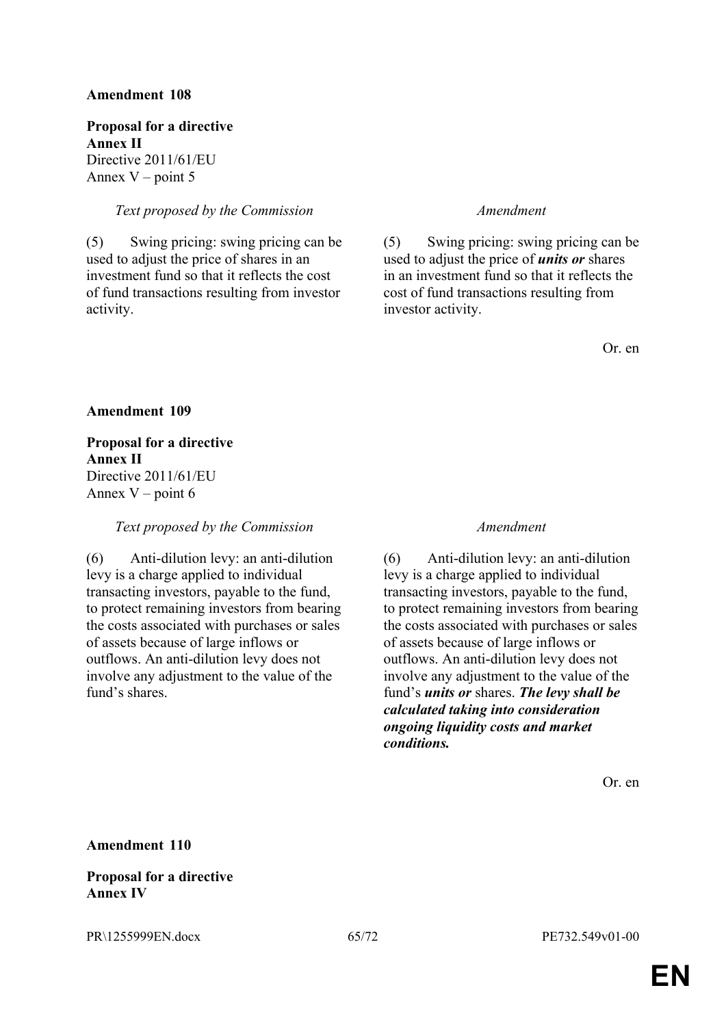**Amendment 108**

**Proposal for a directive**
**Annex II**
Directive 2011/61/EU
Annex V – point 5

| *Text proposed by the Commission* | *Amendment* |
|---|---|
| (5) Swing pricing: swing pricing can be used to adjust the price of shares in an investment fund so that it reflects the cost of fund transactions resulting from investor activity. | (5) Swing pricing: swing pricing can be used to adjust the price of ***units or*** shares in an investment fund so that it reflects the cost of fund transactions resulting from investor activity. |

Or. en

**Amendment 109**

**Proposal for a directive**
**Annex II**
Directive 2011/61/EU
Annex V – point 6

| *Text proposed by the Commission* | *Amendment* |
|---|---|
| (6) Anti-dilution levy: an anti-dilution levy is a charge applied to individual transacting investors, payable to the fund, to protect remaining investors from bearing the costs associated with purchases or sales of assets because of large inflows or outflows. An anti-dilution levy does not involve any adjustment to the value of the fund's shares. | (6) Anti-dilution levy: an anti-dilution levy is a charge applied to individual transacting investors, payable to the fund, to protect remaining investors from bearing the costs associated with purchases or sales of assets because of large inflows or outflows. An anti-dilution levy does not involve any adjustment to the value of the fund's ***units or*** shares. ***The levy shall be calculated taking into consideration ongoing liquidity costs and market conditions.*** |

Or. en

**Amendment 110**

**Proposal for a directive**
**Annex IV**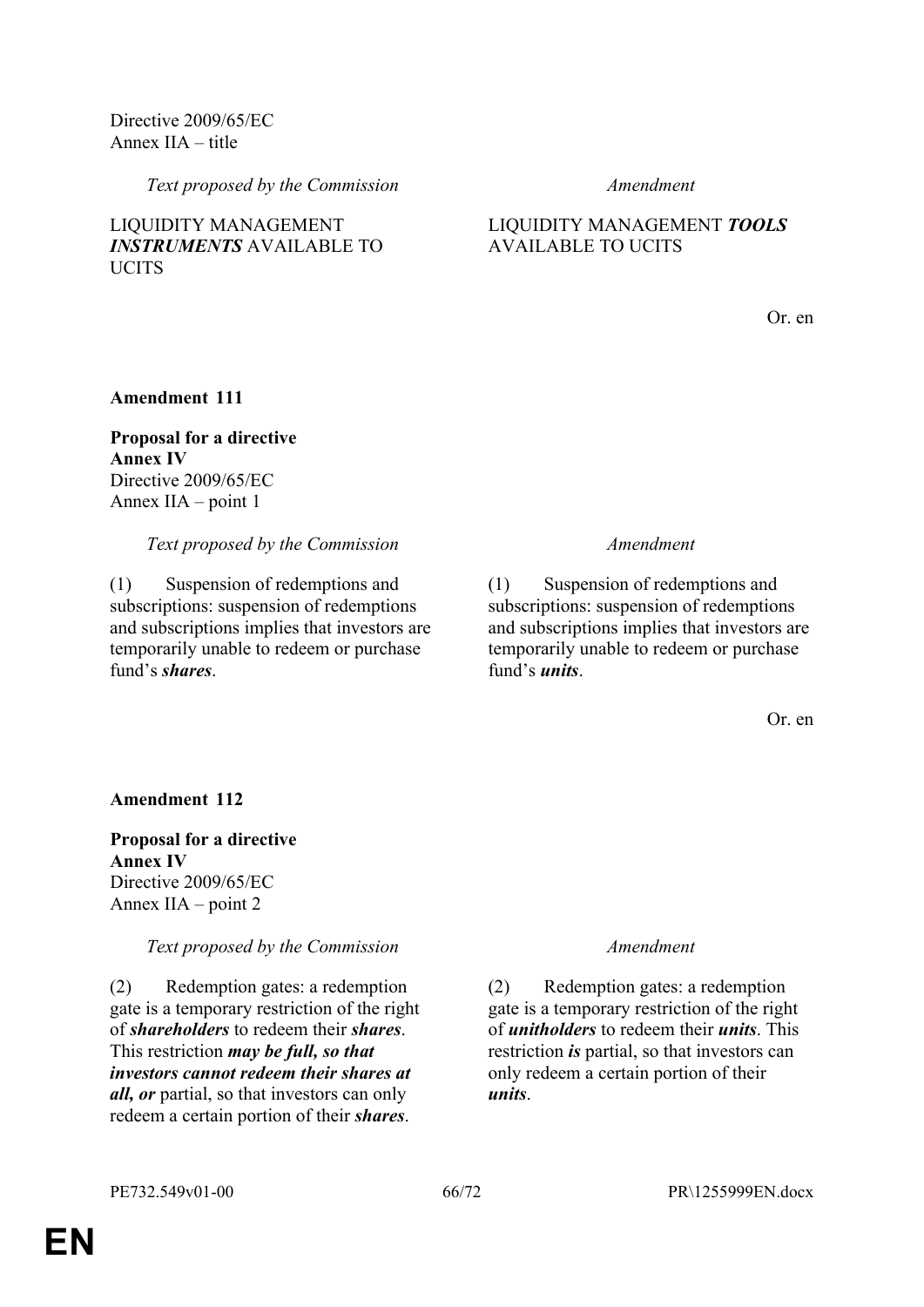Directive 2009/65/EC
Annex IIA – title

| *Text proposed by the Commission* | *Amendment* |
| --- | --- |
| LIQUIDITY MANAGEMENT ***INSTRUMENTS*** AVAILABLE TO UCITS | LIQUIDITY MANAGEMENT ***TOOLS*** AVAILABLE TO UCITS |

Or. en

**Amendment 111**

**Proposal for a directive**
**Annex IV**
Directive 2009/65/EC
Annex IIA – point 1

| *Text proposed by the Commission* | *Amendment* |
| --- | --- |
| (1) Suspension of redemptions and subscriptions: suspension of redemptions and subscriptions implies that investors are temporarily unable to redeem or purchase fund's ***shares***. | (1) Suspension of redemptions and subscriptions: suspension of redemptions and subscriptions implies that investors are temporarily unable to redeem or purchase fund's ***units***. |

Or. en

**Amendment 112**

**Proposal for a directive**
**Annex IV**
Directive 2009/65/EC
Annex IIA – point 2

| *Text proposed by the Commission* | *Amendment* |
| --- | --- |
| (2) Redemption gates: a redemption gate is a temporary restriction of the right of ***shareholders*** to redeem their ***shares***. This restriction ***may be full, so that investors cannot redeem their shares at all, or*** partial, so that investors can only redeem a certain portion of their ***shares***. | (2) Redemption gates: a redemption gate is a temporary restriction of the right of ***unitholders*** to redeem their ***units***. This restriction ***is*** partial, so that investors can only redeem a certain portion of their ***units***. |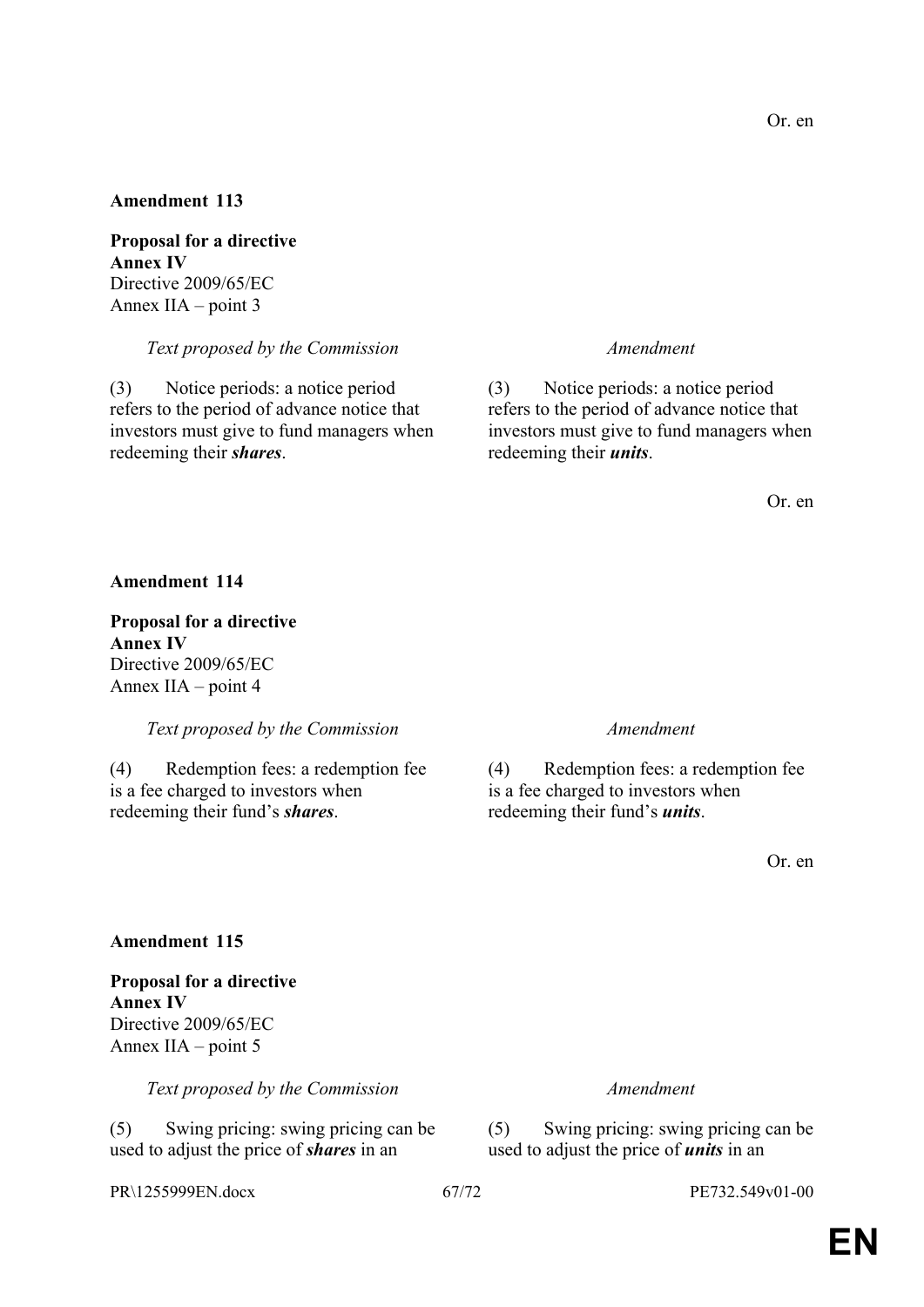Or. en

**Amendment 113**

**Proposal for a directive**
**Annex IV**
Directive 2009/65/EC
Annex IIA – point 3

| *Text proposed by the Commission* | *Amendment* |
|---|---|
| (3) Notice periods: a notice period refers to the period of advance notice that investors must give to fund managers when redeeming their ***shares***. | (3) Notice periods: a notice period refers to the period of advance notice that investors must give to fund managers when redeeming their ***units***. |

Or. en

**Amendment 114**

**Proposal for a directive**
**Annex IV**
Directive 2009/65/EC
Annex IIA – point 4

| *Text proposed by the Commission* | *Amendment* |
|---|---|
| (4) Redemption fees: a redemption fee is a fee charged to investors when redeeming their fund's ***shares***. | (4) Redemption fees: a redemption fee is a fee charged to investors when redeeming their fund's ***units***. |

Or. en

**Amendment 115**

**Proposal for a directive**
**Annex IV**
Directive 2009/65/EC
Annex IIA – point 5

| *Text proposed by the Commission* | *Amendment* |
|---|---|
| (5) Swing pricing: swing pricing can be used to adjust the price of ***shares*** in an | (5) Swing pricing: swing pricing can be used to adjust the price of ***units*** in an |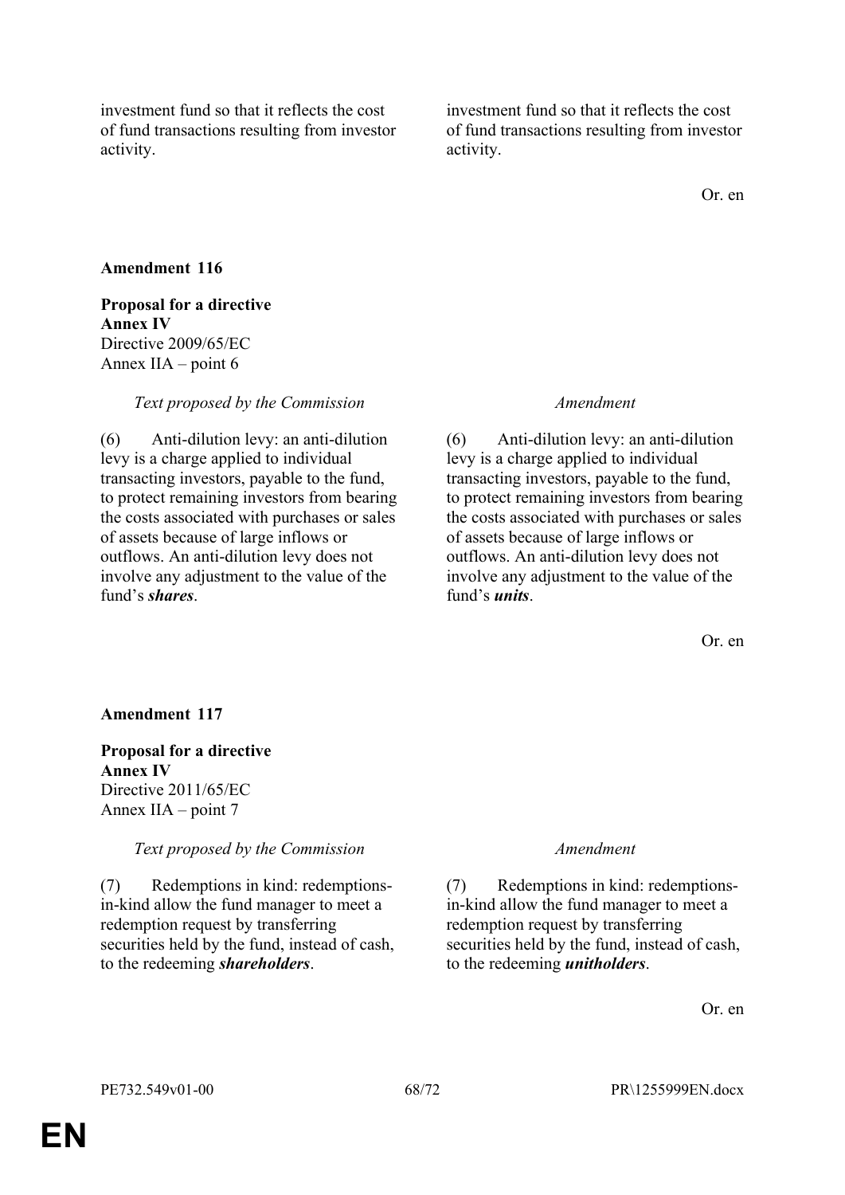| | |
|---|---|
| investment fund so that it reflects the cost of fund transactions resulting from investor activity. | investment fund so that it reflects the cost of fund transactions resulting from investor activity. |

Or. en

**Amendment 116**

**Proposal for a directive**
**Annex IV**
Directive 2009/65/EC
Annex IIA – point 6

| *Text proposed by the Commission* | *Amendment* |
|---|---|
| (6) Anti-dilution levy: an anti-dilution levy is a charge applied to individual transacting investors, payable to the fund, to protect remaining investors from bearing the costs associated with purchases or sales of assets because of large inflows or outflows. An anti-dilution levy does not involve any adjustment to the value of the fund's ***shares***. | (6) Anti-dilution levy: an anti-dilution levy is a charge applied to individual transacting investors, payable to the fund, to protect remaining investors from bearing the costs associated with purchases or sales of assets because of large inflows or outflows. An anti-dilution levy does not involve any adjustment to the value of the fund's ***units***. |

Or. en

**Amendment 117**

**Proposal for a directive**
**Annex IV**
Directive 2011/65/EC
Annex IIA – point 7

| *Text proposed by the Commission* | *Amendment* |
|---|---|
| (7) Redemptions in kind: redemptions-in-kind allow the fund manager to meet a redemption request by transferring securities held by the fund, instead of cash, to the redeeming ***shareholders***. | (7) Redemptions in kind: redemptions-in-kind allow the fund manager to meet a redemption request by transferring securities held by the fund, instead of cash, to the redeeming ***unitholders***. |

Or. en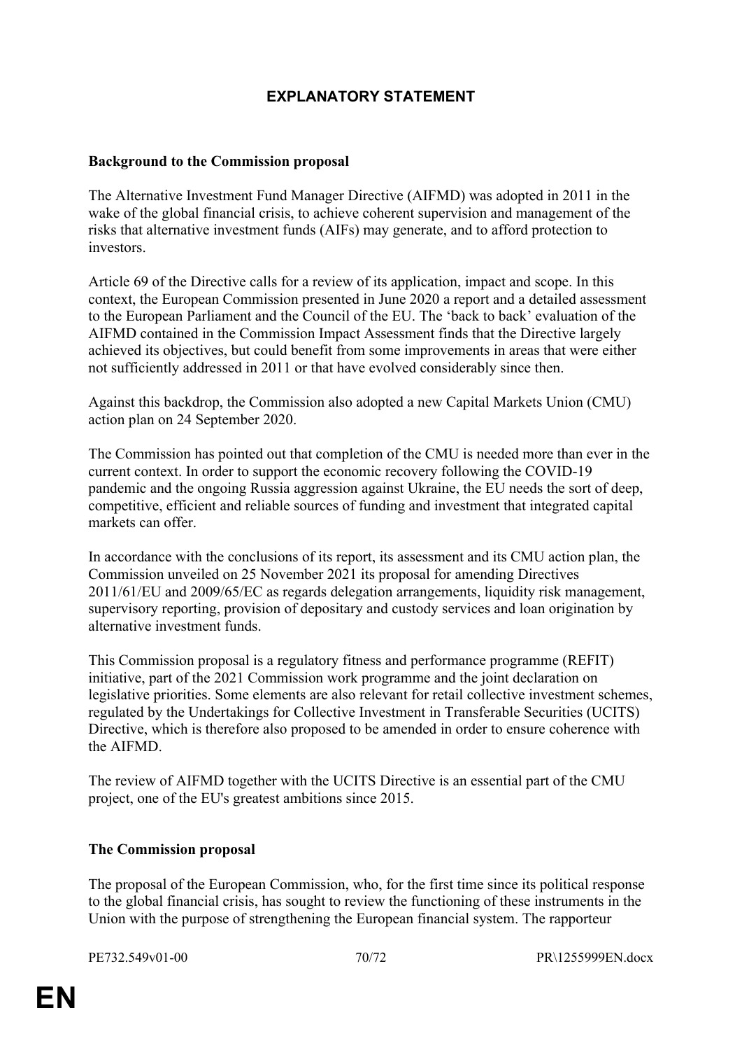# EXPLANATORY STATEMENT

**Background to the Commission proposal**

The Alternative Investment Fund Manager Directive (AIFMD) was adopted in 2011 in the wake of the global financial crisis, to achieve coherent supervision and management of the risks that alternative investment funds (AIFs) may generate, and to afford protection to investors.

Article 69 of the Directive calls for a review of its application, impact and scope. In this context, the European Commission presented in June 2020 a report and a detailed assessment to the European Parliament and the Council of the EU. The 'back to back' evaluation of the AIFMD contained in the Commission Impact Assessment finds that the Directive largely achieved its objectives, but could benefit from some improvements in areas that were either not sufficiently addressed in 2011 or that have evolved considerably since then.

Against this backdrop, the Commission also adopted a new Capital Markets Union (CMU) action plan on 24 September 2020.

The Commission has pointed out that completion of the CMU is needed more than ever in the current context. In order to support the economic recovery following the COVID-19 pandemic and the ongoing Russia aggression against Ukraine, the EU needs the sort of deep, competitive, efficient and reliable sources of funding and investment that integrated capital markets can offer.

In accordance with the conclusions of its report, its assessment and its CMU action plan, the Commission unveiled on 25 November 2021 its proposal for amending Directives 2011/61/EU and 2009/65/EC as regards delegation arrangements, liquidity risk management, supervisory reporting, provision of depositary and custody services and loan origination by alternative investment funds.

This Commission proposal is a regulatory fitness and performance programme (REFIT) initiative, part of the 2021 Commission work programme and the joint declaration on legislative priorities. Some elements are also relevant for retail collective investment schemes, regulated by the Undertakings for Collective Investment in Transferable Securities (UCITS) Directive, which is therefore also proposed to be amended in order to ensure coherence with the AIFMD.

The review of AIFMD together with the UCITS Directive is an essential part of the CMU project, one of the EU's greatest ambitions since 2015.

**The Commission proposal**

The proposal of the European Commission, who, for the first time since its political response to the global financial crisis, has sought to review the functioning of these instruments in the Union with the purpose of strengthening the European financial system. The rapporteur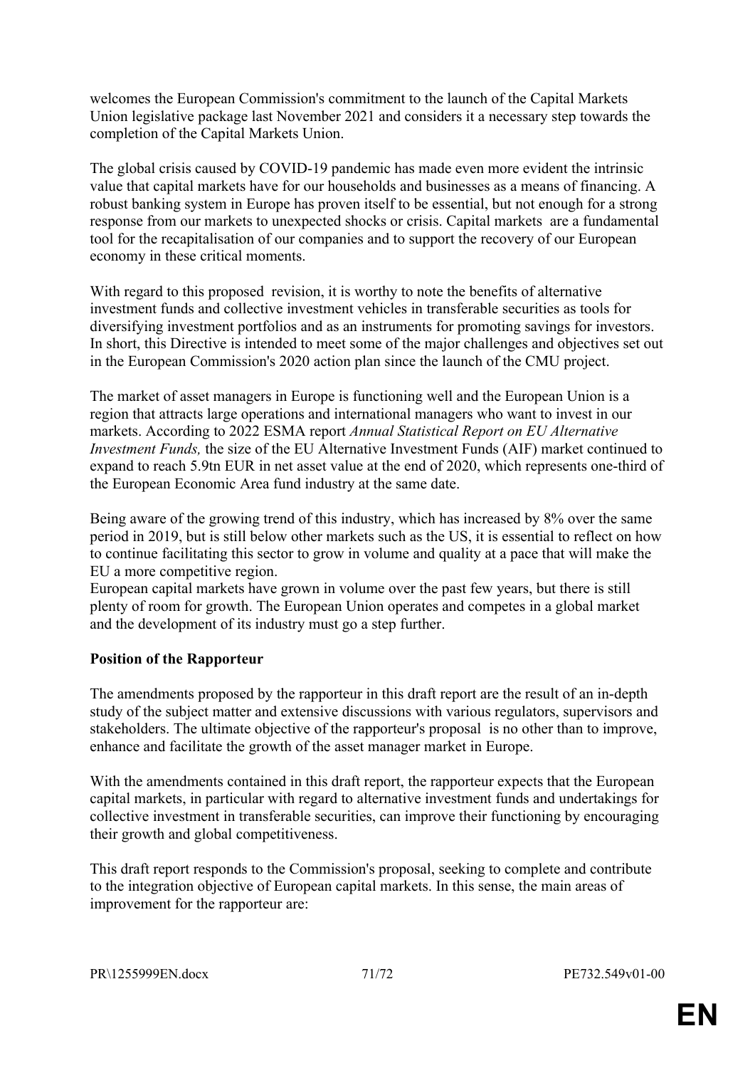welcomes the European Commission's commitment to the launch of the Capital Markets Union legislative package last November 2021 and considers it a necessary step towards the completion of the Capital Markets Union.

The global crisis caused by COVID-19 pandemic has made even more evident the intrinsic value that capital markets have for our households and businesses as a means of financing. A robust banking system in Europe has proven itself to be essential, but not enough for a strong response from our markets to unexpected shocks or crisis. Capital markets are a fundamental tool for the recapitalisation of our companies and to support the recovery of our European economy in these critical moments.

With regard to this proposed revision, it is worthy to note the benefits of alternative investment funds and collective investment vehicles in transferable securities as tools for diversifying investment portfolios and as an instruments for promoting savings for investors. In short, this Directive is intended to meet some of the major challenges and objectives set out in the European Commission's 2020 action plan since the launch of the CMU project.

The market of asset managers in Europe is functioning well and the European Union is a region that attracts large operations and international managers who want to invest in our markets. According to 2022 ESMA report *Annual Statistical Report on EU Alternative Investment Funds,* the size of the EU Alternative Investment Funds (AIF) market continued to expand to reach 5.9tn EUR in net asset value at the end of 2020, which represents one-third of the European Economic Area fund industry at the same date.

Being aware of the growing trend of this industry, which has increased by 8% over the same period in 2019, but is still below other markets such as the US, it is essential to reflect on how to continue facilitating this sector to grow in volume and quality at a pace that will make the EU a more competitive region.

European capital markets have grown in volume over the past few years, but there is still plenty of room for growth. The European Union operates and competes in a global market and the development of its industry must go a step further.

**Position of the Rapporteur**

The amendments proposed by the rapporteur in this draft report are the result of an in-depth study of the subject matter and extensive discussions with various regulators, supervisors and stakeholders. The ultimate objective of the rapporteur's proposal is no other than to improve, enhance and facilitate the growth of the asset manager market in Europe.

With the amendments contained in this draft report, the rapporteur expects that the European capital markets, in particular with regard to alternative investment funds and undertakings for collective investment in transferable securities, can improve their functioning by encouraging their growth and global competitiveness.

This draft report responds to the Commission's proposal, seeking to complete and contribute to the integration objective of European capital markets. In this sense, the main areas of improvement for the rapporteur are: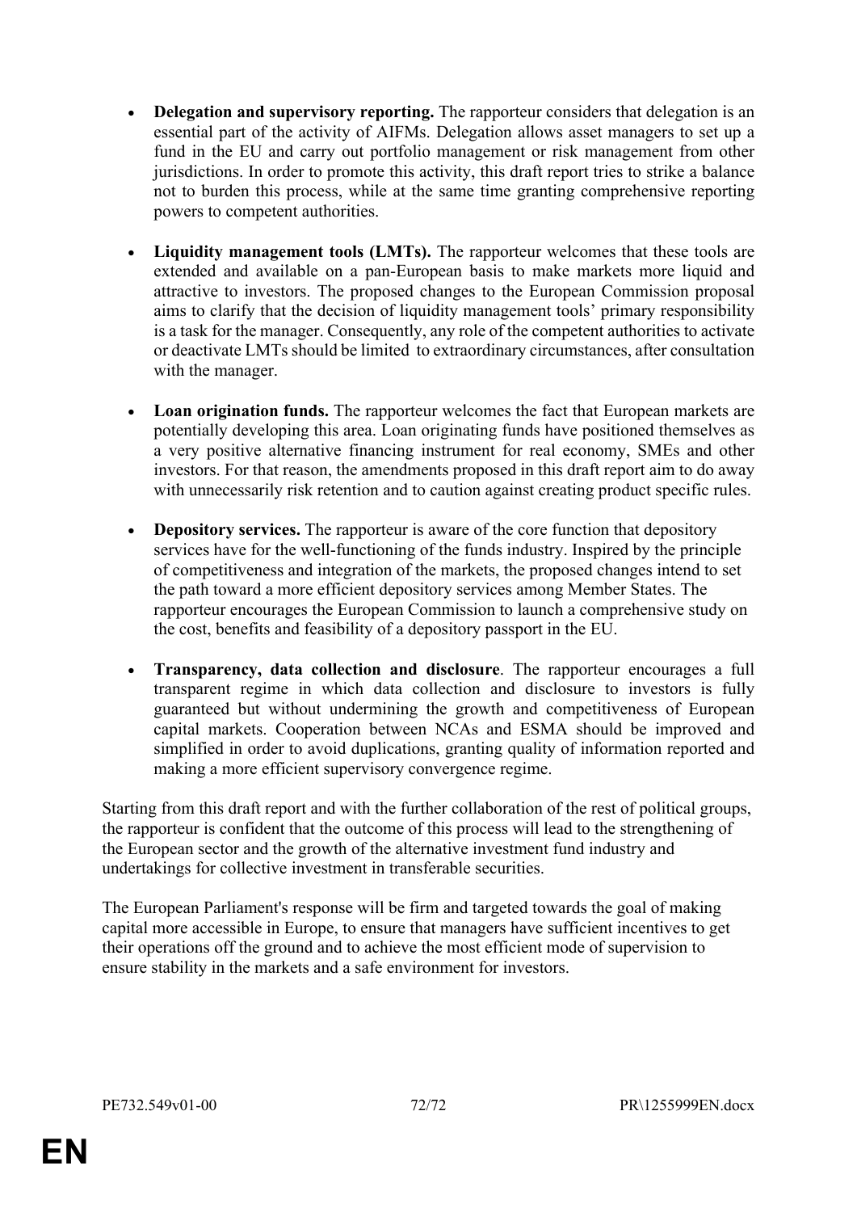- **Delegation and supervisory reporting.** The rapporteur considers that delegation is an essential part of the activity of AIFMs. Delegation allows asset managers to set up a fund in the EU and carry out portfolio management or risk management from other jurisdictions. In order to promote this activity, this draft report tries to strike a balance not to burden this process, while at the same time granting comprehensive reporting powers to competent authorities.

- **Liquidity management tools (LMTs).** The rapporteur welcomes that these tools are extended and available on a pan-European basis to make markets more liquid and attractive to investors. The proposed changes to the European Commission proposal aims to clarify that the decision of liquidity management tools' primary responsibility is a task for the manager. Consequently, any role of the competent authorities to activate or deactivate LMTs should be limited to extraordinary circumstances, after consultation with the manager.

- **Loan origination funds.** The rapporteur welcomes the fact that European markets are potentially developing this area. Loan originating funds have positioned themselves as a very positive alternative financing instrument for real economy, SMEs and other investors. For that reason, the amendments proposed in this draft report aim to do away with unnecessarily risk retention and to caution against creating product specific rules.

- **Depository services.** The rapporteur is aware of the core function that depository services have for the well-functioning of the funds industry. Inspired by the principle of competitiveness and integration of the markets, the proposed changes intend to set the path toward a more efficient depository services among Member States. The rapporteur encourages the European Commission to launch a comprehensive study on the cost, benefits and feasibility of a depository passport in the EU.

- **Transparency, data collection and disclosure**. The rapporteur encourages a full transparent regime in which data collection and disclosure to investors is fully guaranteed but without undermining the growth and competitiveness of European capital markets. Cooperation between NCAs and ESMA should be improved and simplified in order to avoid duplications, granting quality of information reported and making a more efficient supervisory convergence regime.

Starting from this draft report and with the further collaboration of the rest of political groups, the rapporteur is confident that the outcome of this process will lead to the strengthening of the European sector and the growth of the alternative investment fund industry and undertakings for collective investment in transferable securities.

The European Parliament's response will be firm and targeted towards the goal of making capital more accessible in Europe, to ensure that managers have sufficient incentives to get their operations off the ground and to achieve the most efficient mode of supervision to ensure stability in the markets and a safe environment for investors.